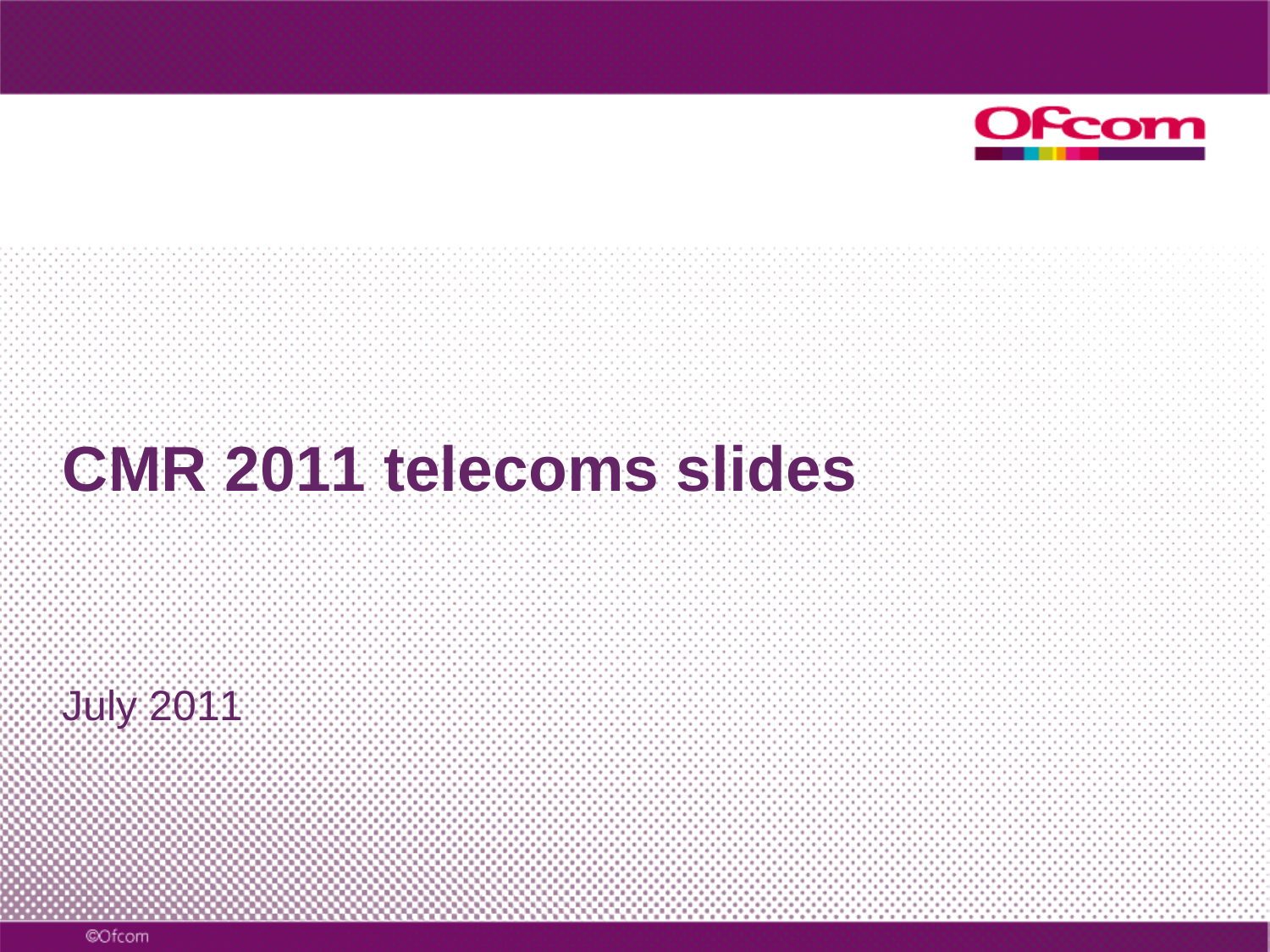# CMR 2011 telecoms slides

July 2011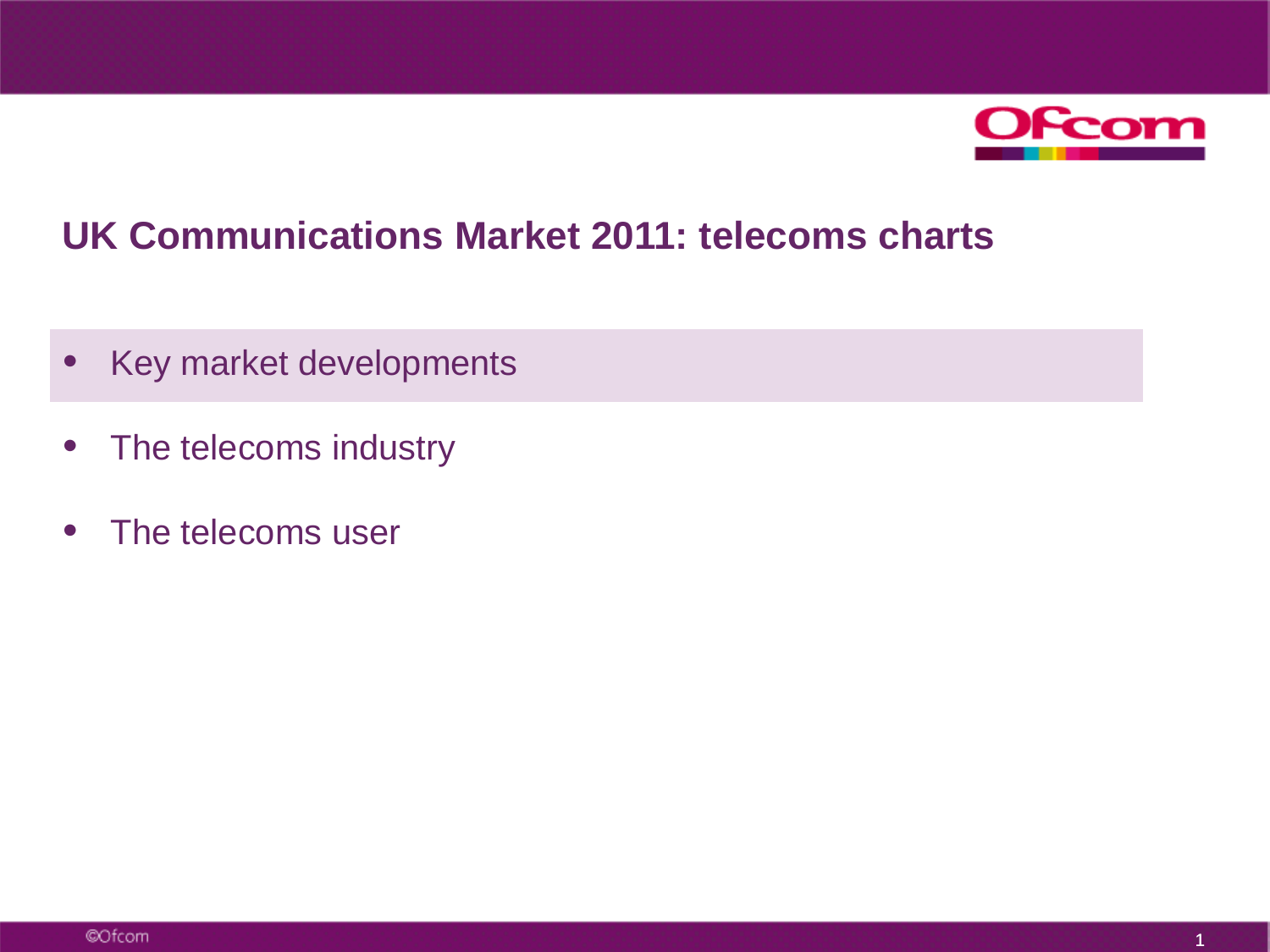# UK Communications Market 2011: telecoms charts

- Key market developments
- The telecoms industry
- The telecoms user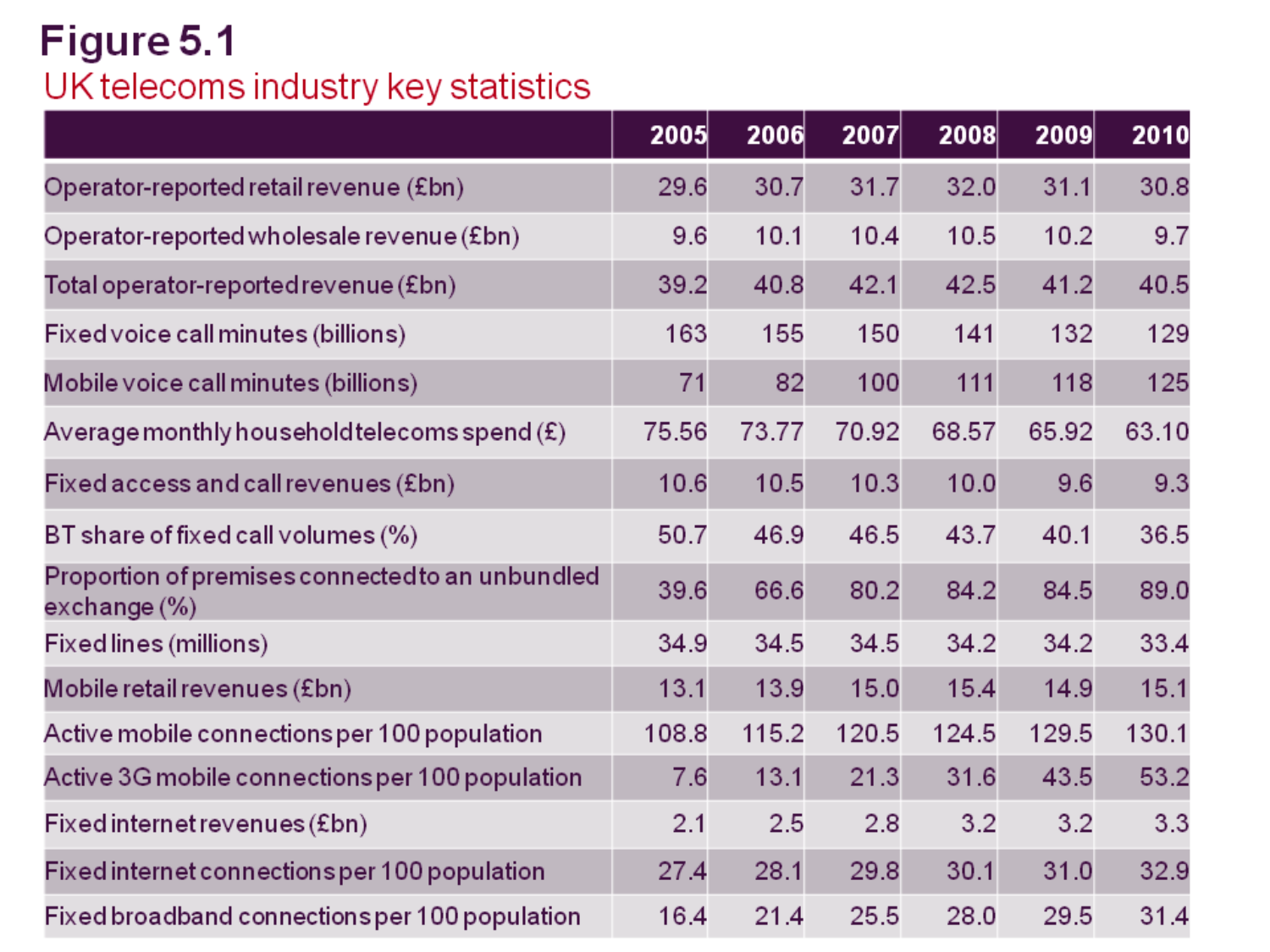# Figure 5.1

## UK telecoms industry key statistics

| | 2005 | 2006 | 2007 | 2008 | 2009 | 2010 |
|---|---|---|---|---|---|---|
| Operator-reported retail revenue (£bn) | 29.6 | 30.7 | 31.7 | 32.0 | 31.1 | 30.8 |
| Operator-reported wholesale revenue (£bn) | 9.6 | 10.1 | 10.4 | 10.5 | 10.2 | 9.7 |
| Total operator-reported revenue (£bn) | 39.2 | 40.8 | 42.1 | 42.5 | 41.2 | 40.5 |
| Fixed voice call minutes (billions) | 163 | 155 | 150 | 141 | 132 | 129 |
| Mobile voice call minutes (billions) | 71 | 82 | 100 | 111 | 118 | 125 |
| Average monthly household telecoms spend (£) | 75.56 | 73.77 | 70.92 | 68.57 | 65.92 | 63.10 |
| Fixed access and call revenues (£bn) | 10.6 | 10.5 | 10.3 | 10.0 | 9.6 | 9.3 |
| BT share of fixed call volumes (%) | 50.7 | 46.9 | 46.5 | 43.7 | 40.1 | 36.5 |
| Proportion of premises connected to an unbundled exchange (%) | 39.6 | 66.6 | 80.2 | 84.2 | 84.5 | 89.0 |
| Fixed lines (millions) | 34.9 | 34.5 | 34.5 | 34.2 | 34.2 | 33.4 |
| Mobile retail revenues (£bn) | 13.1 | 13.9 | 15.0 | 15.4 | 14.9 | 15.1 |
| Active mobile connections per 100 population | 108.8 | 115.2 | 120.5 | 124.5 | 129.5 | 130.1 |
| Active 3G mobile connections per 100 population | 7.6 | 13.1 | 21.3 | 31.6 | 43.5 | 53.2 |
| Fixed internet revenues (£bn) | 2.1 | 2.5 | 2.8 | 3.2 | 3.2 | 3.3 |
| Fixed internet connections per 100 population | 27.4 | 28.1 | 29.8 | 30.1 | 31.0 | 32.9 |
| Fixed broadband connections per 100 population | 16.4 | 21.4 | 25.5 | 28.0 | 29.5 | 31.4 |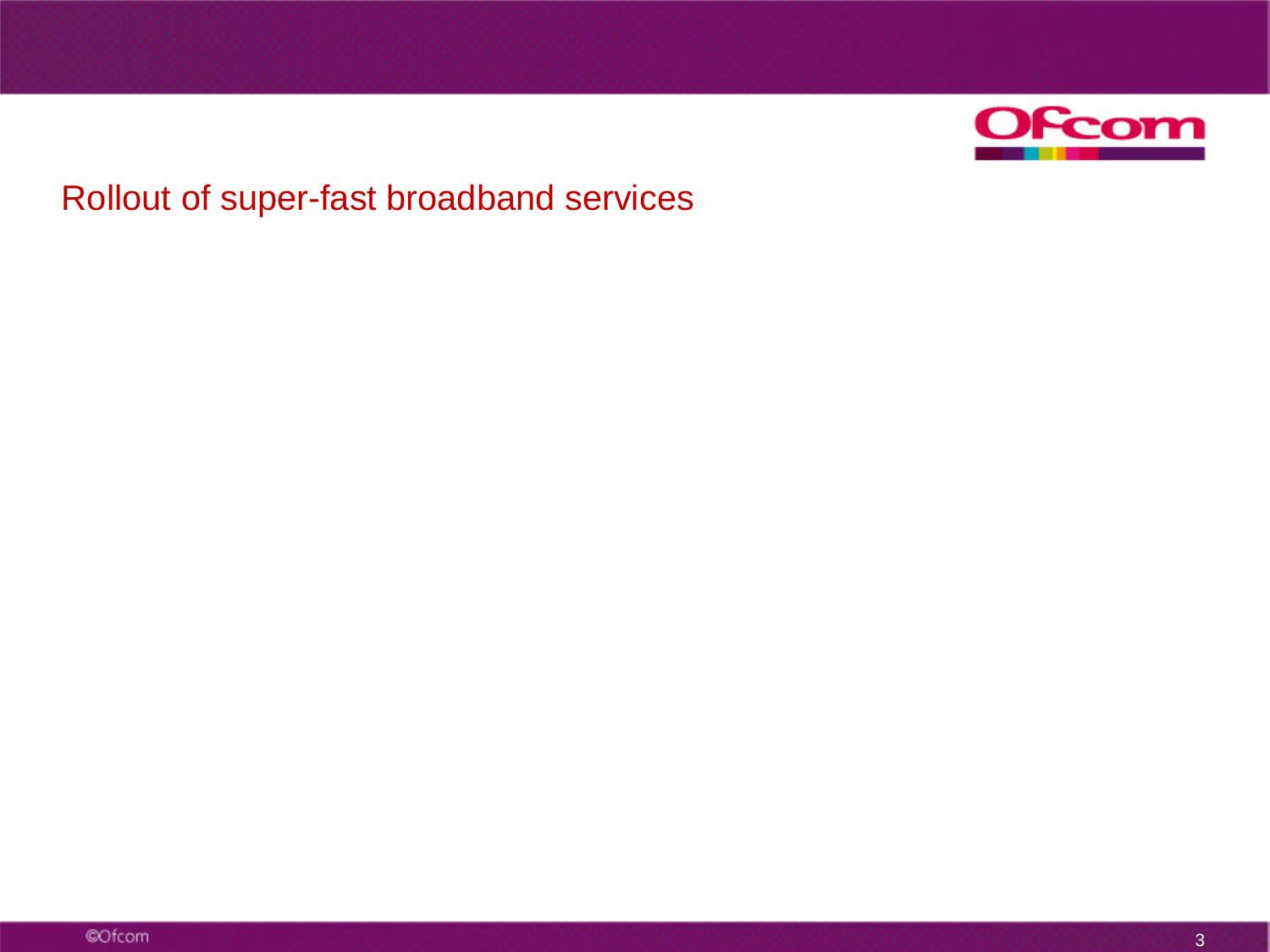# Rollout of super-fast broadband services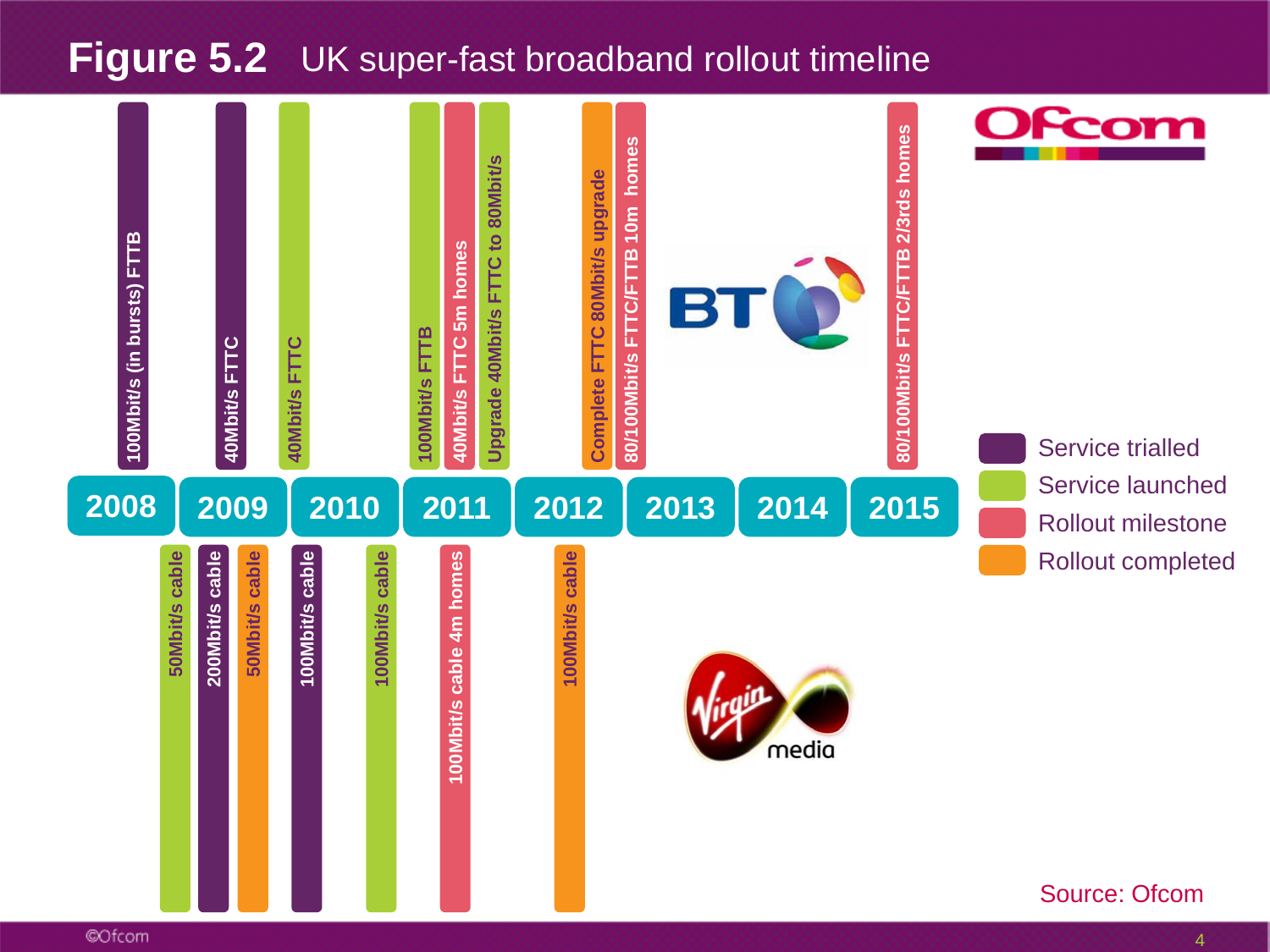## Figure 5.2 UK super-fast broadband rollout timeline

**BT**

| Year | Milestone | Type |
|---|---|---|
| 2008 | 100Mbit/s (in bursts) FTTB | Service trialled |
| 2009 | 40Mbit/s FTTC | Service trialled |
| 2010 | 40Mbit/s FTTC | Service launched |
| 2011 | 100Mbit/s FTTB | Service launched |
| 2011 | 40Mbit/s FTTC 5m homes | Rollout milestone |
| 2011 | Upgrade 40Mbit/s FTTC to 80Mbit/s | Service launched |
| 2012 | Complete FTTC 80Mbit/s upgrade | Rollout completed |
| 2012 | 80/100Mbit/s FTTC/FTTB 10m homes | Rollout milestone |
| 2015 | 80/100Mbit/s FTTC/FTTB 2/3rds homes | Rollout milestone |

**Virgin Media**

| Year | Milestone | Type |
|---|---|---|
| 2008 | 50Mbit/s cable | Service launched |
| 2009 | 200Mbit/s cable | Service trialled |
| 2009 | 50Mbit/s cable | Rollout completed |
| 2009 | 100Mbit/s cable | Service trialled |
| 2010 | 100Mbit/s cable | Service launched |
| 2011 | 100Mbit/s cable 4m homes | Rollout milestone |
| 2012 | 100Mbit/s cable | Rollout completed |

Source: Ofcom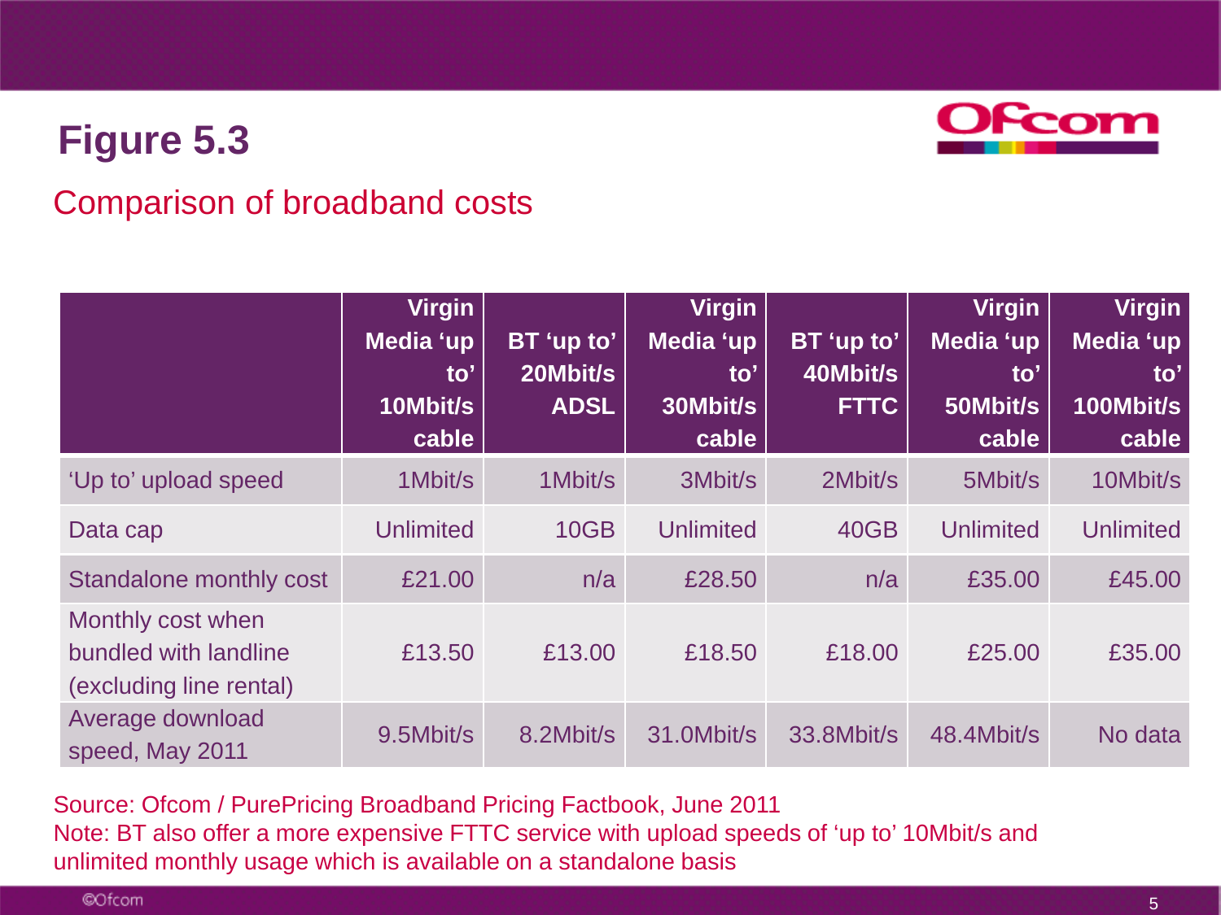# Figure 5.3

## Comparison of broadband costs

| | Virgin Media 'up to' 10Mbit/s cable | BT 'up to' 20Mbit/s ADSL | Virgin Media 'up to' 30Mbit/s cable | BT 'up to' 40Mbit/s FTTC | Virgin Media 'up to' 50Mbit/s cable | Virgin Media 'up to' 100Mbit/s cable |
|---|---|---|---|---|---|---|
| 'Up to' upload speed | 1Mbit/s | 1Mbit/s | 3Mbit/s | 2Mbit/s | 5Mbit/s | 10Mbit/s |
| Data cap | Unlimited | 10GB | Unlimited | 40GB | Unlimited | Unlimited |
| Standalone monthly cost | £21.00 | n/a | £28.50 | n/a | £35.00 | £45.00 |
| Monthly cost when bundled with landline (excluding line rental) | £13.50 | £13.00 | £18.50 | £18.00 | £25.00 | £35.00 |
| Average download speed, May 2011 | 9.5Mbit/s | 8.2Mbit/s | 31.0Mbit/s | 33.8Mbit/s | 48.4Mbit/s | No data |

Source: Ofcom / PurePricing Broadband Pricing Factbook, June 2011
Note: BT also offer a more expensive FTTC service with upload speeds of 'up to' 10Mbit/s and unlimited monthly usage which is available on a standalone basis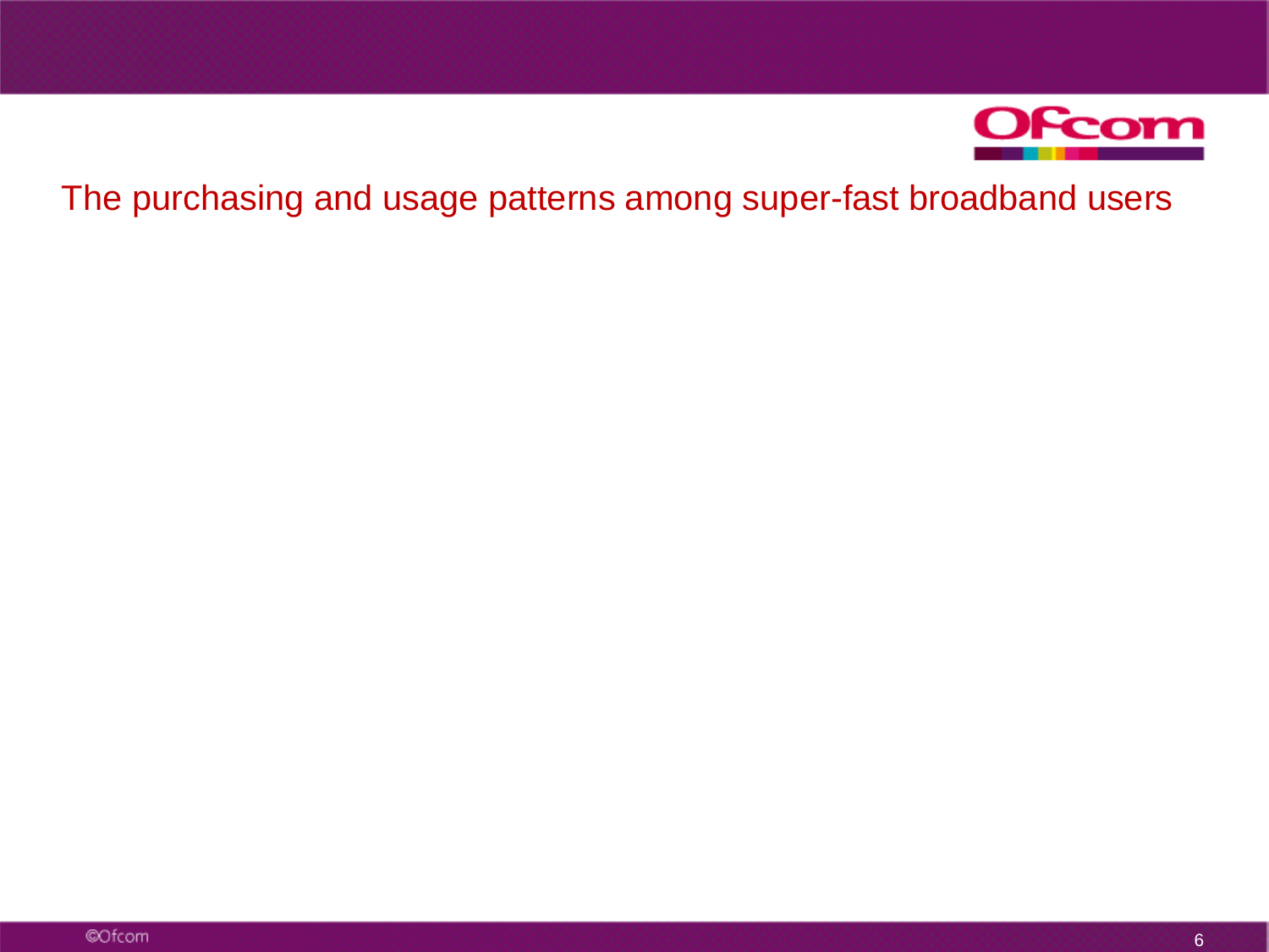# The purchasing and usage patterns among super-fast broadband users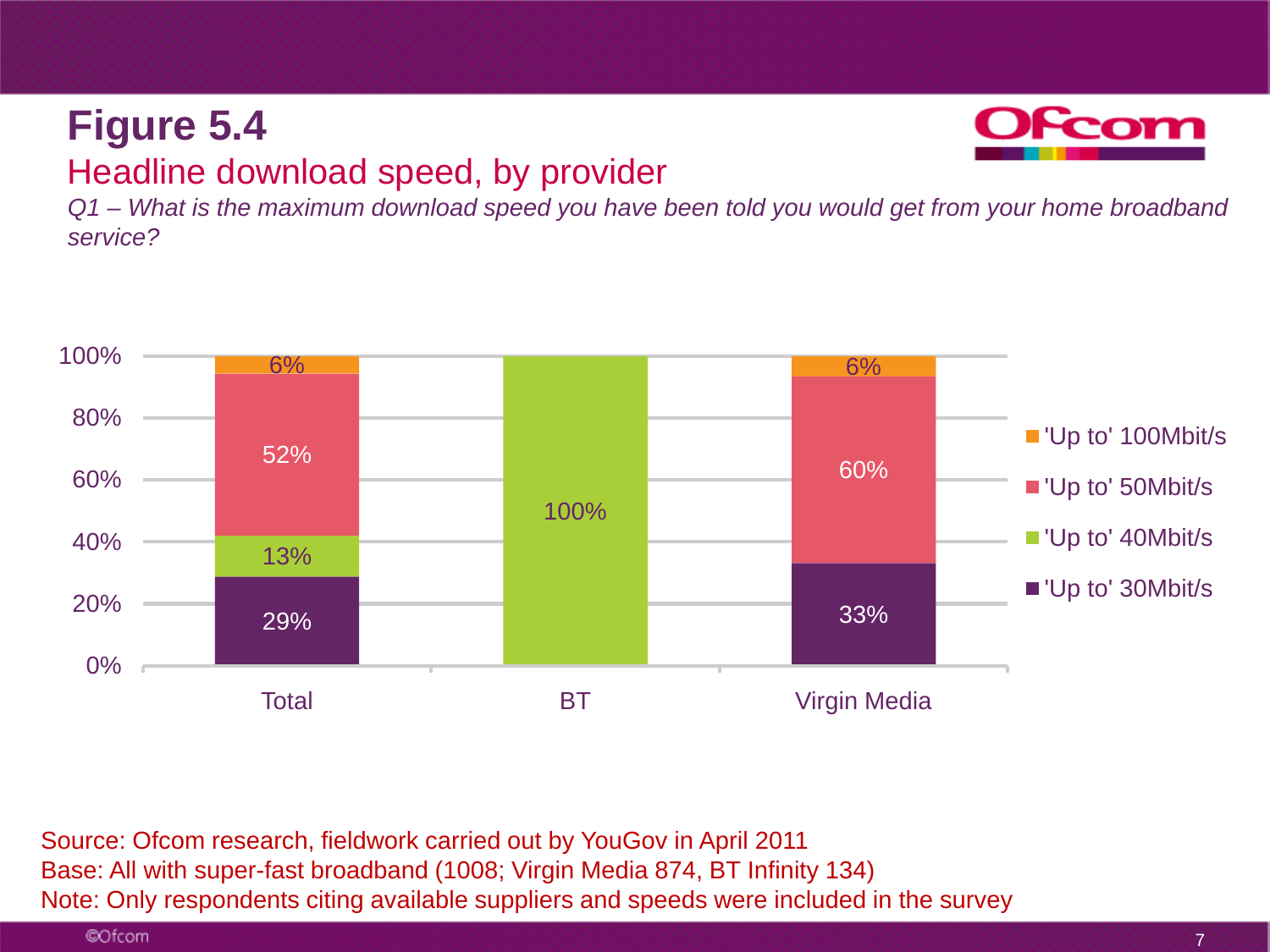# Figure 5.4

## Headline download speed, by provider

*Q1 – What is the maximum download speed you have been told you would get from your home broadband service?*

| | Total | BT | Virgin Media |
|---|---|---|---|
| 'Up to' 100Mbit/s | 6% | | 6% |
| 'Up to' 50Mbit/s | 52% | | 60% |
| 'Up to' 40Mbit/s | 13% | 100% | |
| 'Up to' 30Mbit/s | 29% | | 33% |

Source: Ofcom research, fieldwork carried out by YouGov in April 2011
Base: All with super-fast broadband (1008; Virgin Media 874, BT Infinity 134)
Note: Only respondents citing available suppliers and speeds were included in the survey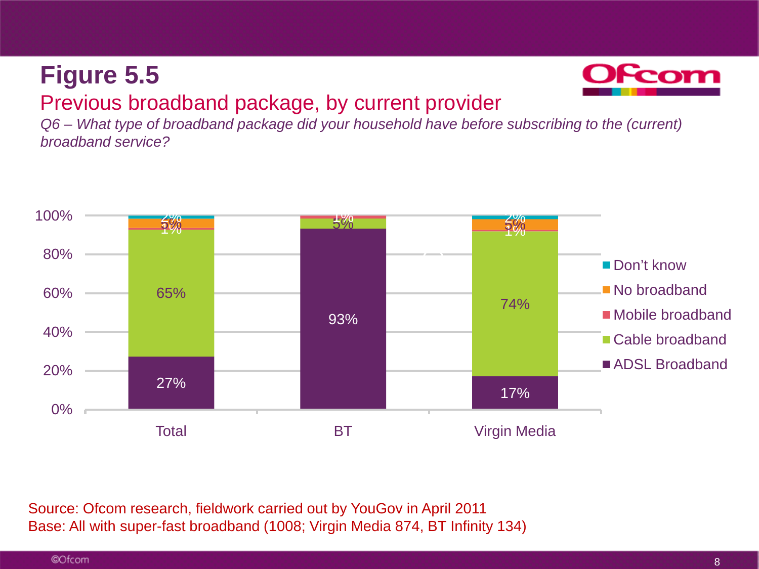# Figure 5.5

## Previous broadband package, by current provider

*Q6 – What type of broadband package did your household have before subscribing to the (current) broadband service?*

| | Total | BT | Virgin Media |
|---|---|---|---|
| Don't know | 2% | | 2% |
| No broadband | 5% | | 5% |
| Mobile broadband | 1% | 1% | 1% |
| Cable broadband | 65% | 5% | 74% |
| ADSL Broadband | 27% | 93% | 17% |

Source: Ofcom research, fieldwork carried out by YouGov in April 2011

Base: All with super-fast broadband (1008; Virgin Media 874, BT Infinity 134)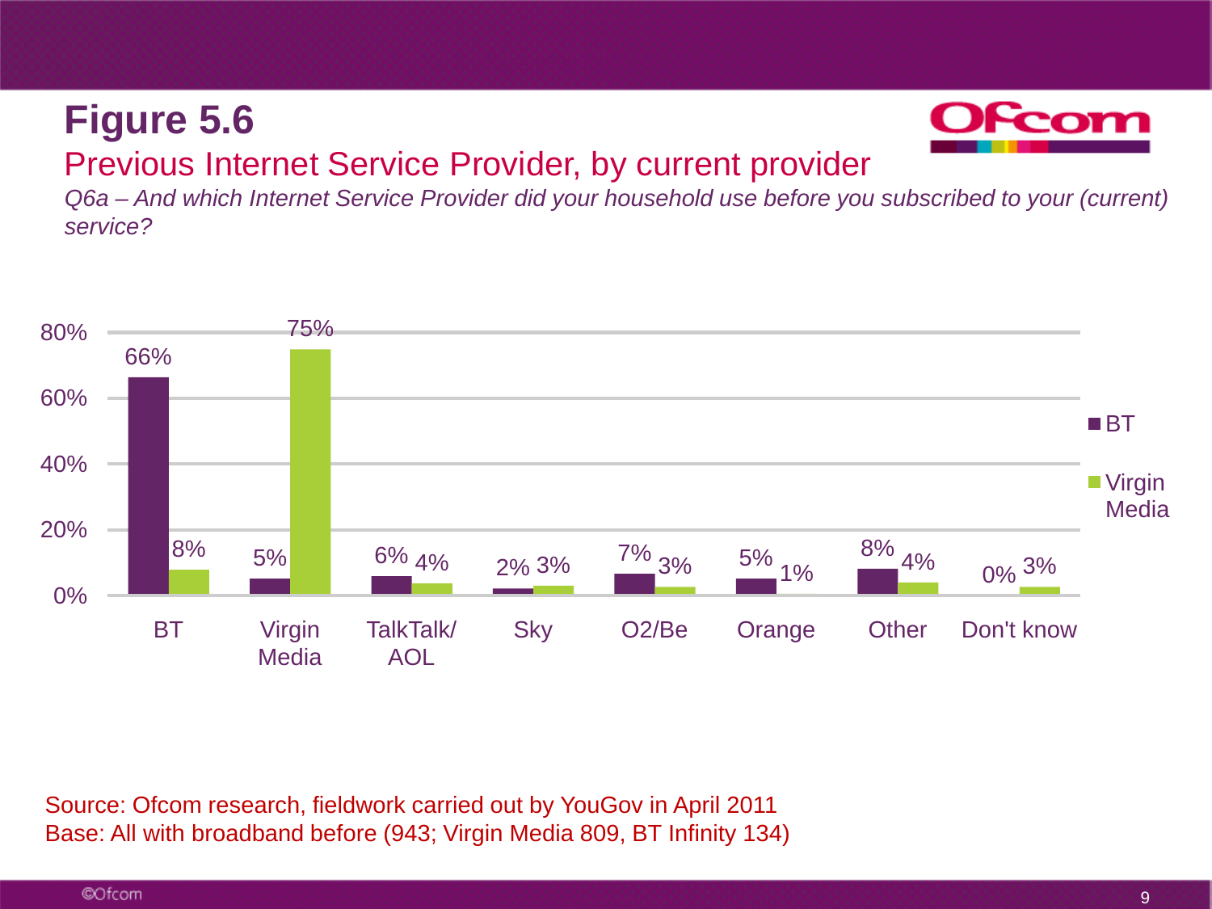# Figure 5.6

## Previous Internet Service Provider, by current provider

*Q6a – And which Internet Service Provider did your household use before you subscribed to your (current) service?*

| | BT | Virgin Media |
|---|---|---|
| BT | 66% | 8% |
| Virgin Media | 5% | 75% |
| TalkTalk/ AOL | 6% | 4% |
| Sky | 2% | 3% |
| O2/Be | 7% | 3% |
| Orange | 5% | 1% |
| Other | 8% | 4% |
| Don't know | 0% | 3% |

Source: Ofcom research, fieldwork carried out by YouGov in April 2011
Base: All with broadband before (943; Virgin Media 809, BT Infinity 134)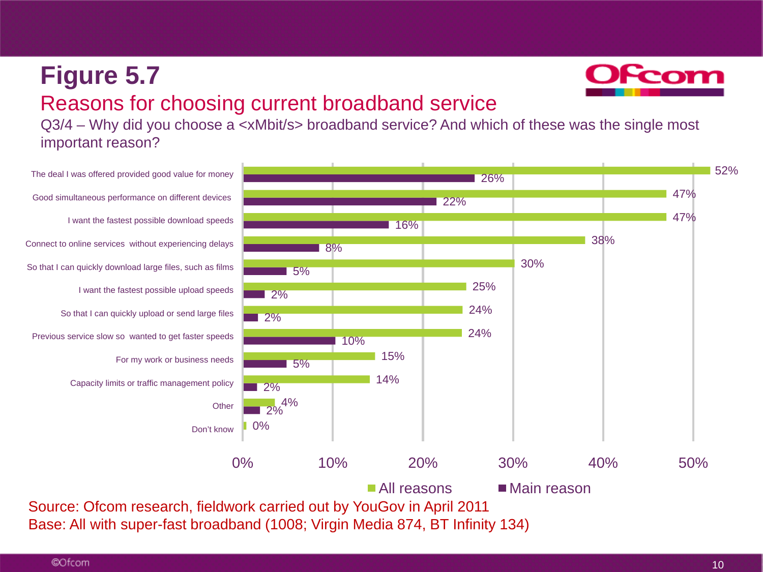# Figure 5.7

## Reasons for choosing current broadband service

Q3/4 – Why did you choose a <xMbit/s> broadband service? And which of these was the single most important reason?

| Reason | All reasons | Main reason |
|---|---|---|
| The deal I was offered provided good value for money | 52% | 26% |
| Good simultaneous performance on different devices | 47% | 22% |
| I want the fastest possible download speeds | 47% | 16% |
| Connect to online services without experiencing delays | 38% | 8% |
| So that I can quickly download large files, such as films | 30% | 5% |
| I want the fastest possible upload speeds | 25% | 2% |
| So that I can quickly upload or send large files | 24% | 2% |
| Previous service slow so wanted to get faster speeds | 24% | 10% |
| For my work or business needs | 15% | 5% |
| Capacity limits or traffic management policy | 14% | 2% |
| Other | 4% | 2% |
| Don't know | 0% | |

Source: Ofcom research, fieldwork carried out by YouGov in April 2011

Base: All with super-fast broadband (1008; Virgin Media 874, BT Infinity 134)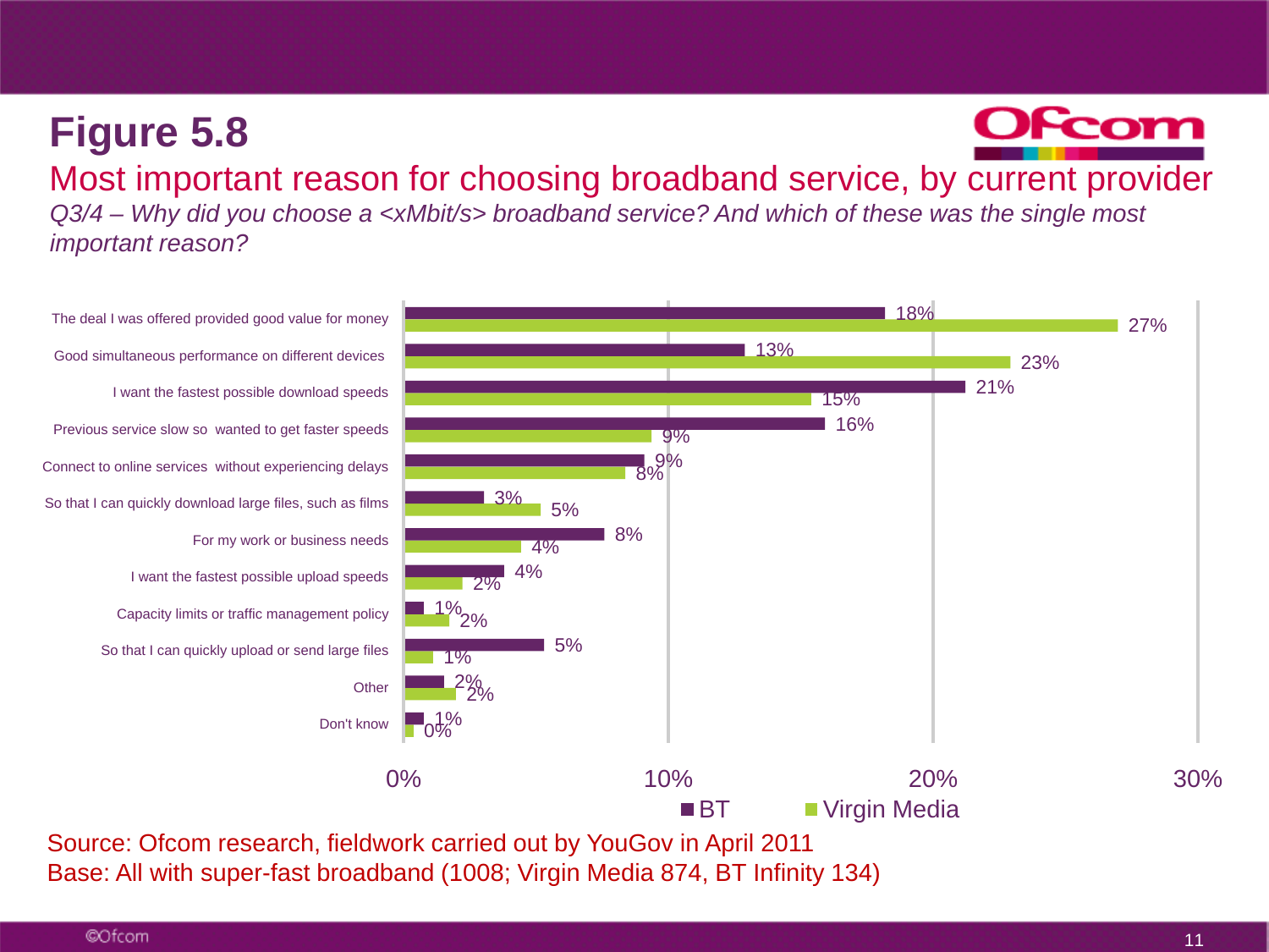# Figure 5.8

## Most important reason for choosing broadband service, by current provider

*Q3/4 – Why did you choose a <xMbit/s> broadband service? And which of these was the single most important reason?*

| Reason | BT | Virgin Media |
|---|---|---|
| The deal I was offered provided good value for money | 18% | 27% |
| Good simultaneous performance on different devices | 13% | 23% |
| I want the fastest possible download speeds | 21% | 15% |
| Previous service slow so wanted to get faster speeds | 16% | 9% |
| Connect to online services without experiencing delays | 9% | 8% |
| So that I can quickly download large files, such as films | 3% | 5% |
| For my work or business needs | 8% | 4% |
| I want the fastest possible upload speeds | 4% | 2% |
| Capacity limits or traffic management policy | 1% | 2% |
| So that I can quickly upload or send large files | 5% | 1% |
| Other | 2% | 2% |
| Don't know | 1% | 0% |

Source: Ofcom research, fieldwork carried out by YouGov in April 2011
Base: All with super-fast broadband (1008; Virgin Media 874, BT Infinity 134)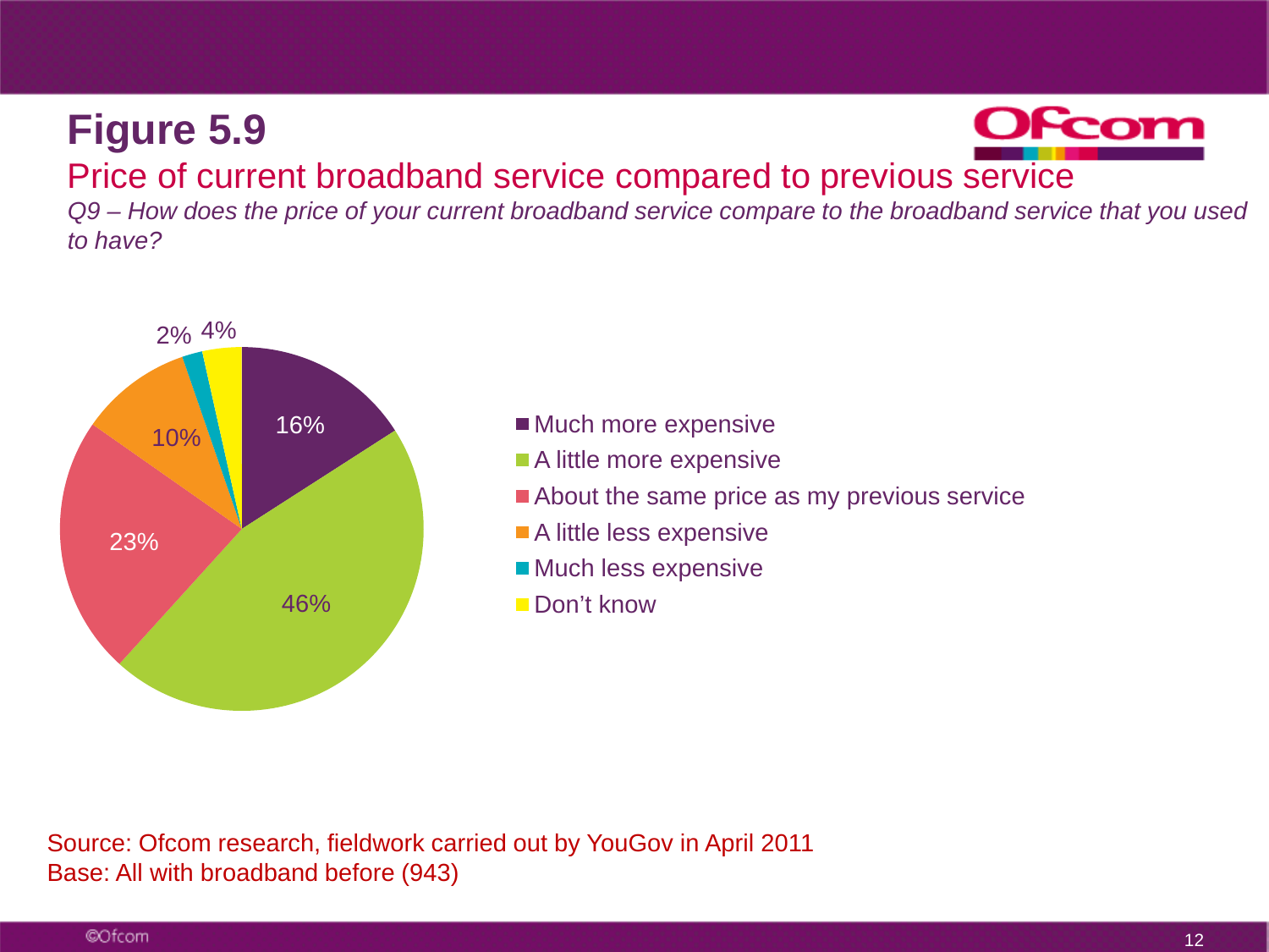# Figure 5.9

## Price of current broadband service compared to previous service

*Q9 – How does the price of your current broadband service compare to the broadband service that you used to have?*

| Response | % |
|---|---|
| Much more expensive | 16% |
| A little more expensive | 46% |
| About the same price as my previous service | 23% |
| A little less expensive | 10% |
| Much less expensive | 2% |
| Don't know | 4% |

Source: Ofcom research, fieldwork carried out by YouGov in April 2011
Base: All with broadband before (943)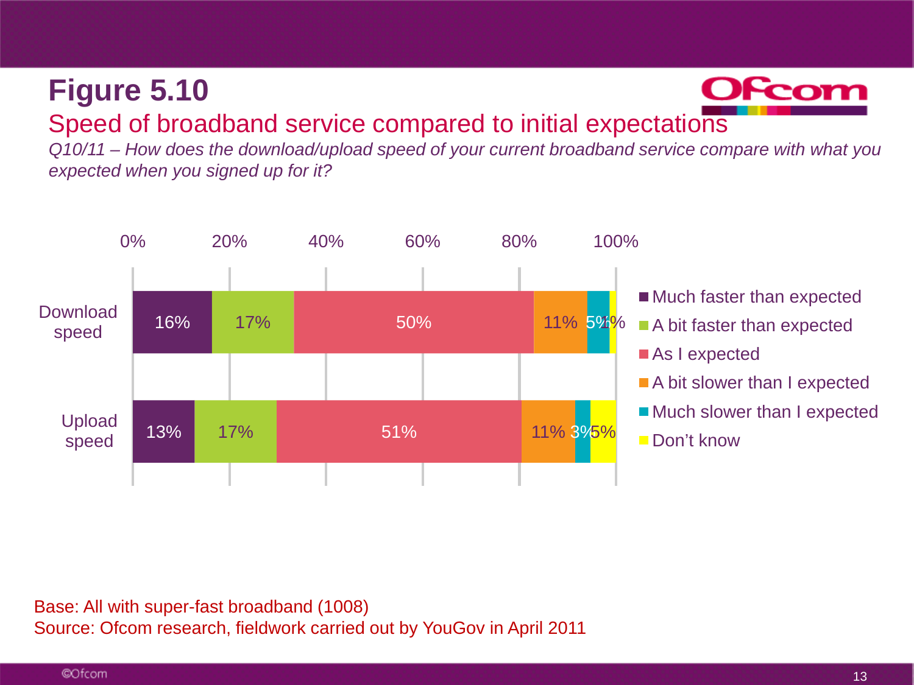# Figure 5.10

## Speed of broadband service compared to initial expectations

*Q10/11 – How does the download/upload speed of your current broadband service compare with what you expected when you signed up for it?*

| | Much faster than expected | A bit faster than expected | As I expected | A bit slower than I expected | Much slower than I expected | Don't know |
|---|---|---|---|---|---|---|
| Download speed | 16% | 17% | 50% | 11% | 5% | 1% |
| Upload speed | 13% | 17% | 51% | 11% | 3% | 5% |

Base: All with super-fast broadband (1008)
Source: Ofcom research, fieldwork carried out by YouGov in April 2011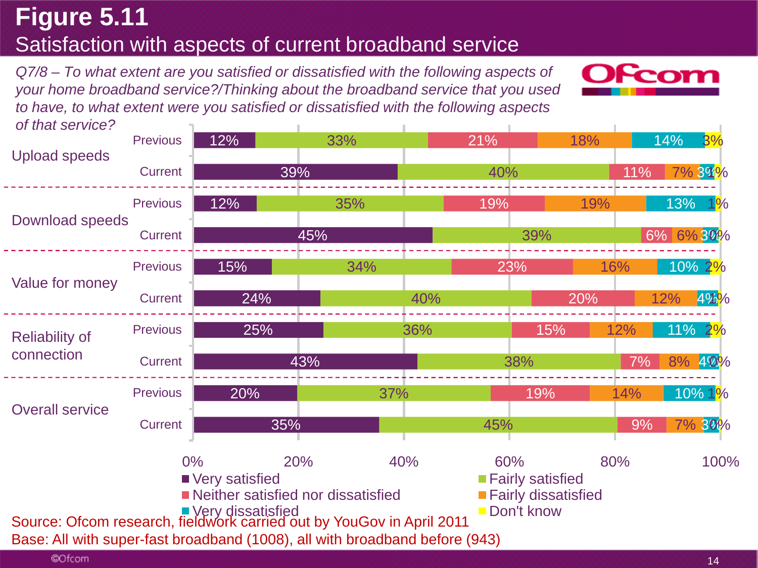# Figure 5.11

## Satisfaction with aspects of current broadband service

*Q7/8 – To what extent are you satisfied or dissatisfied with the following aspects of your home broadband service?/Thinking about the broadband service that you used to have, to what extent were you satisfied or dissatisfied with the following aspects of that service?*

| Aspect | | Very satisfied | Fairly satisfied | Neither satisfied nor dissatisfied | Fairly dissatisfied | Very dissatisfied | Don't know |
|---|---|---|---|---|---|---|---|
| Upload speeds | Previous | 12% | 33% | 21% | 18% | 14% | 3% |
| | Current | 39% | 40% | 11% | 7% | 3% | 1% |
| Download speeds | Previous | 12% | 35% | 19% | 19% | 13% | 1% |
| | Current | 45% | 39% | 6% | 6% | 3% | 0% |
| Value for money | Previous | 15% | 34% | 23% | 16% | 10% | 2% |
| | Current | 24% | 40% | 20% | 12% | 4% | 1% |
| Reliability of connection | Previous | 25% | 36% | 15% | 12% | 11% | 2% |
| | Current | 43% | 38% | 7% | 8% | 4% | 0% |
| Overall service | Previous | 20% | 37% | 19% | 14% | 10% | 1% |
| | Current | 35% | 45% | 9% | 7% | 3% | 0% |

Source: Ofcom research, fieldwork carried out by YouGov in April 2011
Base: All with super-fast broadband (1008), all with broadband before (943)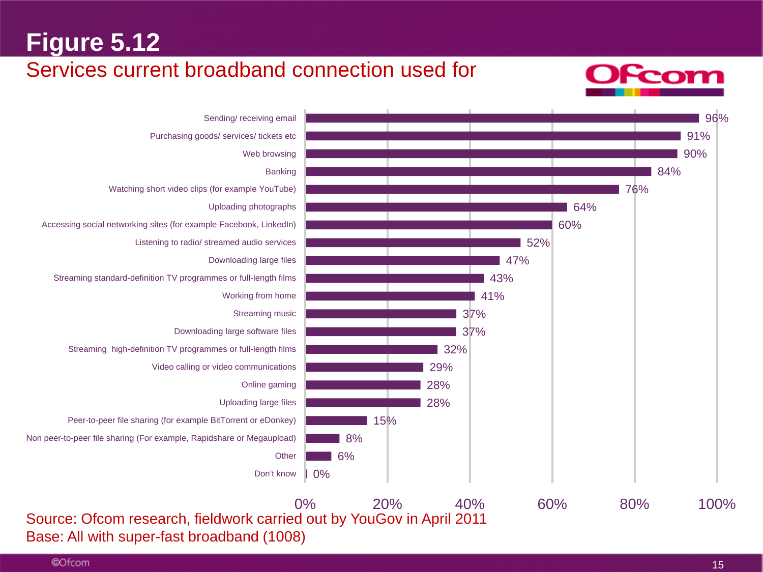# Figure 5.12

## Services current broadband connection used for

| Service | % |
|---|---|
| Sending/ receiving email | 96% |
| Purchasing goods/ services/ tickets etc | 91% |
| Web browsing | 90% |
| Banking | 84% |
| Watching short video clips (for example YouTube) | 76% |
| Uploading photographs | 64% |
| Accessing social networking sites (for example Facebook, LinkedIn) | 60% |
| Listening to radio/ streamed audio services | 52% |
| Downloading large files | 47% |
| Streaming standard-definition TV programmes or full-length films | 43% |
| Working from home | 41% |
| Streaming music | 37% |
| Downloading large software files | 37% |
| Streaming high-definition TV programmes or full-length films | 32% |
| Video calling or video communications | 29% |
| Online gaming | 28% |
| Uploading large files | 28% |
| Peer-to-peer file sharing (for example BitTorrent or eDonkey) | 15% |
| Non peer-to-peer file sharing (For example, Rapidshare or Megaupload) | 8% |
| Other | 6% |
| Don't know | 0% |

Source: Ofcom research, fieldwork carried out by YouGov in April 2011
Base: All with super-fast broadband (1008)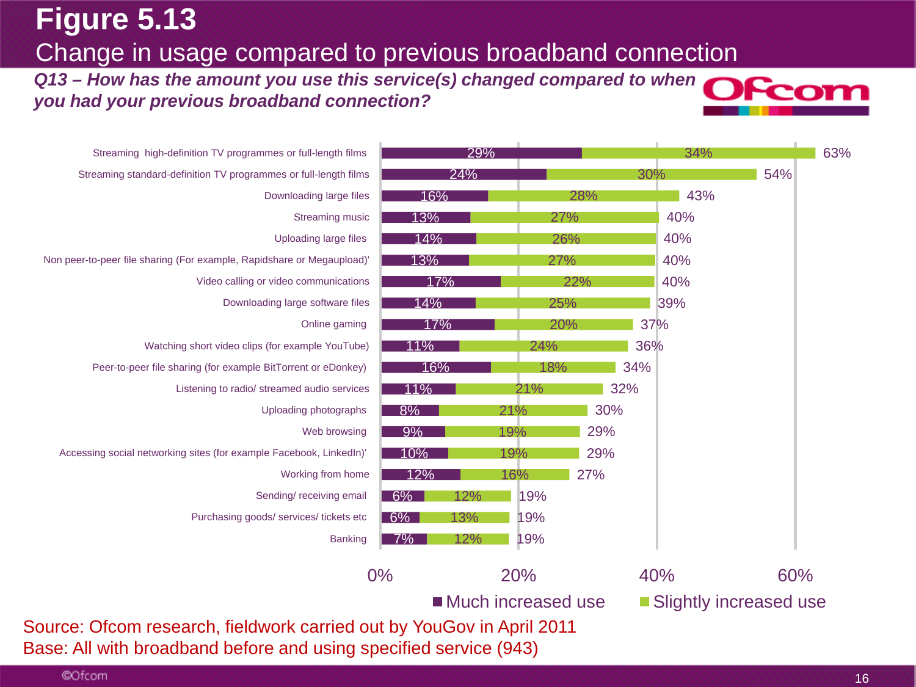# Figure 5.13

## Change in usage compared to previous broadband connection

***Q13 – How has the amount you use this service(s) changed compared to when you had your previous broadband connection?***

| Service | Much increased use | Slightly increased use | Total |
|---|---|---|---|
| Streaming high-definition TV programmes or full-length films | 29% | 34% | 63% |
| Streaming standard-definition TV programmes or full-length films | 24% | 30% | 54% |
| Downloading large files | 16% | 28% | 43% |
| Streaming music | 13% | 27% | 40% |
| Uploading large files | 14% | 26% | 40% |
| Non peer-to-peer file sharing (For example, Rapidshare or Megaupload)' | 13% | 27% | 40% |
| Video calling or video communications | 17% | 22% | 40% |
| Downloading large software files | 14% | 25% | 39% |
| Online gaming | 17% | 20% | 37% |
| Watching short video clips (for example YouTube) | 11% | 24% | 36% |
| Peer-to-peer file sharing (for example BitTorrent or eDonkey) | 16% | 18% | 34% |
| Listening to radio/ streamed audio services | 11% | 21% | 32% |
| Uploading photographs | 8% | 21% | 30% |
| Web browsing | 9% | 19% | 29% |
| Accessing social networking sites (for example Facebook, LinkedIn)' | 10% | 19% | 29% |
| Working from home | 12% | 16% | 27% |
| Sending/ receiving email | 6% | 12% | 19% |
| Purchasing goods/ services/ tickets etc | 6% | 13% | 19% |
| Banking | 7% | 12% | 19% |

Source: Ofcom research, fieldwork carried out by YouGov in April 2011

Base: All with broadband before and using specified service (943)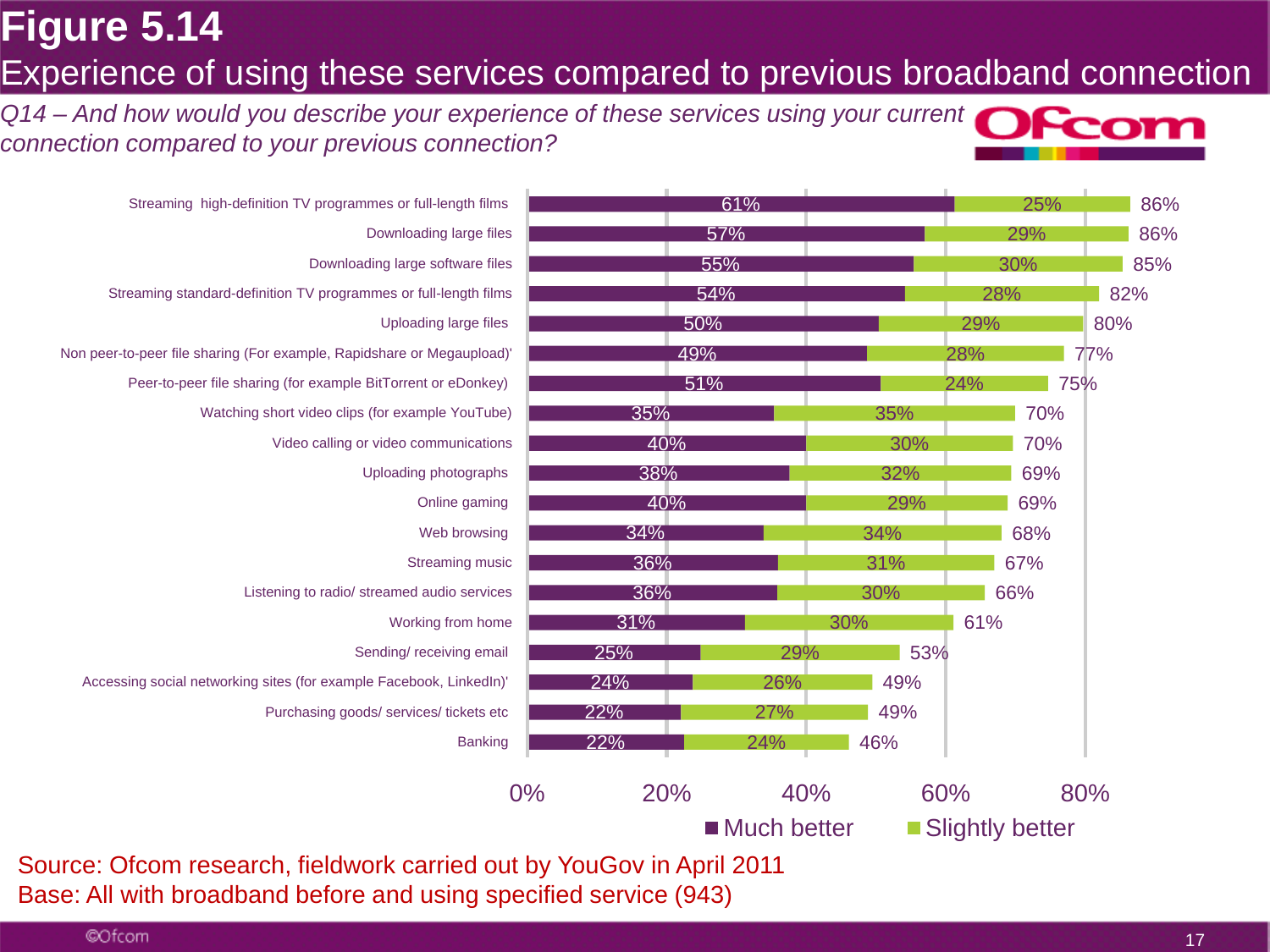# Figure 5.14

## Experience of using these services compared to previous broadband connection

*Q14 – And how would you describe your experience of these services using your current connection compared to your previous connection?*

| Service | Much better | Slightly better | Total |
|---|---|---|---|
| Streaming high-definition TV programmes or full-length films | 61% | 25% | 86% |
| Downloading large files | 57% | 29% | 86% |
| Downloading large software files | 55% | 30% | 85% |
| Streaming standard-definition TV programmes or full-length films | 54% | 28% | 82% |
| Uploading large files | 50% | 29% | 80% |
| Non peer-to-peer file sharing (For example, Rapidshare or Megaupload)' | 49% | 28% | 77% |
| Peer-to-peer file sharing (for example BitTorrent or eDonkey) | 51% | 24% | 75% |
| Watching short video clips (for example YouTube) | 35% | 35% | 70% |
| Video calling or video communications | 40% | 30% | 70% |
| Uploading photographs | 38% | 32% | 69% |
| Online gaming | 40% | 29% | 69% |
| Web browsing | 34% | 34% | 68% |
| Streaming music | 36% | 31% | 67% |
| Listening to radio/ streamed audio services | 36% | 30% | 66% |
| Working from home | 31% | 30% | 61% |
| Sending/ receiving email | 25% | 29% | 53% |
| Accessing social networking sites (for example Facebook, LinkedIn)' | 24% | 26% | 49% |
| Purchasing goods/ services/ tickets etc | 22% | 27% | 49% |
| Banking | 22% | 24% | 46% |

Source: Ofcom research, fieldwork carried out by YouGov in April 2011
Base: All with broadband before and using specified service (943)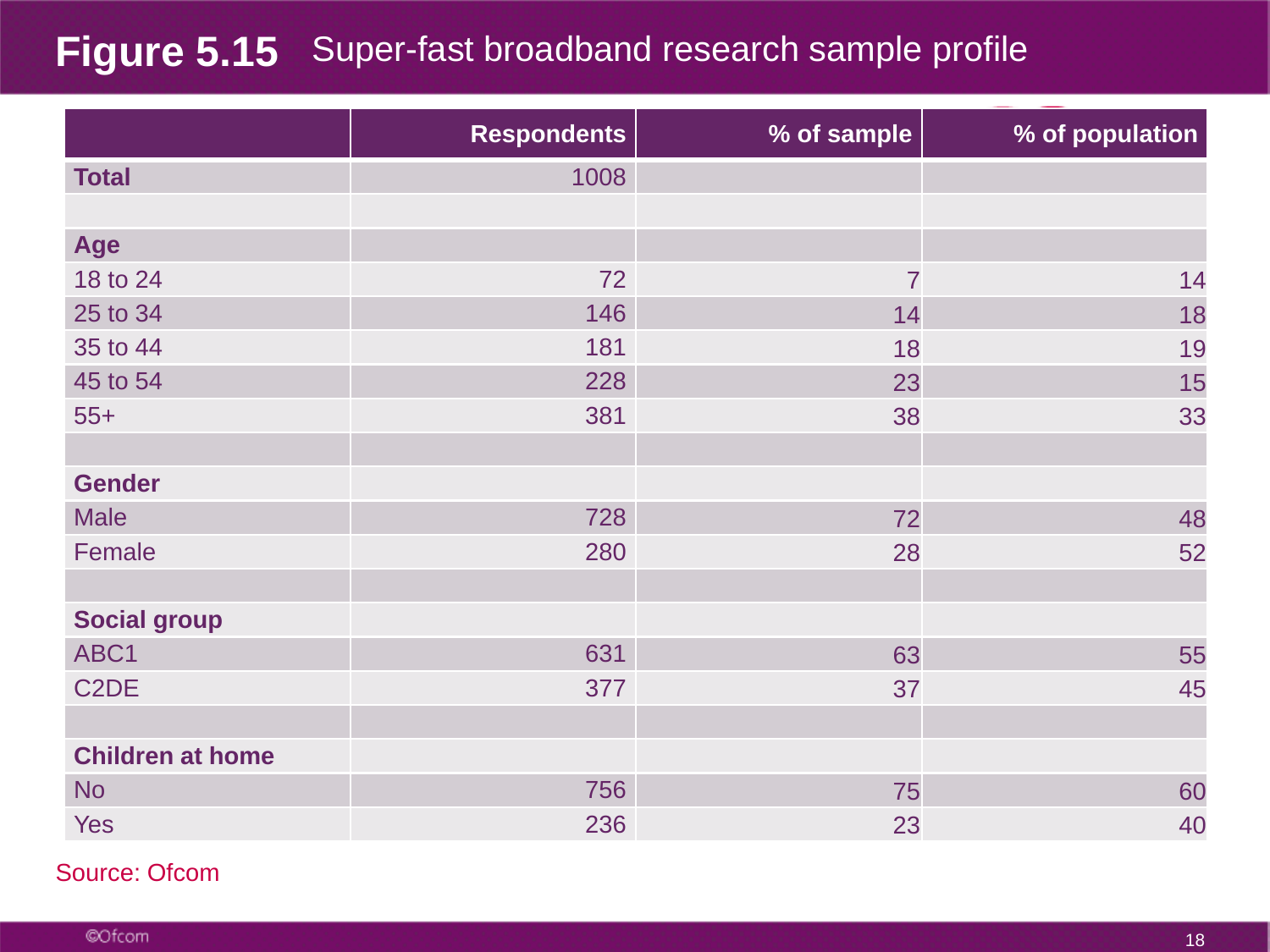## Figure 5.15 Super-fast broadband research sample profile

| | Respondents | % of sample | % of population |
|---|---|---|---|
| **Total** | 1008 | | |
| | | | |
| **Age** | | | |
| 18 to 24 | 72 | 7 | 14 |
| 25 to 34 | 146 | 14 | 18 |
| 35 to 44 | 181 | 18 | 19 |
| 45 to 54 | 228 | 23 | 15 |
| 55+ | 381 | 38 | 33 |
| | | | |
| **Gender** | | | |
| Male | 728 | 72 | 48 |
| Female | 280 | 28 | 52 |
| | | | |
| **Social group** | | | |
| ABC1 | 631 | 63 | 55 |
| C2DE | 377 | 37 | 45 |
| | | | |
| **Children at home** | | | |
| No | 756 | 75 | 60 |
| Yes | 236 | 23 | 40 |

Source: Ofcom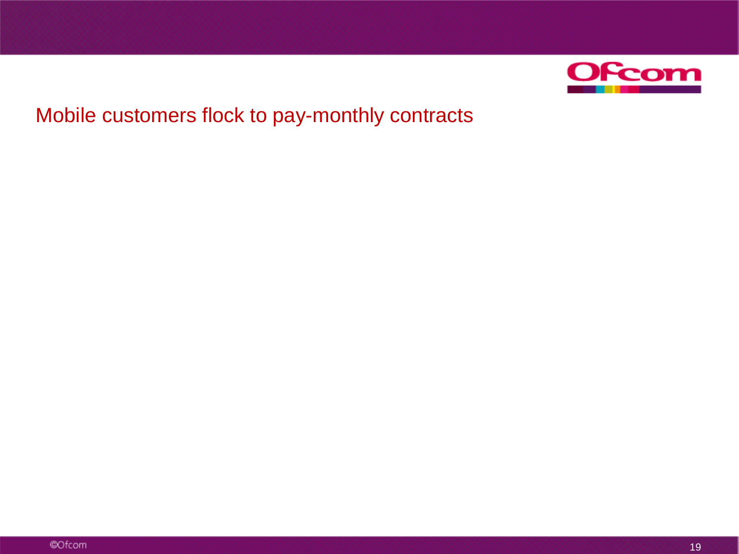# Mobile customers flock to pay-monthly contracts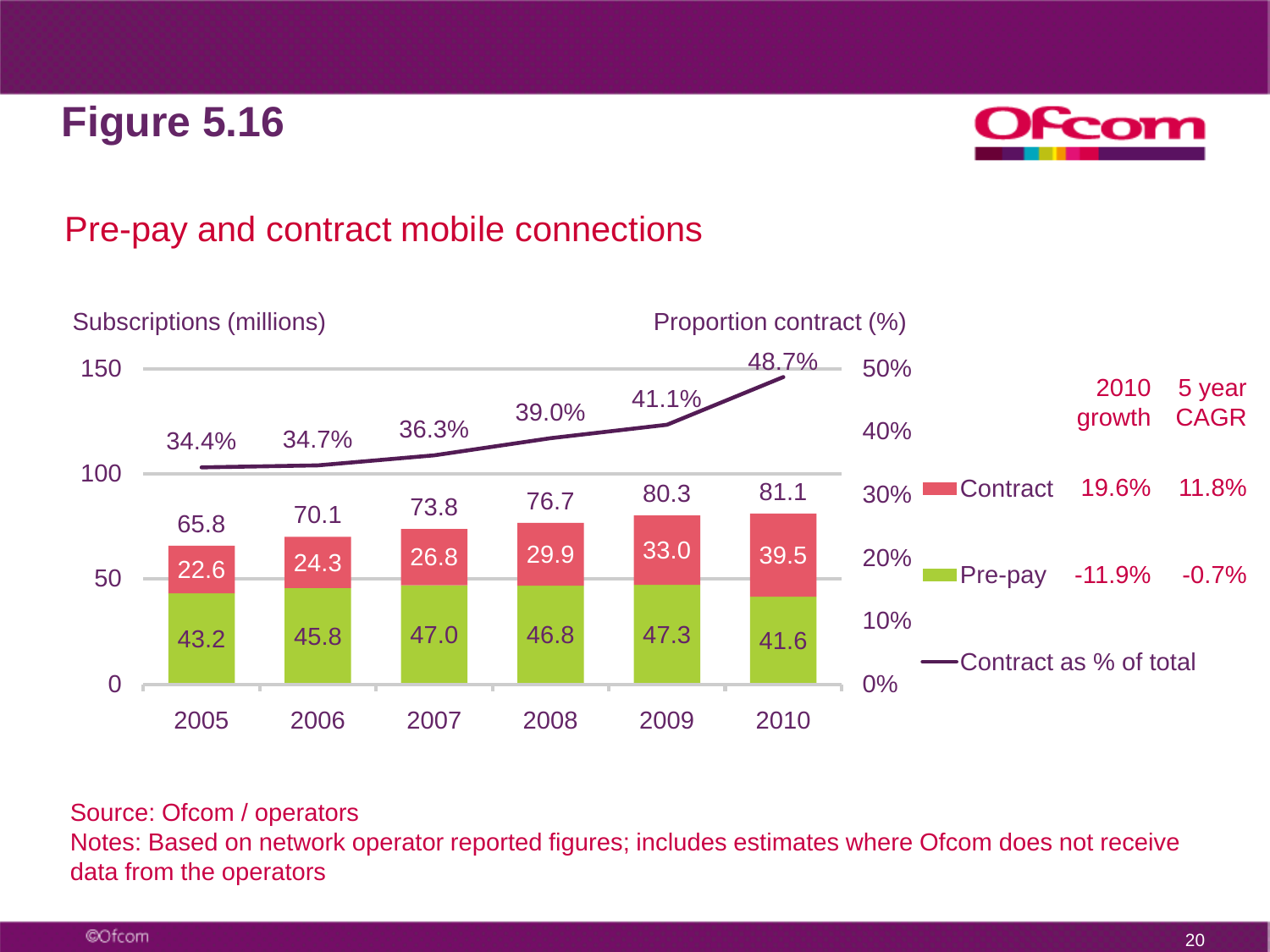# Figure 5.16

## Pre-pay and contract mobile connections

| | 2005 | 2006 | 2007 | 2008 | 2009 | 2010 |
|---|---|---|---|---|---|---|
| Contract (millions) | 22.6 | 24.3 | 26.8 | 29.9 | 33.0 | 39.5 |
| Pre-pay (millions) | 43.2 | 45.8 | 47.0 | 46.8 | 47.3 | 41.6 |
| Total (millions) | 65.8 | 70.1 | 73.8 | 76.7 | 80.3 | 81.1 |
| Contract as % of total | 34.4% | 34.7% | 36.3% | 39.0% | 41.1% | 48.7% |

| | 2010 growth | 5 year CAGR |
|---|---|---|
| Contract | 19.6% | 11.8% |
| Pre-pay | -11.9% | -0.7% |

Source: Ofcom / operators

Notes: Based on network operator reported figures; includes estimates where Ofcom does not receive data from the operators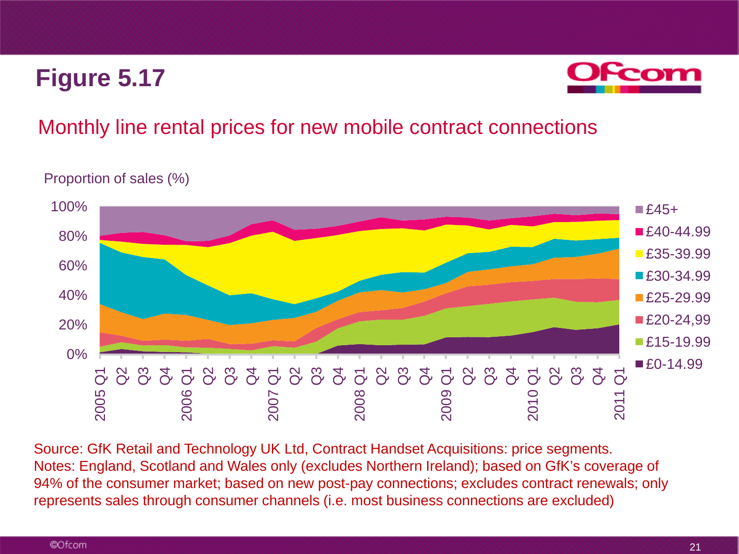# Figure 5.17

## Monthly line rental prices for new mobile contract connections

Proportion of sales (%)

Source: GfK Retail and Technology UK Ltd, Contract Handset Acquisitions: price segments.
Notes: England, Scotland and Wales only (excludes Northern Ireland); based on GfK's coverage of 94% of the consumer market; based on new post-pay connections; excludes contract renewals; only represents sales through consumer channels (i.e. most business connections are excluded)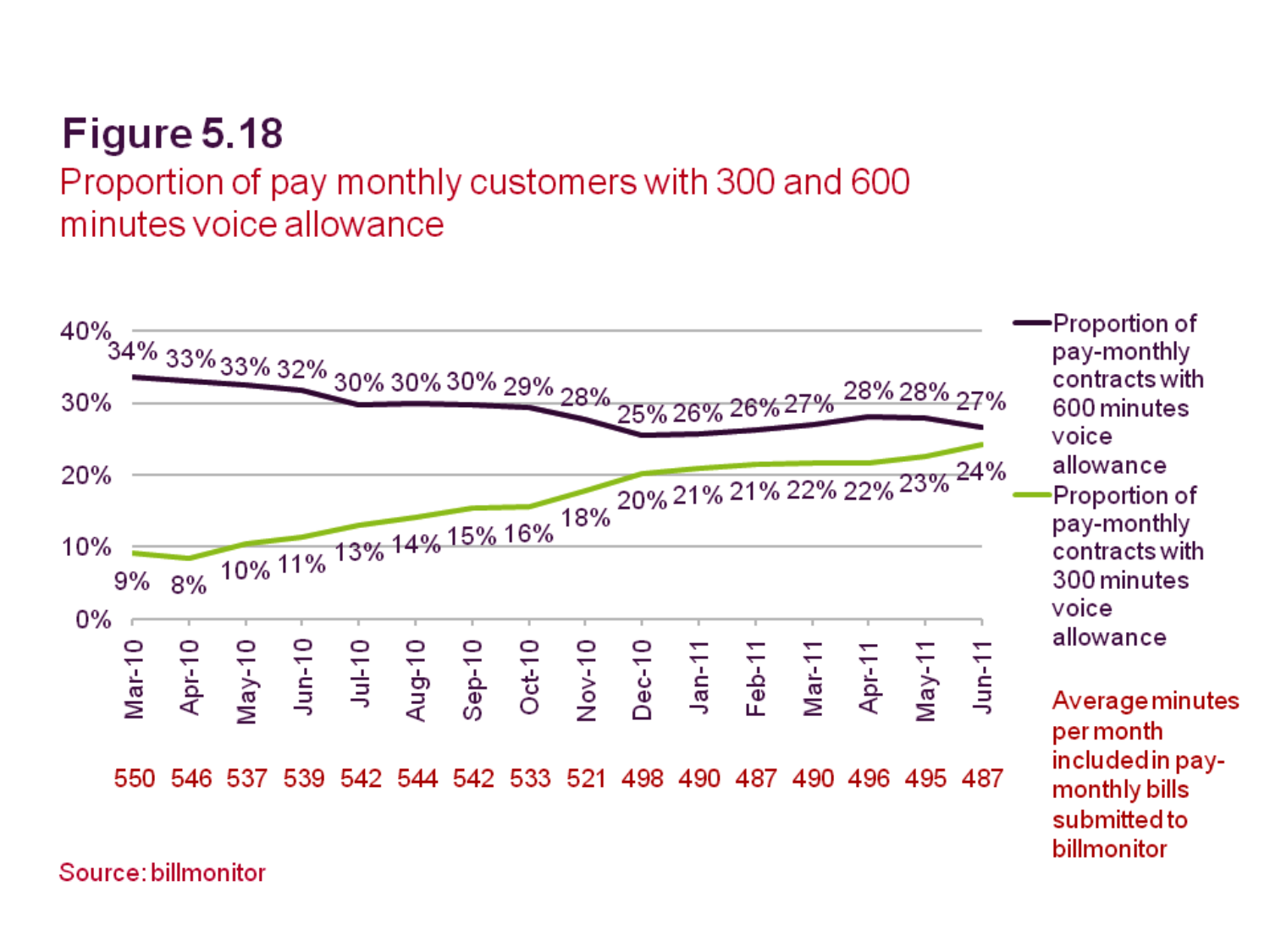# Figure 5.18

Proportion of pay monthly customers with 300 and 600 minutes voice allowance

| | Mar-10 | Apr-10 | May-10 | Jun-10 | Jul-10 | Aug-10 | Sep-10 | Oct-10 | Nov-10 | Dec-10 | Jan-11 | Feb-11 | Mar-11 | Apr-11 | May-11 | Jun-11 |
|---|---|---|---|---|---|---|---|---|---|---|---|---|---|---|---|---|
| Proportion of pay-monthly contracts with 600 minutes voice allowance | 34% | 33% | 33% | 32% | 30% | 30% | 30% | 29% | 28% | 25% | 26% | 26% | 27% | 28% | 28% | 27% |
| Proportion of pay-monthly contracts with 300 minutes voice allowance | 9% | 8% | 10% | 11% | 13% | 14% | 15% | 16% | 18% | 20% | 21% | 21% | 22% | 22% | 23% | 24% |
| Average minutes per month included in pay-monthly bills submitted to billmonitor | 550 | 546 | 537 | 539 | 542 | 544 | 542 | 533 | 521 | 498 | 490 | 487 | 490 | 496 | 495 | 487 |

Source: billmonitor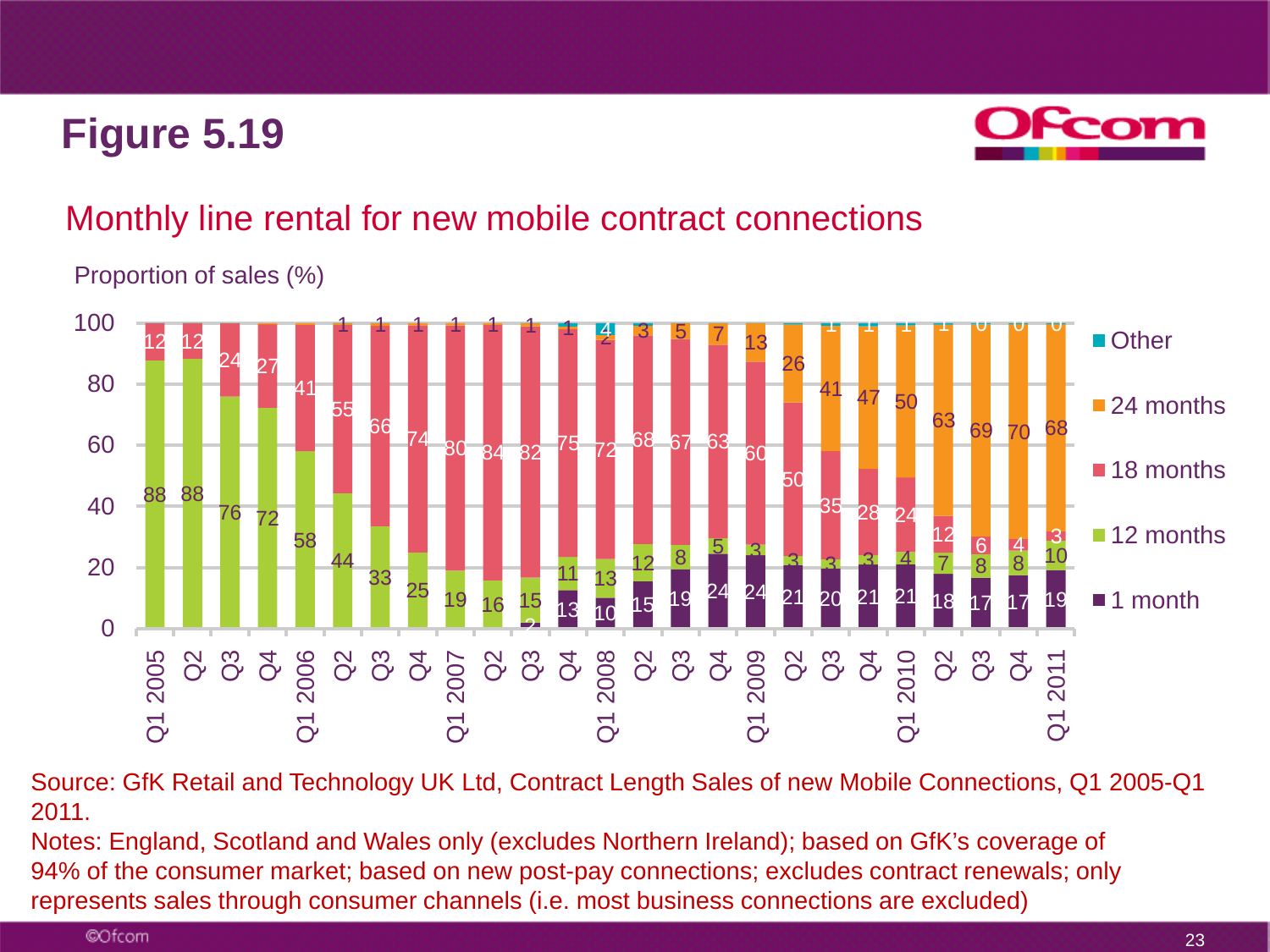# Figure 5.19

## Monthly line rental for new mobile contract connections

Proportion of sales (%)

| Quarter | 1 month | 12 months | 18 months | 24 months | Other |
|---|---|---|---|---|---|
| Q1 2005 | | 88 | 12 | | |
| Q2 | | 88 | 12 | | |
| Q3 | | 76 | 24 | | |
| Q4 | | 72 | 27 | | |
| Q1 2006 | | 58 | 41 | | |
| Q2 | | 44 | 55 | 1 | |
| Q3 | | 33 | 66 | 1 | |
| Q4 | | 25 | 74 | 1 | |
| Q1 2007 | | 19 | 80 | 1 | |
| Q2 | | 16 | 84 | 1 | |
| Q3 | 2 | 15 | 82 | 1 | |
| Q4 | 13 | 11 | 75 | 1 | 1 |
| Q1 2008 | 10 | 13 | 72 | 2 | 4 |
| Q2 | 15 | 12 | 68 | 3 | |
| Q3 | 19 | 8 | 67 | 5 | |
| Q4 | 24 | 5 | 63 | 7 | |
| Q1 2009 | 24 | 3 | 60 | 13 | |
| Q2 | 21 | 3 | 50 | 26 | |
| Q3 | 20 | 3 | 35 | 41 | 1 |
| Q4 | 21 | 3 | 28 | 47 | 1 |
| Q1 2010 | 21 | 4 | 24 | 50 | 1 |
| Q2 | 18 | 7 | 12 | 63 | 1 |
| Q3 | 17 | 8 | 6 | 69 | 0 |
| Q4 | 17 | 8 | 4 | 70 | 0 |
| Q1 2011 | 19 | 10 | 3 | 68 | 0 |

Source: GfK Retail and Technology UK Ltd, Contract Length Sales of new Mobile Connections, Q1 2005-Q1 2011.

Notes: England, Scotland and Wales only (excludes Northern Ireland); based on GfK's coverage of 94% of the consumer market; based on new post-pay connections; excludes contract renewals; only represents sales through consumer channels (i.e. most business connections are excluded)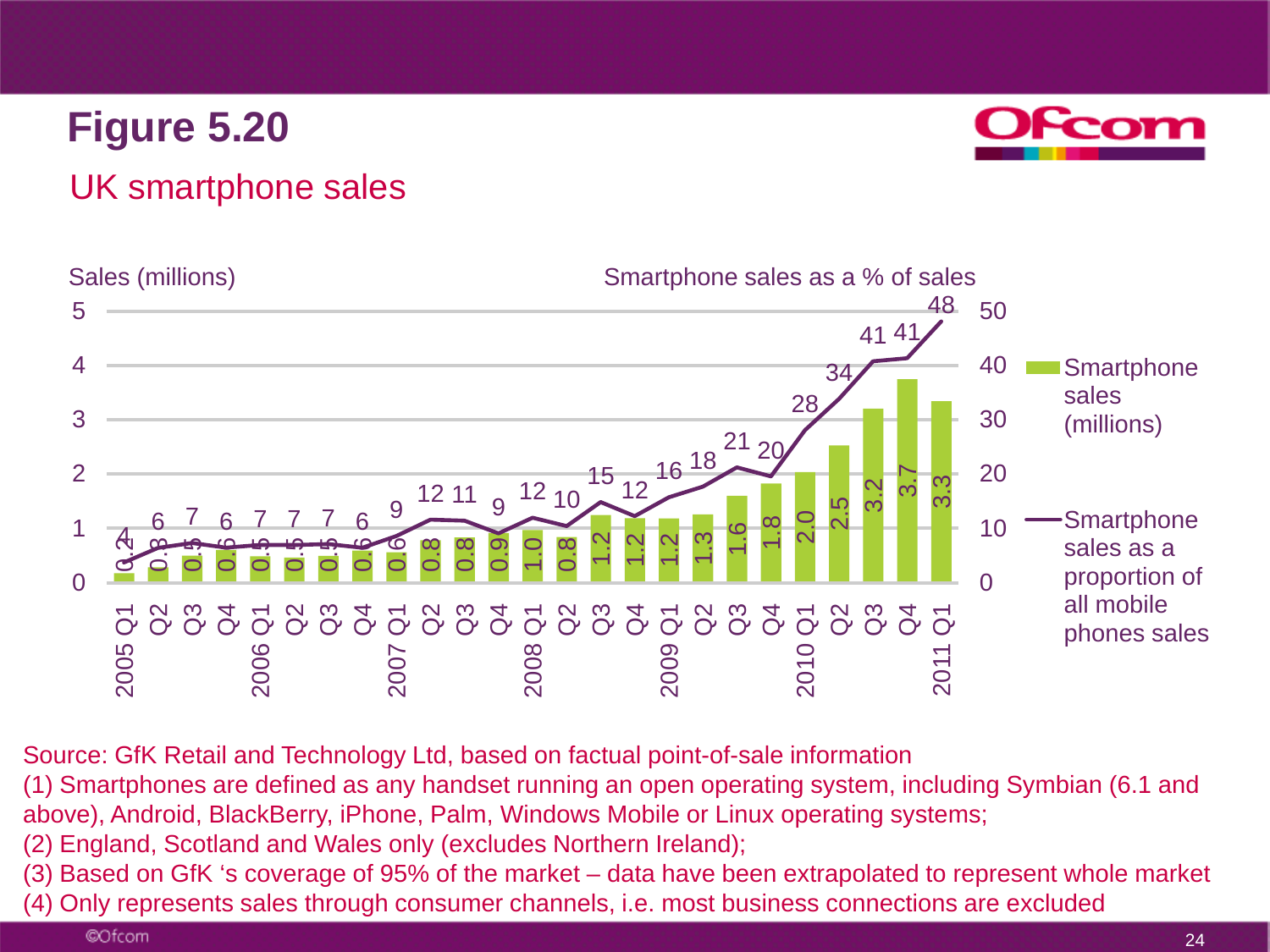# Figure 5.20

## UK smartphone sales

Sales (millions)

Smartphone sales as a % of sales

| Quarter | Smartphone sales (millions) | Smartphone sales as a proportion of all mobile phones sales |
|---|---|---|
| 2005 Q1 | 0.2 | 4 |
| Q2 | 0.3 | 6 |
| Q3 | 0.5 | 7 |
| Q4 | 0.6 | 6 |
| 2006 Q1 | 0.5 | 7 |
| Q2 | 0.5 | 7 |
| Q3 | 0.5 | 7 |
| Q4 | 0.6 | 6 |
| 2007 Q1 | 0.6 | 9 |
| Q2 | 0.8 | 12 |
| Q3 | 0.8 | 11 |
| Q4 | 0.9 | 9 |
| 2008 Q1 | 1.0 | 12 |
| Q2 | 0.8 | 10 |
| Q3 | 1.2 | 15 |
| Q4 | 1.2 | 12 |
| 2009 Q1 | 1.2 | 16 |
| Q2 | 1.3 | 18 |
| Q3 | 1.6 | 21 |
| Q4 | 1.8 | 20 |
| 2010 Q1 | 2.0 | 28 |
| Q2 | 2.5 | 34 |
| Q3 | 3.2 | 41 |
| Q4 | 3.7 | 41 |
| 2011 Q1 | 3.3 | 48 |

Source: GfK Retail and Technology Ltd, based on factual point-of-sale information

(1) Smartphones are defined as any handset running an open operating system, including Symbian (6.1 and above), Android, BlackBerry, iPhone, Palm, Windows Mobile or Linux operating systems;

(2) England, Scotland and Wales only (excludes Northern Ireland);

(3) Based on GfK 's coverage of 95% of the market – data have been extrapolated to represent whole market

(4) Only represents sales through consumer channels, i.e. most business connections are excluded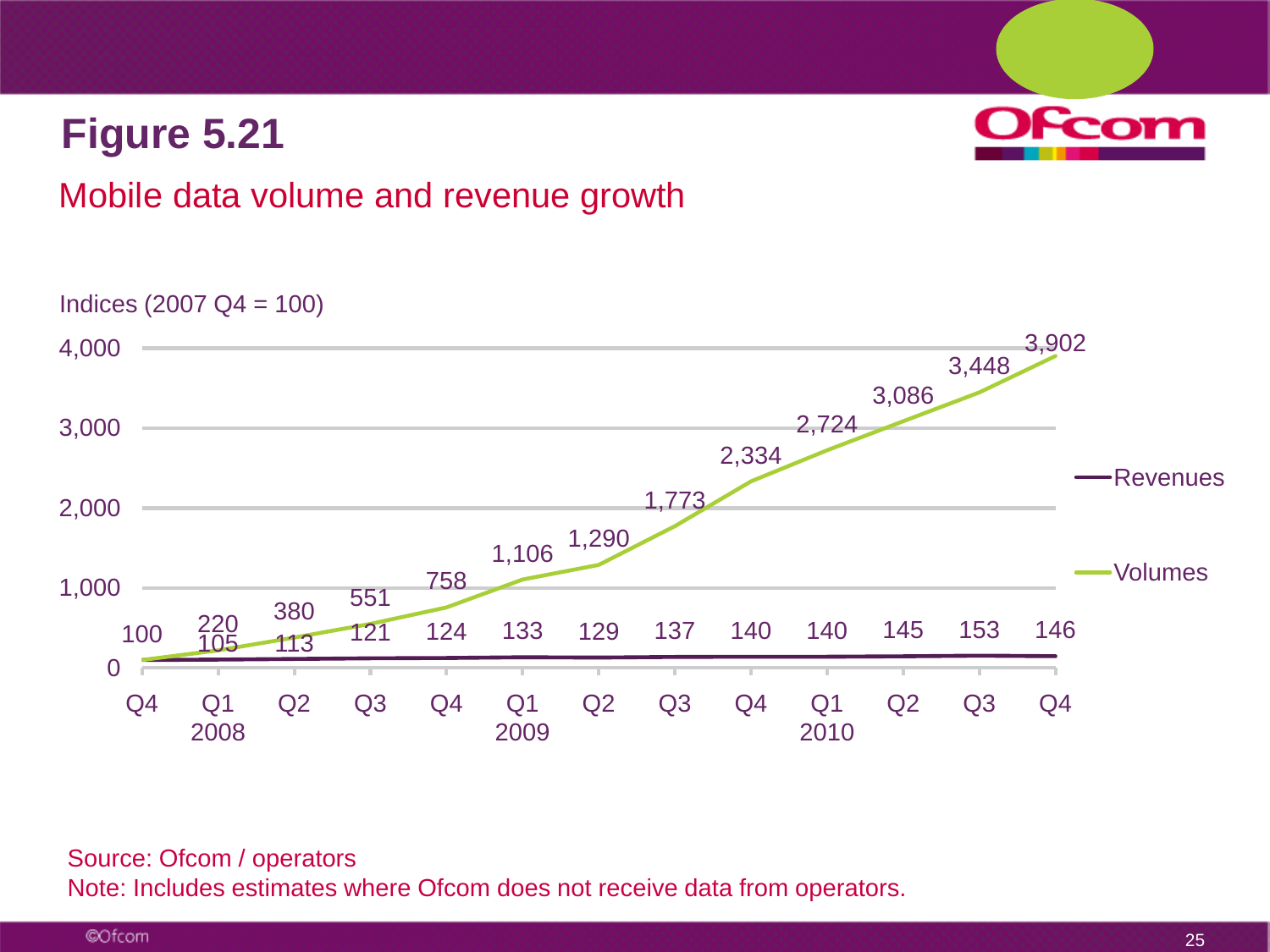# Figure 5.21

## Mobile data volume and revenue growth

Indices (2007 Q4 = 100)

| Quarter | Revenues | Volumes |
|---|---|---|
| Q4 2007 | 100 | 100 |
| Q1 2008 | 105 | 220 |
| Q2 2008 | 113 | 380 |
| Q3 2008 | 121 | 551 |
| Q4 2008 | 124 | 758 |
| Q1 2009 | 133 | 1,106 |
| Q2 2009 | 129 | 1,290 |
| Q3 2009 | 137 | 1,773 |
| Q4 2009 | 140 | 2,334 |
| Q1 2010 | 140 | 2,724 |
| Q2 2010 | 145 | 3,086 |
| Q3 2010 | 153 | 3,448 |
| Q4 2010 | 146 | 3,902 |

Source: Ofcom / operators

Note: Includes estimates where Ofcom does not receive data from operators.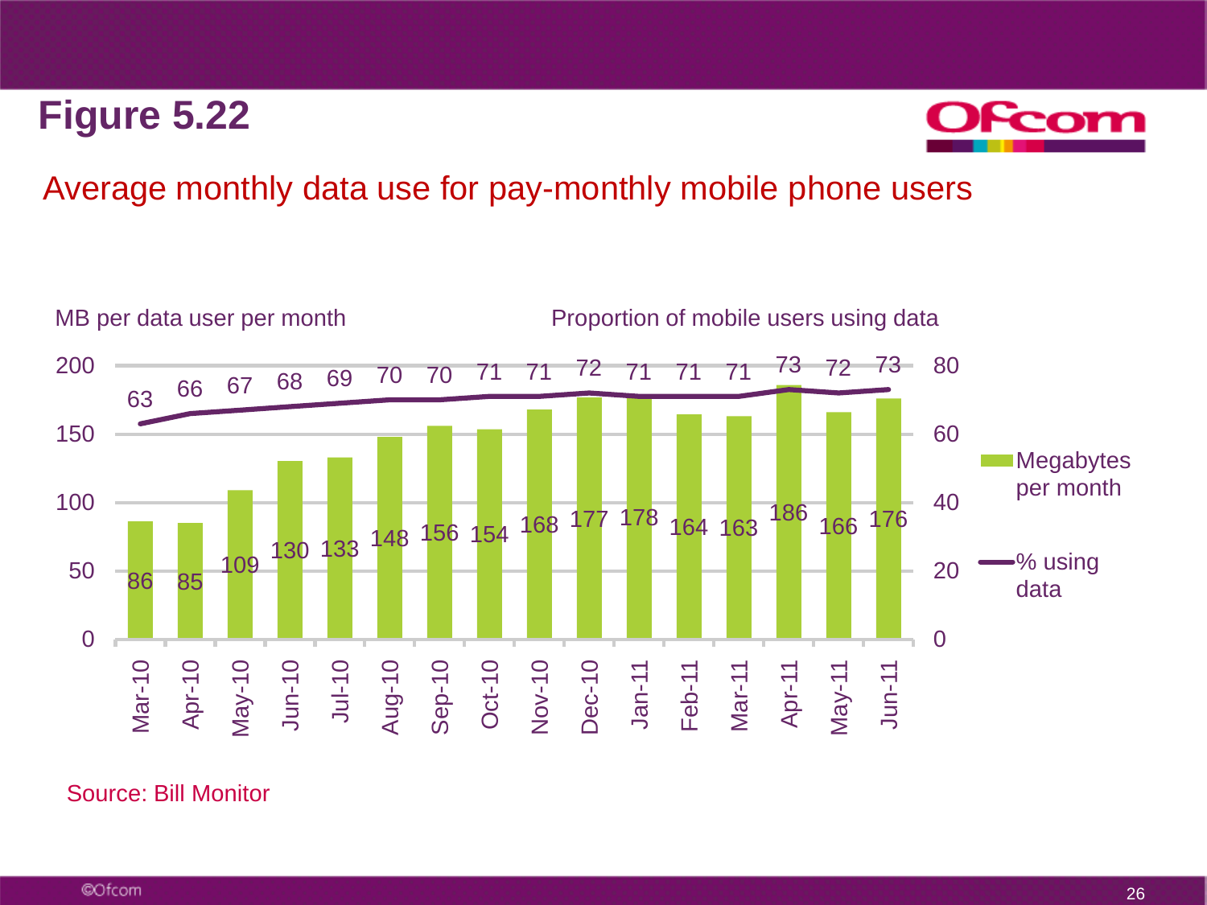# Figure 5.22

Average monthly data use for pay-monthly mobile phone users

| Month | MB per data user per month | Proportion of mobile users using data (%) |
|---|---|---|
| Mar-10 | 86 | 63 |
| Apr-10 | 85 | 66 |
| May-10 | 109 | 67 |
| Jun-10 | 130 | 68 |
| Jul-10 | 133 | 69 |
| Aug-10 | 148 | 70 |
| Sep-10 | 156 | 70 |
| Oct-10 | 154 | 71 |
| Nov-10 | 168 | 71 |
| Dec-10 | 177 | 72 |
| Jan-11 | 178 | 71 |
| Feb-11 | 164 | 71 |
| Mar-11 | 163 | 71 |
| Apr-11 | 186 | 73 |
| May-11 | 166 | 72 |
| Jun-11 | 176 | 73 |

Source: Bill Monitor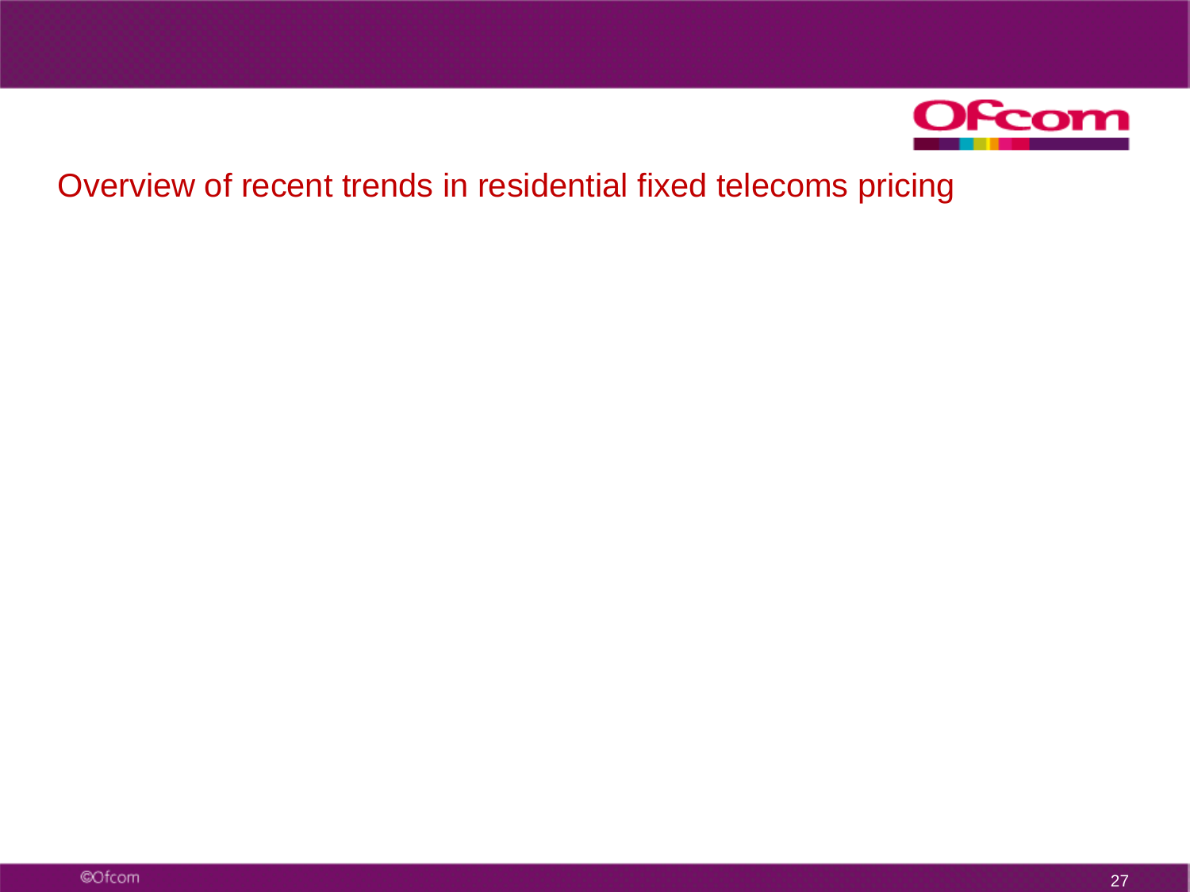# Overview of recent trends in residential fixed telecoms pricing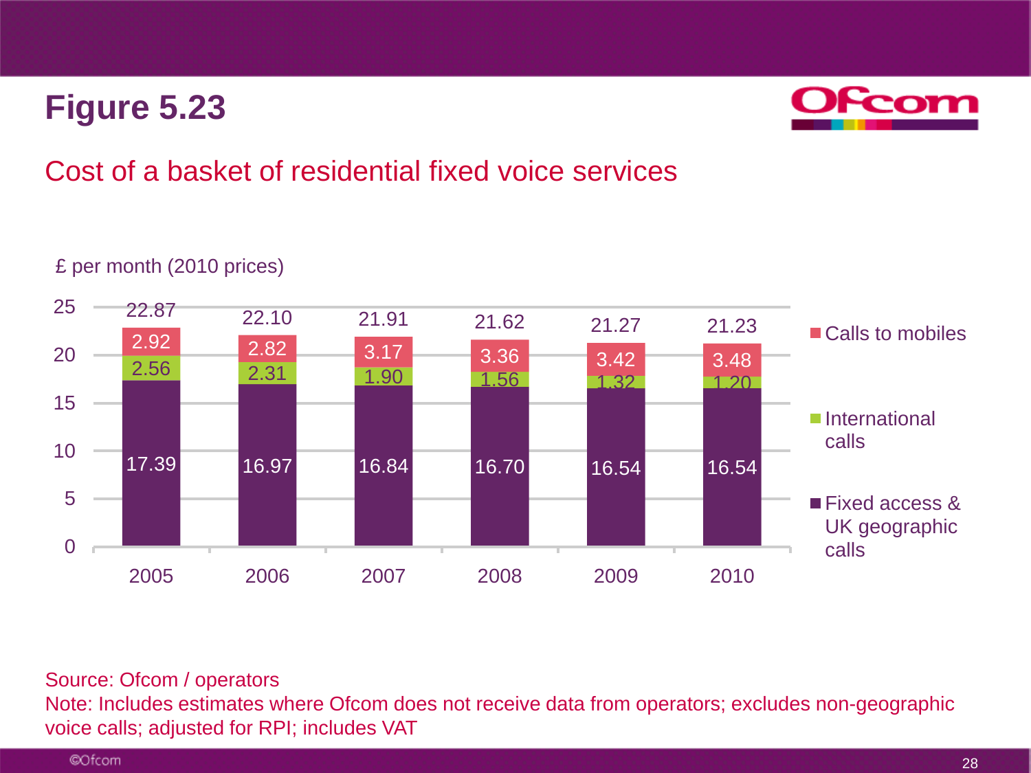# Figure 5.23

## Cost of a basket of residential fixed voice services

£ per month (2010 prices)

| | 2005 | 2006 | 2007 | 2008 | 2009 | 2010 |
|---|---|---|---|---|---|---|
| Calls to mobiles | 2.92 | 2.82 | 3.17 | 3.36 | 3.42 | 3.48 |
| International calls | 2.56 | 2.31 | 1.90 | 1.56 | 1.32 | 1.20 |
| Fixed access & UK geographic calls | 17.39 | 16.97 | 16.84 | 16.70 | 16.54 | 16.54 |
| Total | 22.87 | 22.10 | 21.91 | 21.62 | 21.27 | 21.23 |

Source: Ofcom / operators

Note: Includes estimates where Ofcom does not receive data from operators; excludes non-geographic voice calls; adjusted for RPI; includes VAT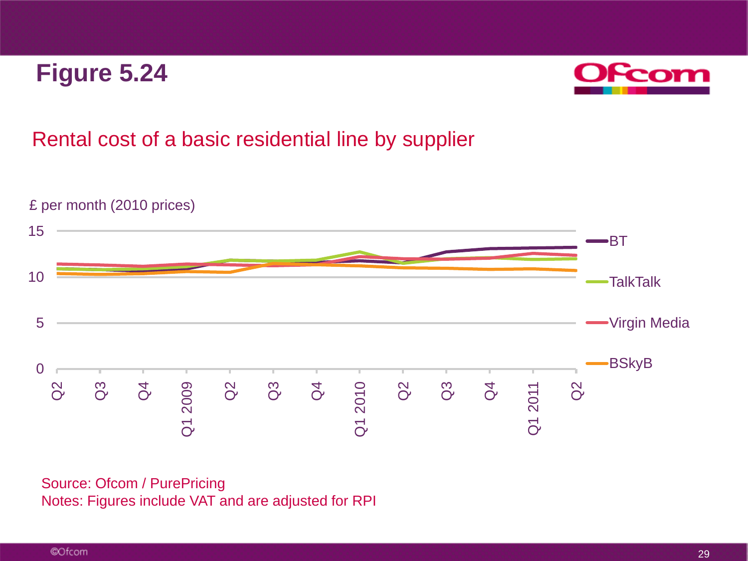# Figure 5.24

## Rental cost of a basic residential line by supplier

£ per month (2010 prices)

Source: Ofcom / PurePricing
Notes: Figures include VAT and are adjusted for RPI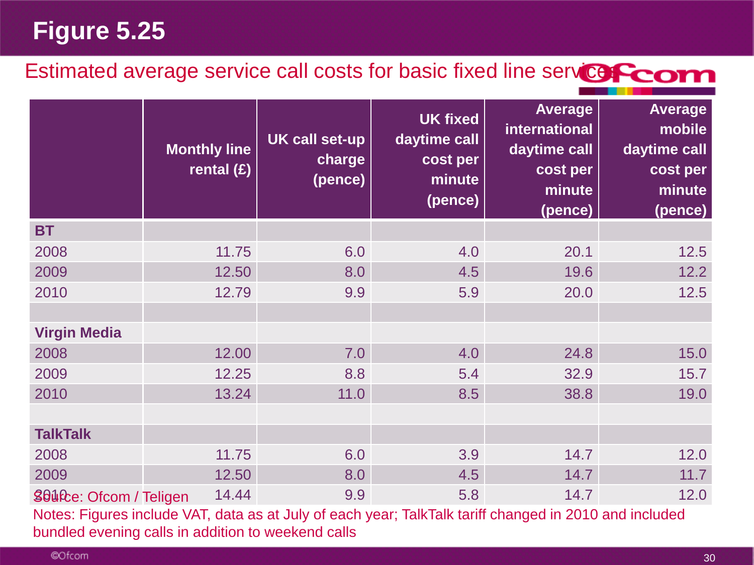# Figure 5.25

## Estimated average service call costs for basic fixed line services

| | Monthly line rental (£) | UK call set-up charge (pence) | UK fixed daytime call cost per minute (pence) | Average international daytime call cost per minute (pence) | Average mobile daytime call cost per minute (pence) |
|---|---|---|---|---|---|
| **BT** | | | | | |
| 2008 | 11.75 | 6.0 | 4.0 | 20.1 | 12.5 |
| 2009 | 12.50 | 8.0 | 4.5 | 19.6 | 12.2 |
| 2010 | 12.79 | 9.9 | 5.9 | 20.0 | 12.5 |
| | | | | | |
| **Virgin Media** | | | | | |
| 2008 | 12.00 | 7.0 | 4.0 | 24.8 | 15.0 |
| 2009 | 12.25 | 8.8 | 5.4 | 32.9 | 15.7 |
| 2010 | 13.24 | 11.0 | 8.5 | 38.8 | 19.0 |
| | | | | | |
| **TalkTalk** | | | | | |
| 2008 | 11.75 | 6.0 | 3.9 | 14.7 | 12.0 |
| 2009 | 12.50 | 8.0 | 4.5 | 14.7 | 11.7 |
| 2010 | 14.44 | 9.9 | 5.8 | 14.7 | 12.0 |

Source: Ofcom / Teligen

Notes: Figures include VAT, data as at July of each year; TalkTalk tariff changed in 2010 and included bundled evening calls in addition to weekend calls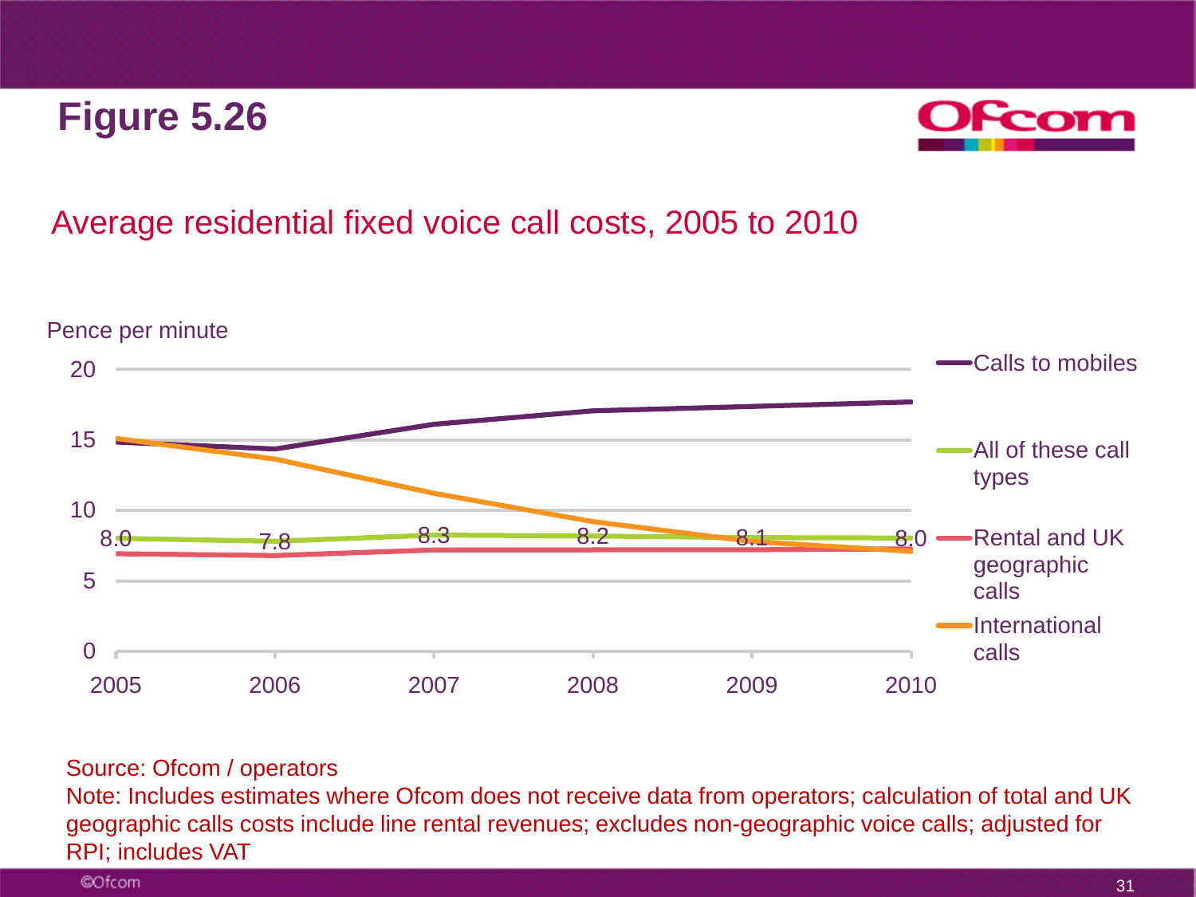# Figure 5.26

## Average residential fixed voice call costs, 2005 to 2010

Pence per minute

| Year | 2005 | 2006 | 2007 | 2008 | 2009 | 2010 |
|---|---|---|---|---|---|---|
| All of these call types | 8.0 | 7.8 | 8.3 | 8.2 | 8.1 | 8.0 |

Legend: Calls to mobiles; All of these call types; Rental and UK geographic calls; International calls

Source: Ofcom / operators

Note: Includes estimates where Ofcom does not receive data from operators; calculation of total and UK geographic calls costs include line rental revenues; excludes non-geographic voice calls; adjusted for RPI; includes VAT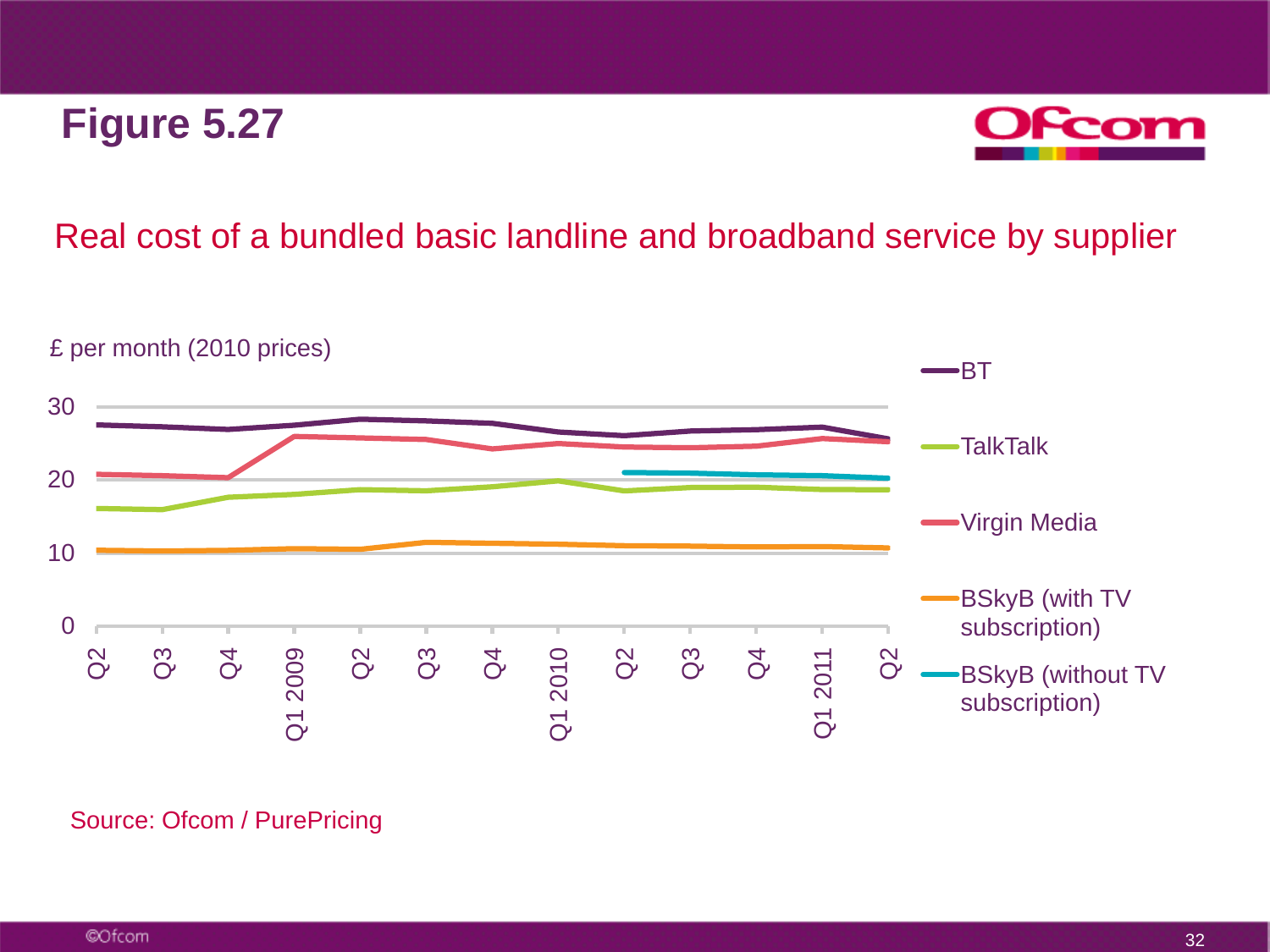# Figure 5.27

## Real cost of a bundled basic landline and broadband service by supplier

£ per month (2010 prices)

Legend: BT; TalkTalk; Virgin Media; BSkyB (with TV subscription); BSkyB (without TV subscription)

Y-axis: 0, 10, 20, 30

X-axis: Q2, Q3, Q4, Q1 2009, Q2, Q3, Q4, Q1 2010, Q2, Q3, Q4, Q1 2011, Q2

Source: Ofcom / PurePricing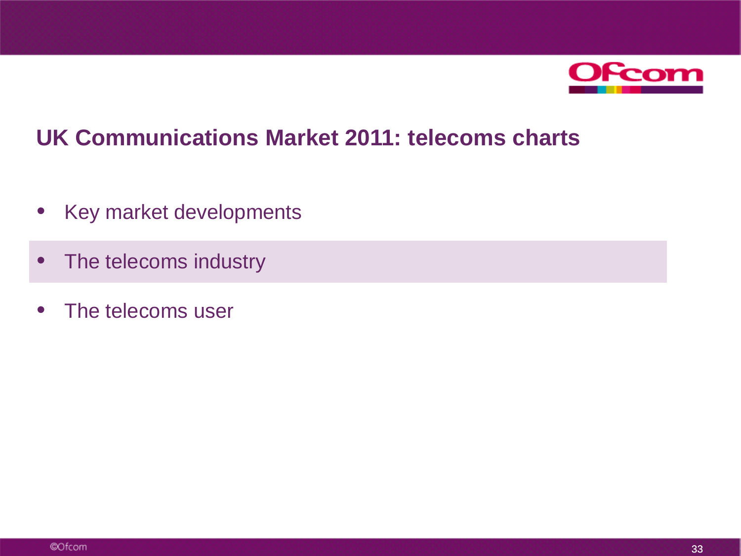# UK Communications Market 2011: telecoms charts

- Key market developments
- The telecoms industry
- The telecoms user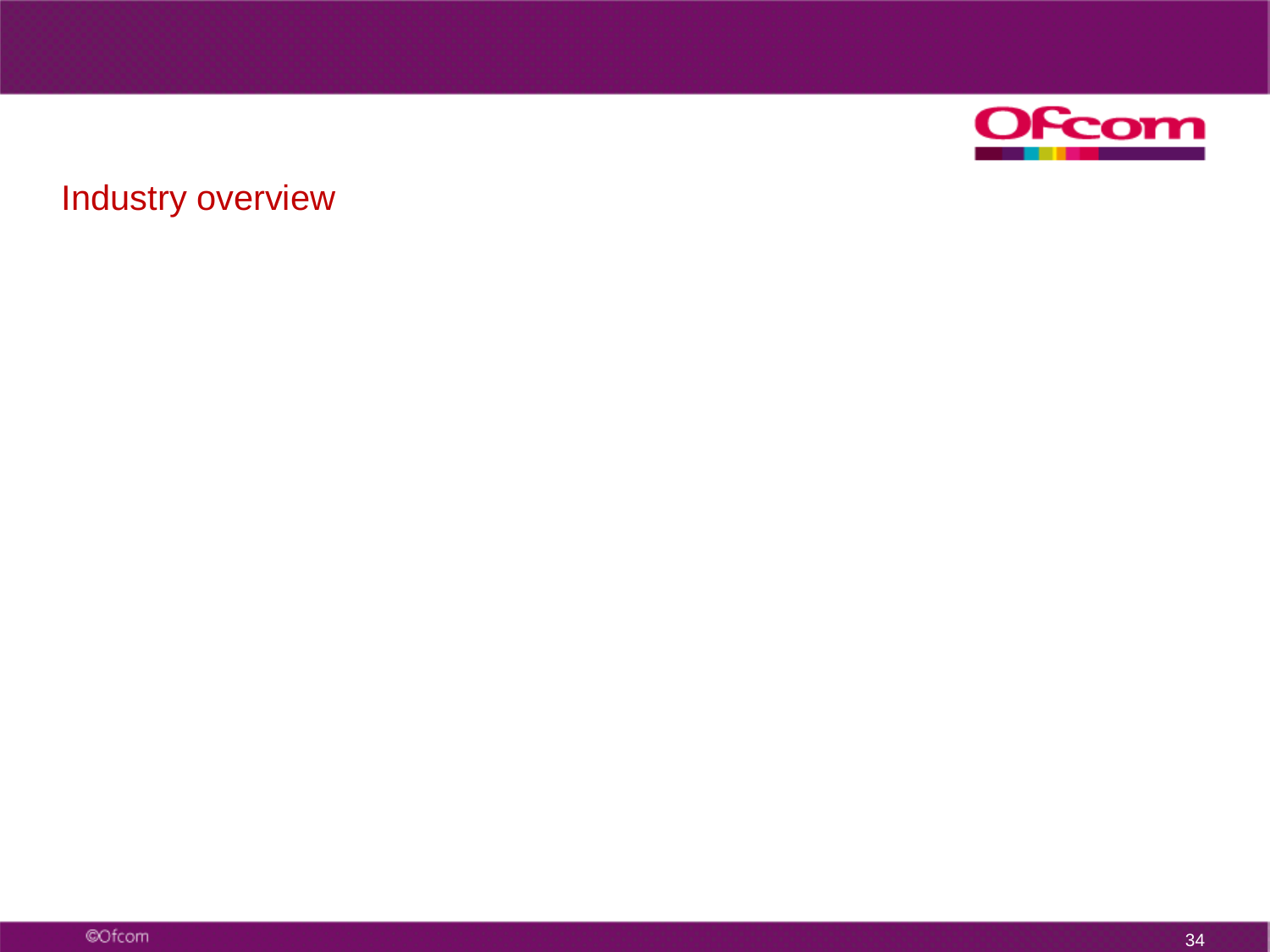## Industry overview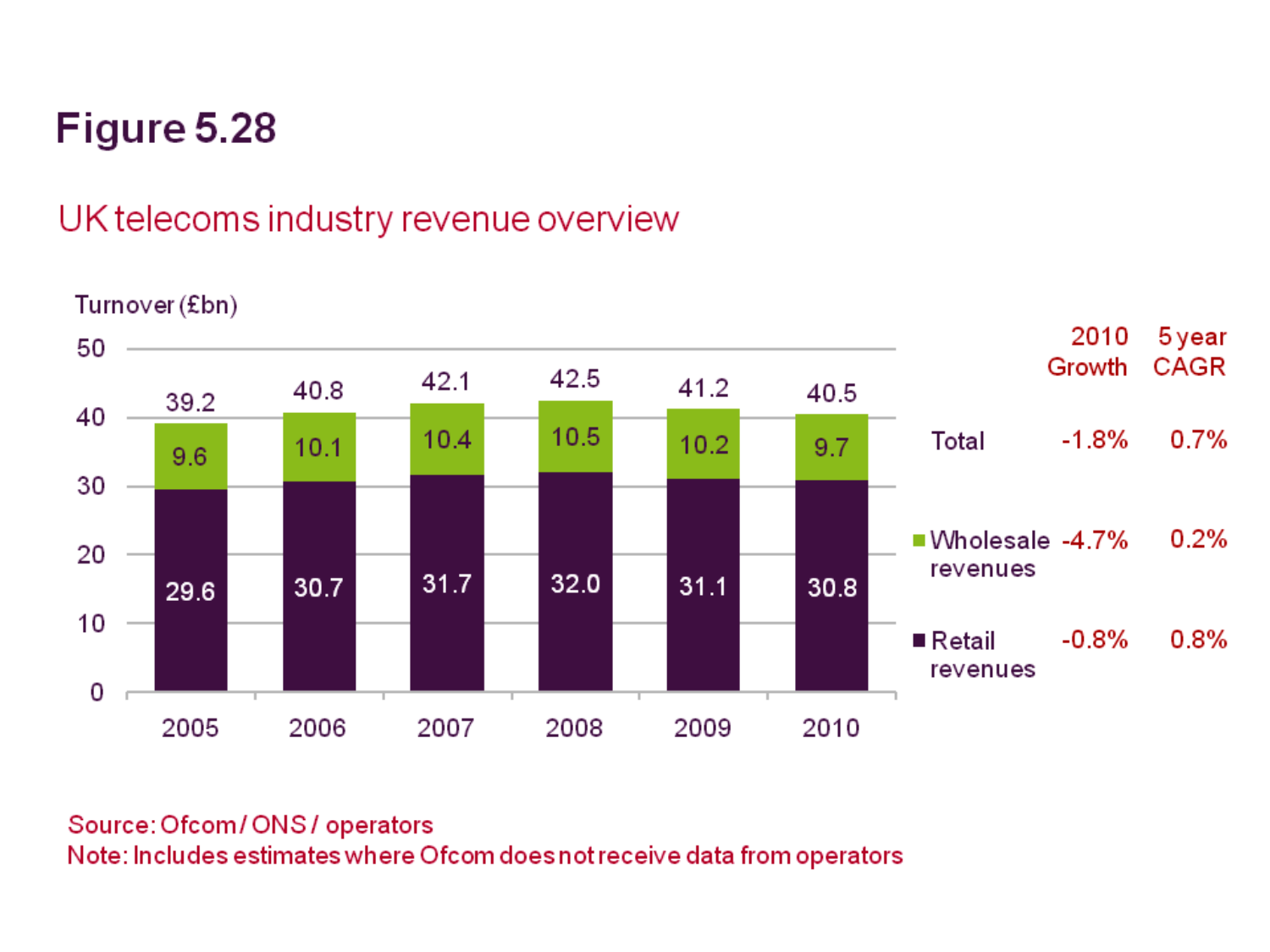# Figure 5.28

## UK telecoms industry revenue overview

Turnover (£bn)

| Year | Retail revenues | Wholesale revenues | Total |
|---|---|---|---|
| 2005 | 29.6 | 9.6 | 39.2 |
| 2006 | 30.7 | 10.1 | 40.8 |
| 2007 | 31.7 | 10.4 | 42.1 |
| 2008 | 32.0 | 10.5 | 42.5 |
| 2009 | 31.1 | 10.2 | 41.2 |
| 2010 | 30.8 | 9.7 | 40.5 |

| | 2010 Growth | 5 year CAGR |
|---|---|---|
| Total | -1.8% | 0.7% |
| Wholesale revenues | -4.7% | 0.2% |
| Retail revenues | -0.8% | 0.8% |

Source: Ofcom / ONS / operators
Note: Includes estimates where Ofcom does not receive data from operators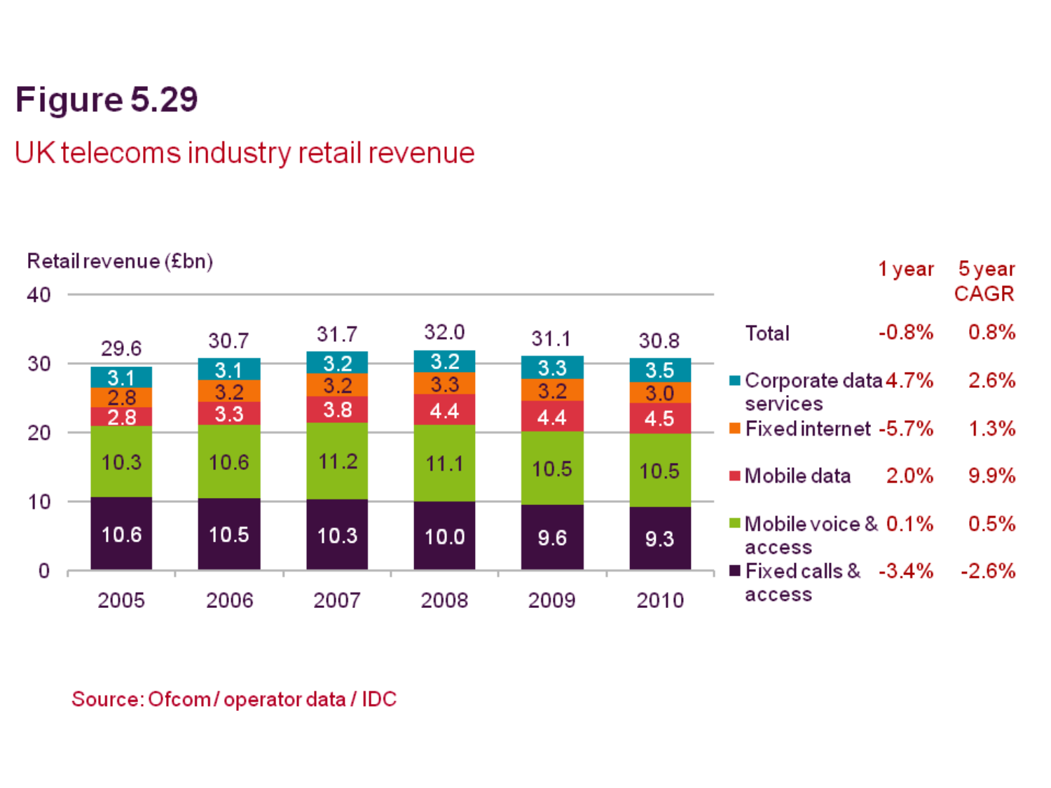# Figure 5.29

## UK telecoms industry retail revenue

Retail revenue (£bn)

| | 2005 | 2006 | 2007 | 2008 | 2009 | 2010 | 1 year | 5 year CAGR |
|---|---|---|---|---|---|---|---|---|
| Total | 29.6 | 30.7 | 31.7 | 32.0 | 31.1 | 30.8 | -0.8% | 0.8% |
| Corporate data services | 3.1 | 3.1 | 3.2 | 3.2 | 3.3 | 3.5 | 4.7% | 2.6% |
| Fixed internet | 2.8 | 3.2 | 3.2 | 3.3 | 3.2 | 3.0 | -5.7% | 1.3% |
| Mobile data | 2.8 | 3.3 | 3.8 | 4.4 | 4.4 | 4.5 | 2.0% | 9.9% |
| Mobile voice & access | 10.3 | 10.6 | 11.2 | 11.1 | 10.5 | 10.5 | 0.1% | 0.5% |
| Fixed calls & access | 10.6 | 10.5 | 10.3 | 10.0 | 9.6 | 9.3 | -3.4% | -2.6% |

Source: Ofcom / operator data / IDC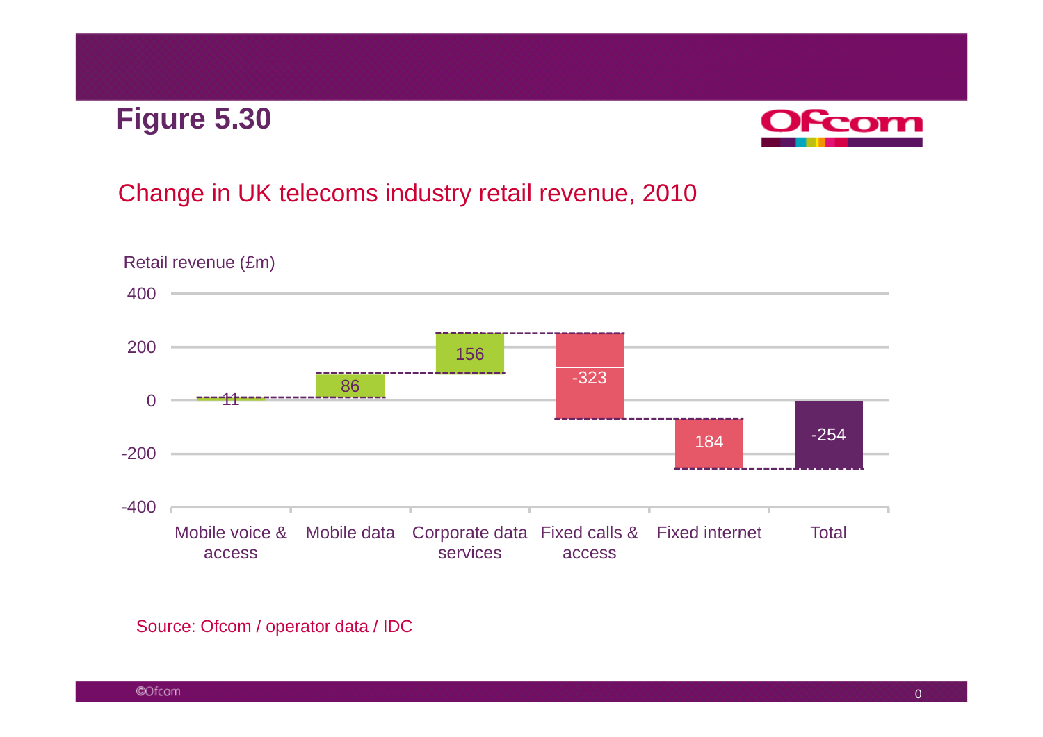# Figure 5.30

## Change in UK telecoms industry retail revenue, 2010

Retail revenue (£m)

| Category | Change (£m) |
| --- | --- |
| Mobile voice & access | 11 |
| Mobile data | 86 |
| Corporate data services | 156 |
| Fixed calls & access | -323 |
| Fixed internet | 184 |
| Total | -254 |

Source: Ofcom / operator data / IDC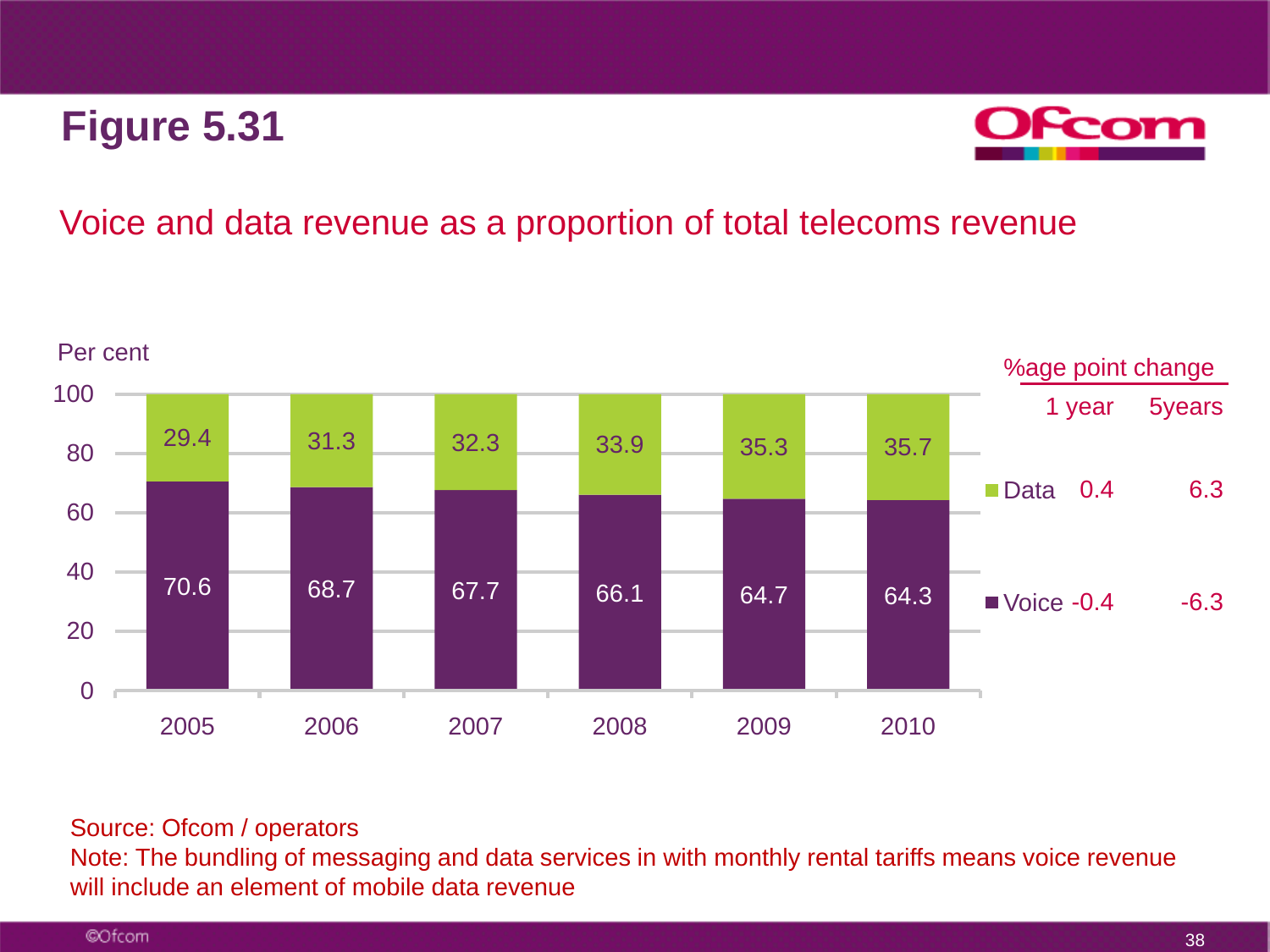# Figure 5.31

## Voice and data revenue as a proportion of total telecoms revenue

Per cent

| Year | Voice | Data |
|---|---|---|
| 2005 | 70.6 | 29.4 |
| 2006 | 68.7 | 31.3 |
| 2007 | 67.7 | 32.3 |
| 2008 | 66.1 | 33.9 |
| 2009 | 64.7 | 35.3 |
| 2010 | 64.3 | 35.7 |

%age point change

| | 1 year | 5years |
|---|---|---|
| Data | 0.4 | 6.3 |
| Voice | -0.4 | -6.3 |

Source: Ofcom / operators
Note: The bundling of messaging and data services in with monthly rental tariffs means voice revenue will include an element of mobile data revenue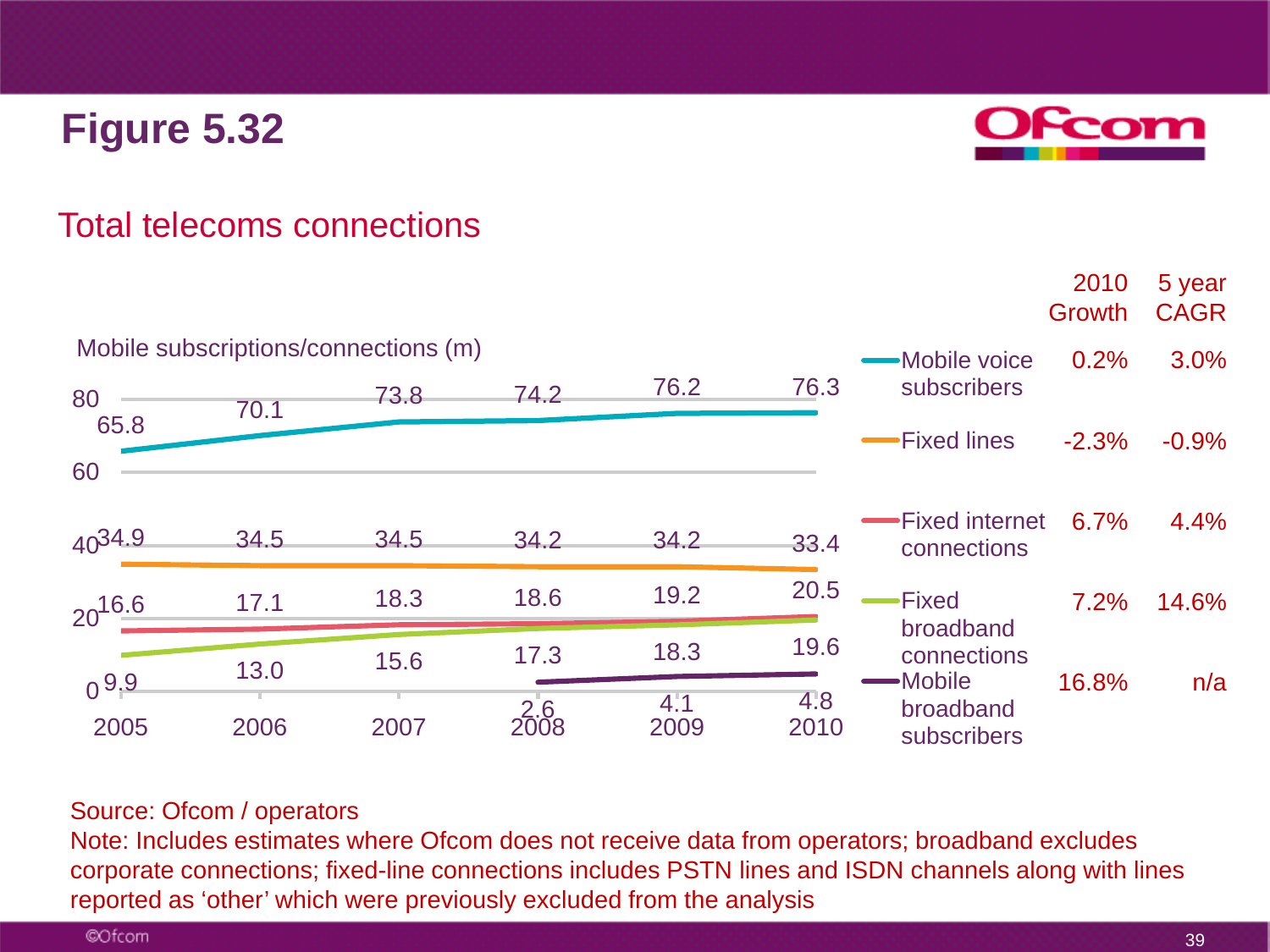# Figure 5.32

## Total telecoms connections

Mobile subscriptions/connections (m)

| | 2005 | 2006 | 2007 | 2008 | 2009 | 2010 | 2010 Growth | 5 year CAGR |
|---|---|---|---|---|---|---|---|---|
| Mobile voice subscribers | 65.8 | 70.1 | 73.8 | 74.2 | 76.2 | 76.3 | 0.2% | 3.0% |
| Fixed lines | 34.9 | 34.5 | 34.5 | 34.2 | 34.2 | 33.4 | -2.3% | -0.9% |
| Fixed internet connections | 16.6 | 17.1 | 18.3 | 18.6 | 19.2 | 20.5 | 6.7% | 4.4% |
| Fixed broadband connections | 9.9 | 13.0 | 15.6 | 17.3 | 18.3 | 19.6 | 7.2% | 14.6% |
| Mobile broadband subscribers | | | | 2.6 | 4.1 | 4.8 | 16.8% | n/a |

Source: Ofcom / operators

Note: Includes estimates where Ofcom does not receive data from operators; broadband excludes corporate connections; fixed-line connections includes PSTN lines and ISDN channels along with lines reported as ‘other’ which were previously excluded from the analysis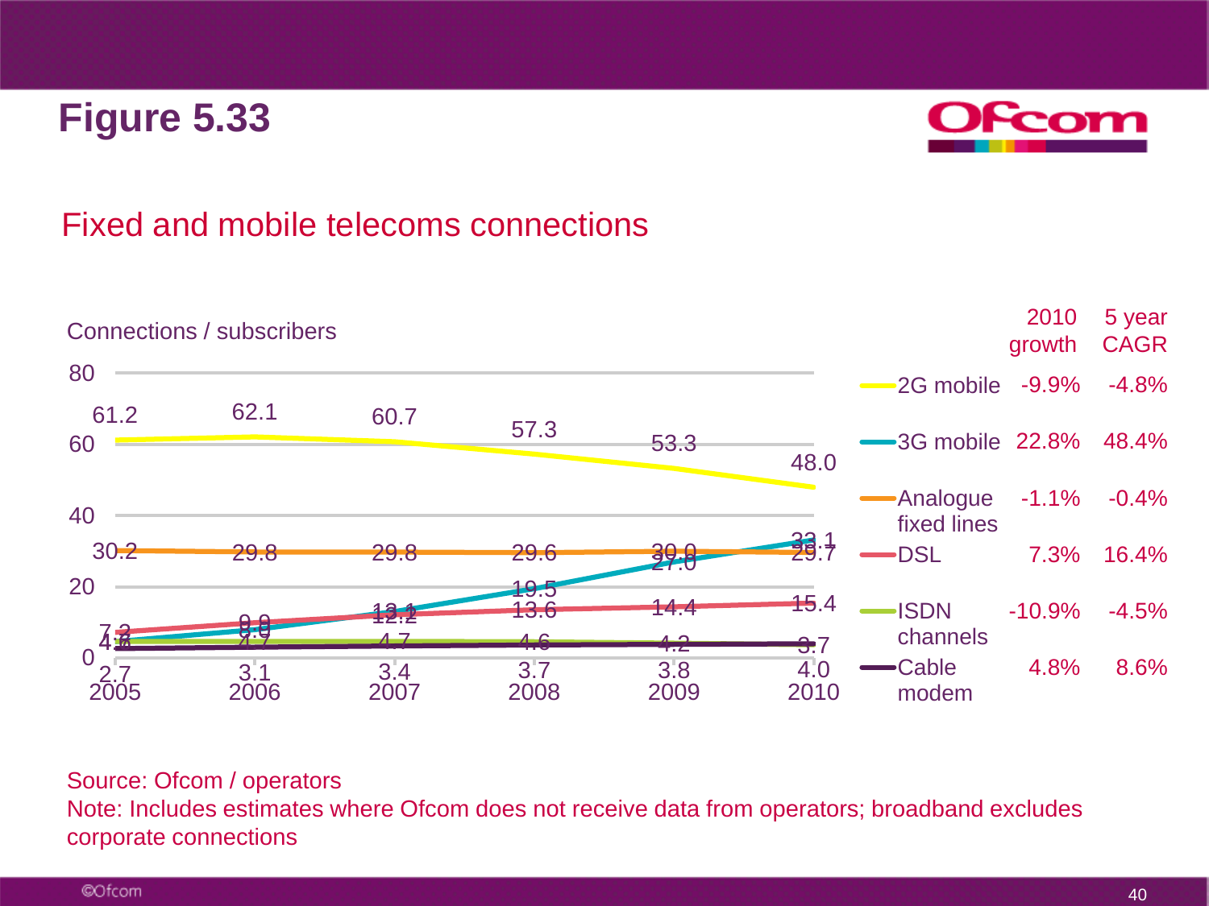# Figure 5.33

## Fixed and mobile telecoms connections

Connections / subscribers

| | 2005 | 2006 | 2007 | 2008 | 2009 | 2010 | 2010 growth | 5 year CAGR |
|---|---|---|---|---|---|---|---|---|
| 2G mobile | 61.2 | 62.1 | 60.7 | 57.3 | 53.3 | 48.0 | -9.9% | -4.8% |
| 3G mobile | 4.6 | 8.0 | 13.1 | 19.5 | 27.0 | 33.1 | 22.8% | 48.4% |
| Analogue fixed lines | 30.2 | 29.8 | 29.8 | 29.6 | 30.0 | 29.7 | -1.1% | -0.4% |
| DSL | 7.2 | 9.9 | 12.2 | 13.6 | 14.4 | 15.4 | 7.3% | 16.4% |
| ISDN channels | 4.8 | 4.7 | 4.7 | 4.6 | 4.2 | 3.7 | -10.9% | -4.5% |
| Cable modem | 2.7 | 3.1 | 3.4 | 3.7 | 3.8 | 4.0 | 4.8% | 8.6% |

Source: Ofcom / operators

Note: Includes estimates where Ofcom does not receive data from operators; broadband excludes corporate connections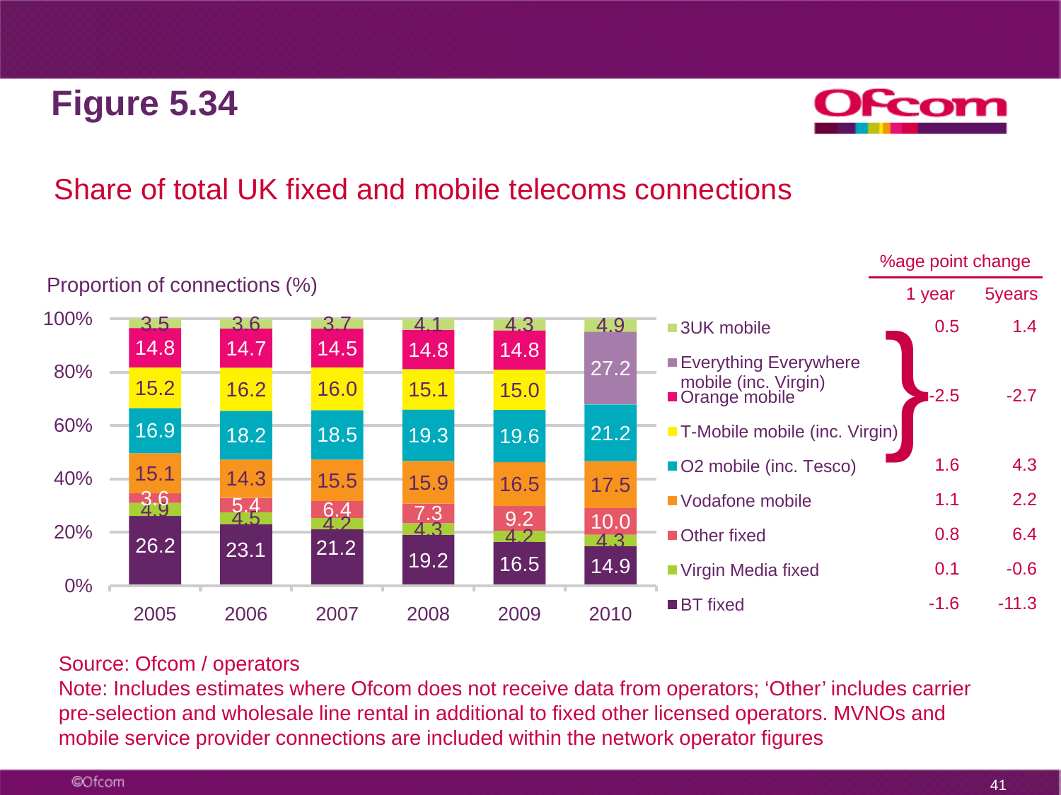# Figure 5.34

## Share of total UK fixed and mobile telecoms connections

Proportion of connections (%)

| | 2005 | 2006 | 2007 | 2008 | 2009 | 2010 | %age point change: 1 year | %age point change: 5years |
|---|---|---|---|---|---|---|---|---|
| 3UK mobile | 3.5 | 3.6 | 3.7 | 4.1 | 4.3 | 4.9 | 0.5 | 1.4 |
| Everything Everywhere mobile (inc. Virgin) | | | | | | 27.2 | -2.5 | -2.7 |
| Orange mobile | 14.8 | 14.7 | 14.5 | 14.8 | 14.8 | | | |
| T-Mobile mobile (inc. Virgin) | 15.2 | 16.2 | 16.0 | 15.1 | 15.0 | | | |
| O2 mobile (inc. Tesco) | 16.9 | 18.2 | 18.5 | 19.3 | 19.6 | 21.2 | 1.6 | 4.3 |
| Vodafone mobile | 15.1 | 14.3 | 15.5 | 15.9 | 16.5 | 17.5 | 1.1 | 2.2 |
| Other fixed | 3.6 | 5.4 | 6.4 | 7.3 | 9.2 | 10.0 | 0.8 | 6.4 |
| Virgin Media fixed | 4.9 | 4.5 | 4.2 | 4.3 | 4.2 | 4.3 | 0.1 | -0.6 |
| BT fixed | 26.2 | 23.1 | 21.2 | 19.2 | 16.5 | 14.9 | -1.6 | -11.3 |

Source: Ofcom / operators

Note: Includes estimates where Ofcom does not receive data from operators; 'Other' includes carrier pre-selection and wholesale line rental in additional to fixed other licensed operators. MVNOs and mobile service provider connections are included within the network operator figures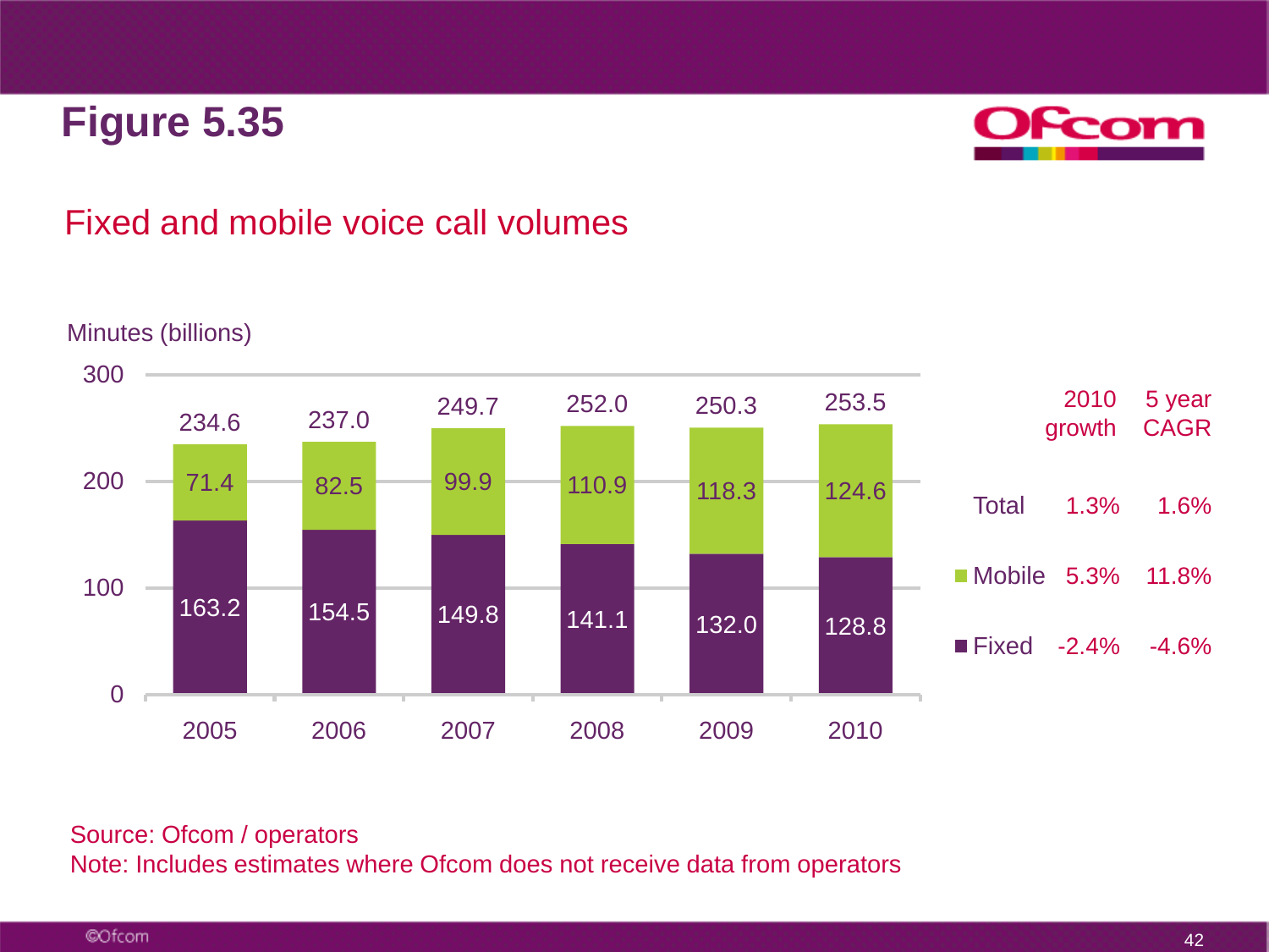# Figure 5.35

## Fixed and mobile voice call volumes

Minutes (billions)

| Year | Fixed | Mobile | Total |
|---|---|---|---|
| 2005 | 163.2 | 71.4 | 234.6 |
| 2006 | 154.5 | 82.5 | 237.0 |
| 2007 | 149.8 | 99.9 | 249.7 |
| 2008 | 141.1 | 110.9 | 252.0 |
| 2009 | 132.0 | 118.3 | 250.3 |
| 2010 | 128.8 | 124.6 | 253.5 |

| | 2010 growth | 5 year CAGR |
|---|---|---|
| Total | 1.3% | 1.6% |
| Mobile | 5.3% | 11.8% |
| Fixed | -2.4% | -4.6% |

Source: Ofcom / operators
Note: Includes estimates where Ofcom does not receive data from operators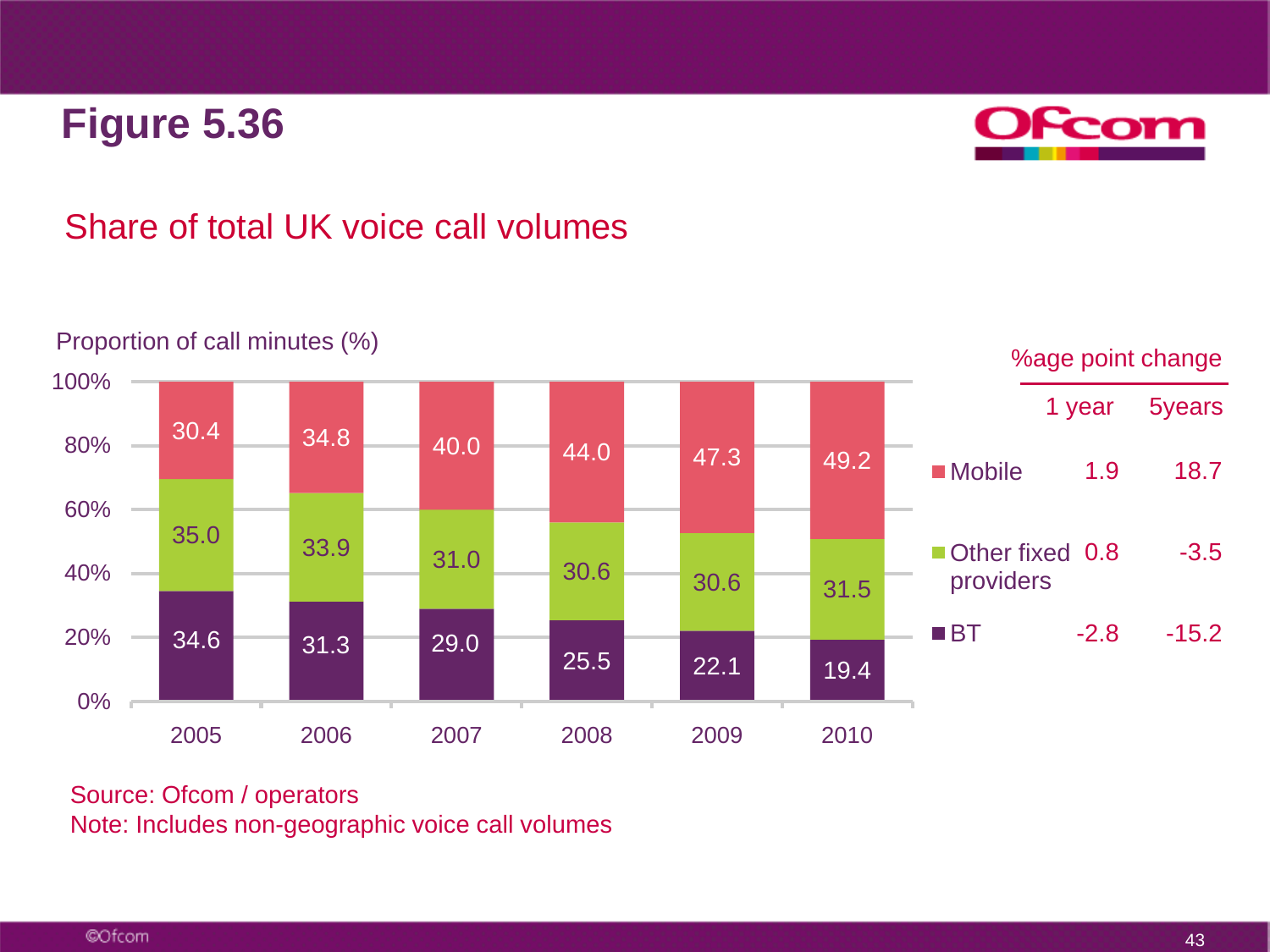# Figure 5.36

## Share of total UK voice call volumes

Proportion of call minutes (%)

| | 2005 | 2006 | 2007 | 2008 | 2009 | 2010 |
|---|---|---|---|---|---|---|
| Mobile | 30.4 | 34.8 | 40.0 | 44.0 | 47.3 | 49.2 |
| Other fixed providers | 35.0 | 33.9 | 31.0 | 30.6 | 30.6 | 31.5 |
| BT | 34.6 | 31.3 | 29.0 | 25.5 | 22.1 | 19.4 |

%age point change

| | 1 year | 5years |
|---|---|---|
| Mobile | 1.9 | 18.7 |
| Other fixed providers | 0.8 | -3.5 |
| BT | -2.8 | -15.2 |

Source: Ofcom / operators
Note: Includes non-geographic voice call volumes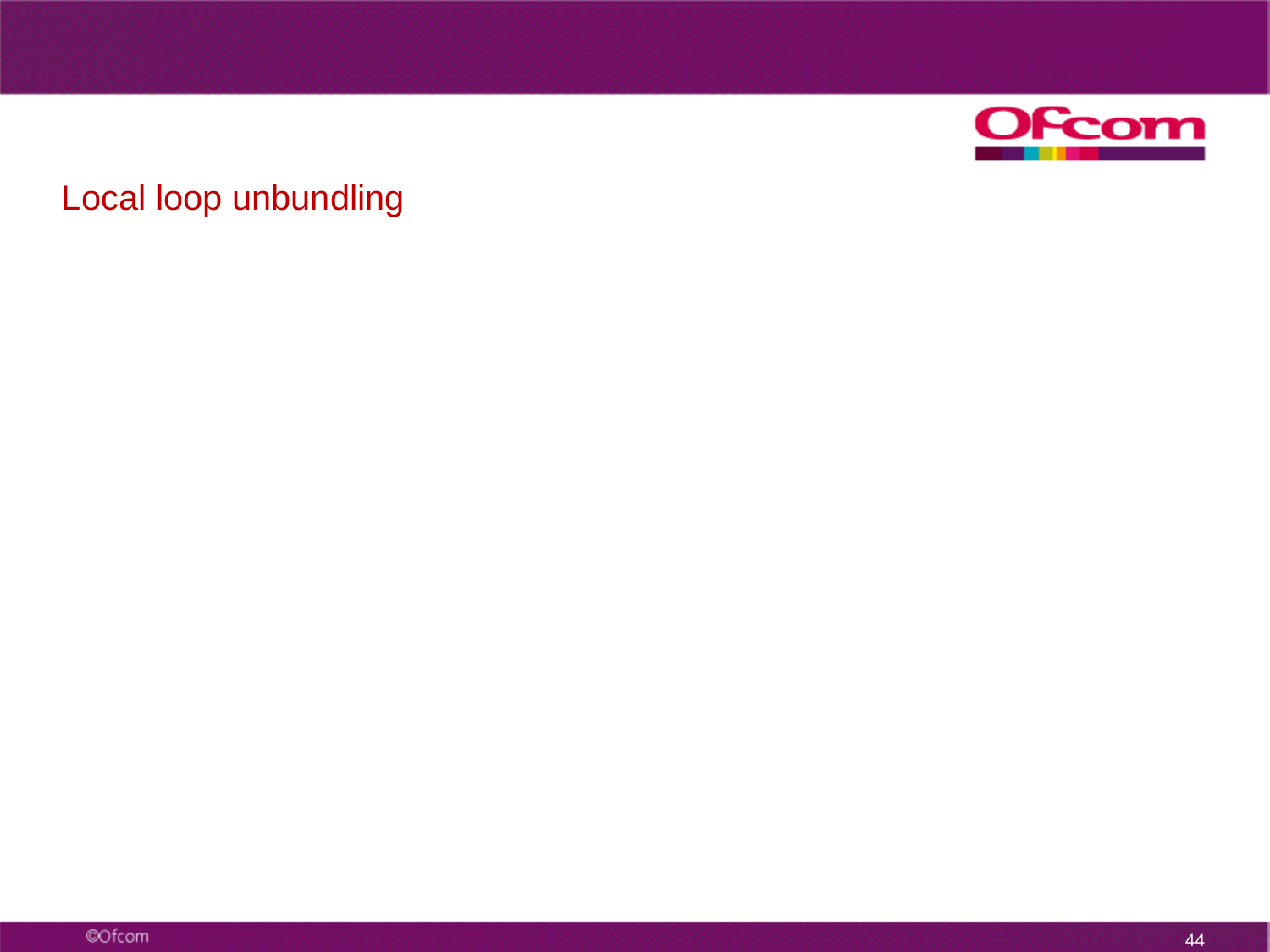# Local loop unbundling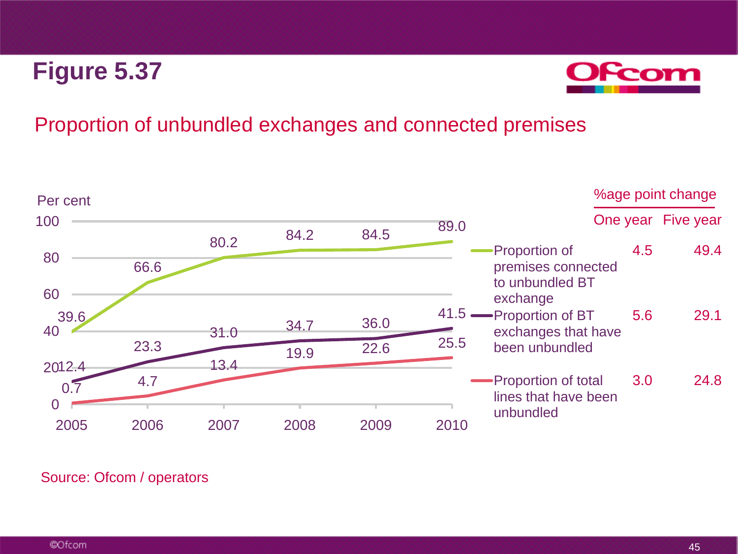## Figure 5.37

### Proportion of unbundled exchanges and connected premises

Per cent

| Year | Proportion of premises connected to unbundled BT exchange | Proportion of BT exchanges that have been unbundled | Proportion of total lines that have been unbundled |
|---|---|---|---|
| 2005 | 39.6 | 12.4 | 0.7 |
| 2006 | 66.6 | 23.3 | 4.7 |
| 2007 | 80.2 | 31.0 | 13.4 |
| 2008 | 84.2 | 34.7 | 19.9 |
| 2009 | 84.5 | 36.0 | 22.6 |
| 2010 | 89.0 | 41.5 | 25.5 |

| | %age point change | |
|---|---|---|
| | One year | Five year |
| Proportion of premises connected to unbundled BT exchange | 4.5 | 49.4 |
| Proportion of BT exchanges that have been unbundled | 5.6 | 29.1 |
| Proportion of total lines that have been unbundled | 3.0 | 24.8 |

Source: Ofcom / operators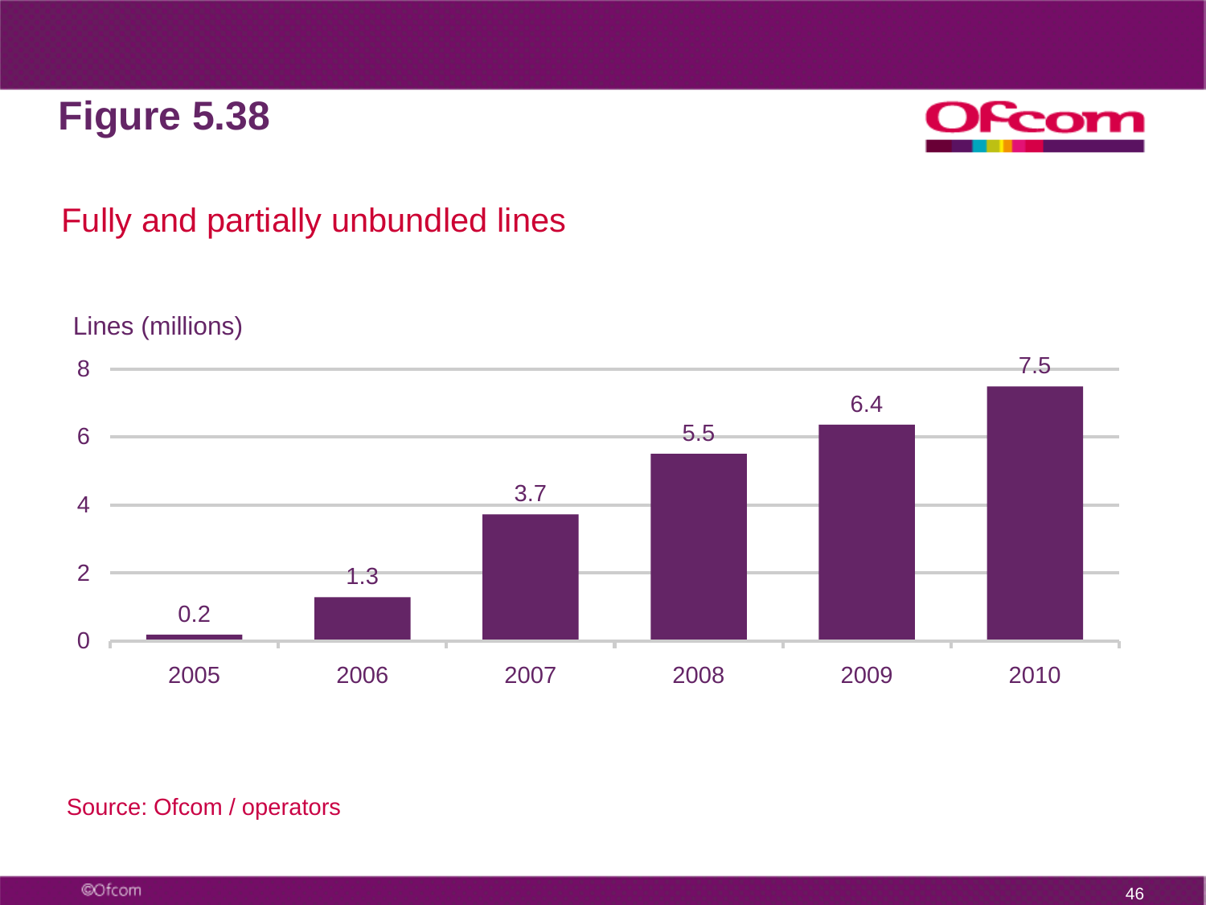# Figure 5.38

## Fully and partially unbundled lines

Lines (millions)

| Year | Lines (millions) |
|---|---|
| 2005 | 0.2 |
| 2006 | 1.3 |
| 2007 | 3.7 |
| 2008 | 5.5 |
| 2009 | 6.4 |
| 2010 | 7.5 |

Source: Ofcom / operators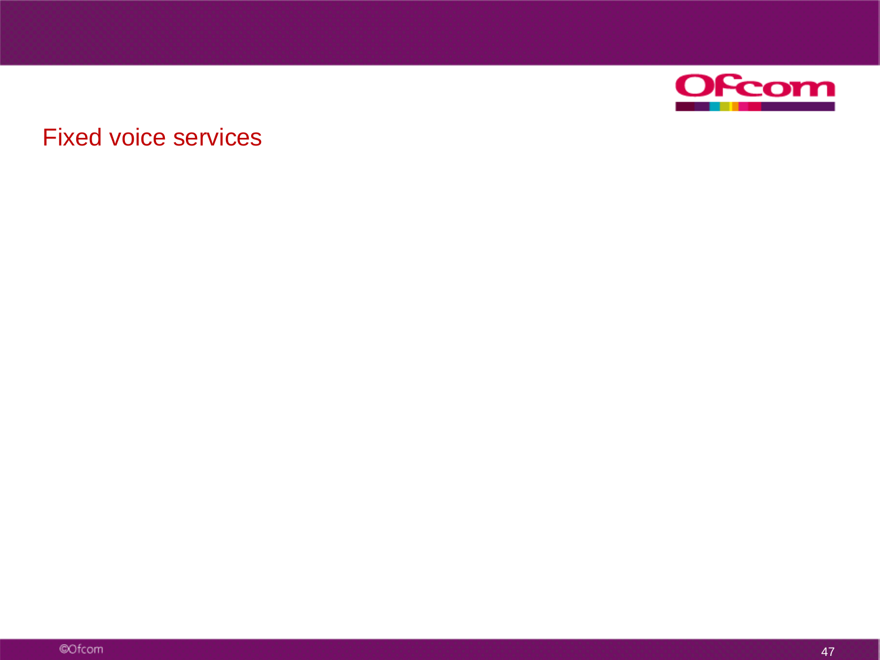# Fixed voice services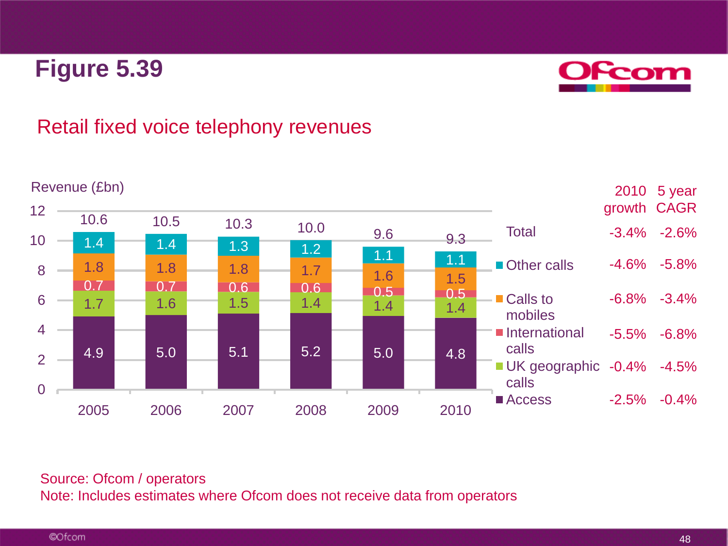# Figure 5.39

## Retail fixed voice telephony revenues

Revenue (£bn)

| | 2005 | 2006 | 2007 | 2008 | 2009 | 2010 |
|---|---|---|---|---|---|---|
| Other calls | 1.4 | 1.4 | 1.3 | 1.2 | 1.1 | 1.1 |
| Calls to mobiles | 1.8 | 1.8 | 1.8 | 1.7 | 1.6 | 1.5 |
| International calls | 0.7 | 0.7 | 0.6 | 0.6 | 0.5 | 0.5 |
| UK geographic calls | 1.7 | 1.6 | 1.5 | 1.4 | 1.4 | 1.4 |
| Access | 4.9 | 5.0 | 5.1 | 5.2 | 5.0 | 4.8 |
| Total | 10.6 | 10.5 | 10.3 | 10.0 | 9.6 | 9.3 |

| | 2010 growth | 5 year CAGR |
|---|---|---|
| Total | -3.4% | -2.6% |
| Other calls | -4.6% | -5.8% |
| Calls to mobiles | -6.8% | -3.4% |
| International calls | -5.5% | -6.8% |
| UK geographic calls | -0.4% | -4.5% |
| Access | -2.5% | -0.4% |

Source: Ofcom / operators

Note: Includes estimates where Ofcom does not receive data from operators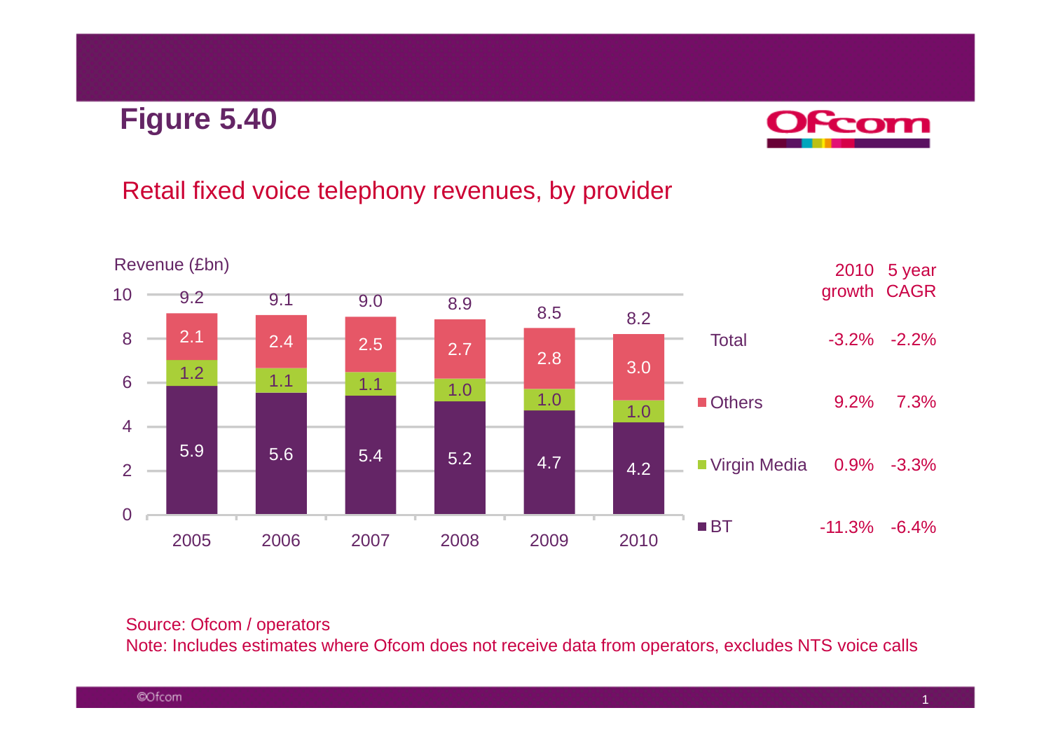# Figure 5.40

## Retail fixed voice telephony revenues, by provider

Revenue (£bn)

| Provider | 2005 | 2006 | 2007 | 2008 | 2009 | 2010 | 2010 growth | 5 year CAGR |
|---|---|---|---|---|---|---|---|---|
| Total | 9.2 | 9.1 | 9.0 | 8.9 | 8.5 | 8.2 | -3.2% | -2.2% |
| Others | 2.1 | 2.4 | 2.5 | 2.7 | 2.8 | 3.0 | 9.2% | 7.3% |
| Virgin Media | 1.2 | 1.1 | 1.1 | 1.0 | 1.0 | 1.0 | 0.9% | -3.3% |
| BT | 5.9 | 5.6 | 5.4 | 5.2 | 4.7 | 4.2 | -11.3% | -6.4% |

Source: Ofcom / operators

Note: Includes estimates where Ofcom does not receive data from operators, excludes NTS voice calls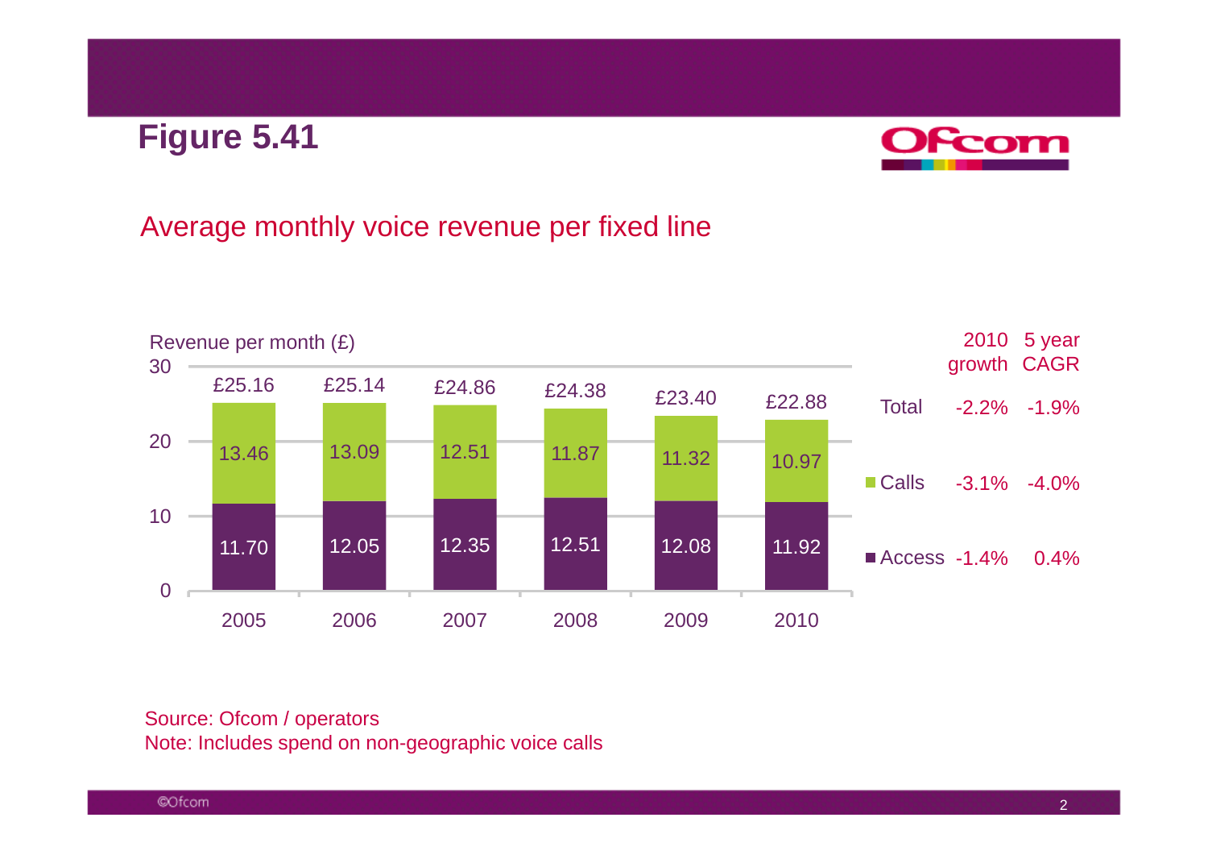# Figure 5.41

## Average monthly voice revenue per fixed line

Revenue per month (£)

| | 2005 | 2006 | 2007 | 2008 | 2009 | 2010 | 2010 growth | 5 year CAGR |
|---|---|---|---|---|---|---|---|---|
| Total | £25.16 | £25.14 | £24.86 | £24.38 | £23.40 | £22.88 | -2.2% | -1.9% |
| Calls | 13.46 | 13.09 | 12.51 | 11.87 | 11.32 | 10.97 | -3.1% | -4.0% |
| Access | 11.70 | 12.05 | 12.35 | 12.51 | 12.08 | 11.92 | -1.4% | 0.4% |

Source: Ofcom / operators
Note: Includes spend on non-geographic voice calls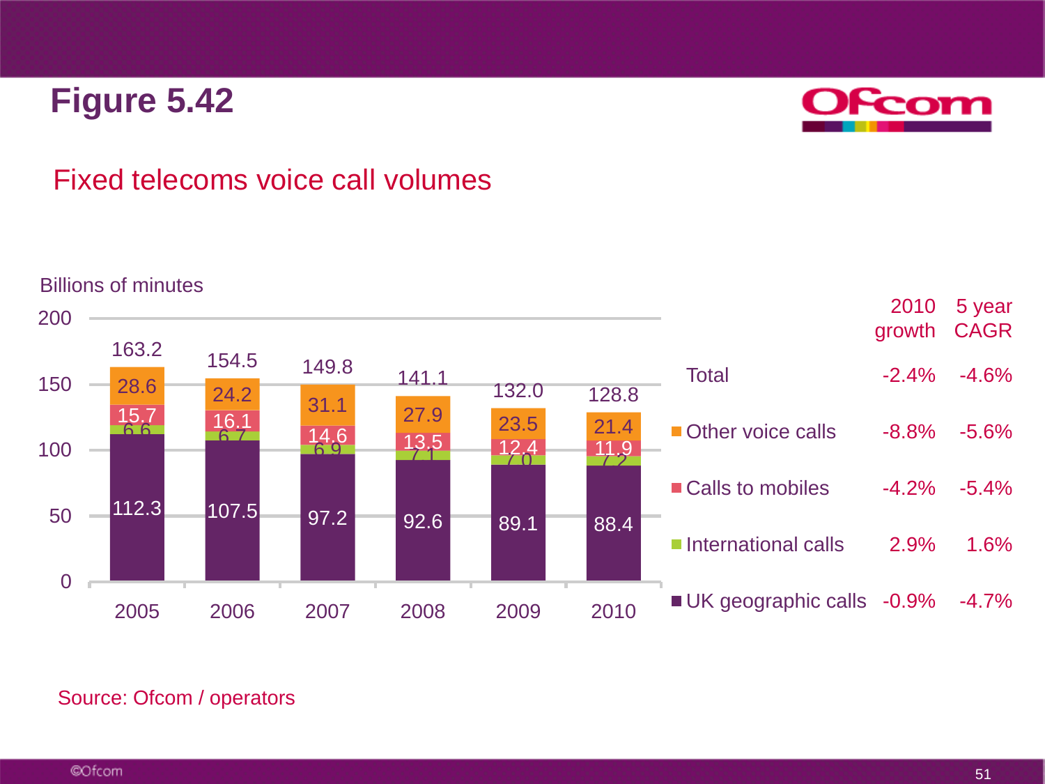# Figure 5.42

## Fixed telecoms voice call volumes

Billions of minutes

| | 2005 | 2006 | 2007 | 2008 | 2009 | 2010 |
|---|---|---|---|---|---|---|
| Other voice calls | 28.6 | 24.2 | 31.1 | 27.9 | 23.5 | 21.4 |
| Calls to mobiles | 15.7 | 16.1 | 14.6 | 13.5 | 12.4 | 11.9 |
| International calls | 6.6 | 6.7 | 6.9 | 7.1 | 7.0 | 7.2 |
| UK geographic calls | 112.3 | 107.5 | 97.2 | 92.6 | 89.1 | 88.4 |
| Total | 163.2 | 154.5 | 149.8 | 141.1 | 132.0 | 128.8 |

| | 2010 growth | 5 year CAGR |
|---|---|---|
| Total | -2.4% | -4.6% |
| Other voice calls | -8.8% | -5.6% |
| Calls to mobiles | -4.2% | -5.4% |
| International calls | 2.9% | 1.6% |
| UK geographic calls | -0.9% | -4.7% |

Source: Ofcom / operators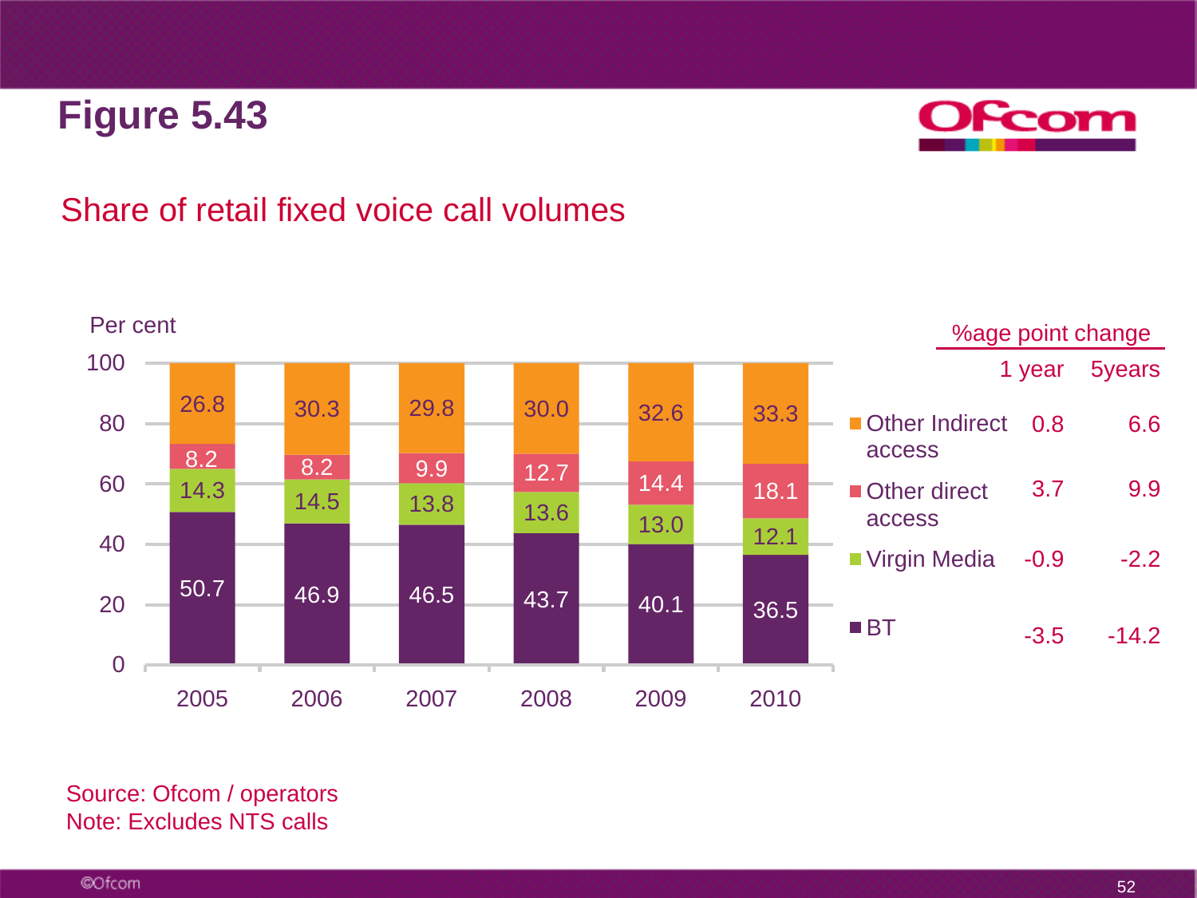# Figure 5.43

## Share of retail fixed voice call volumes

Per cent

| | 2005 | 2006 | 2007 | 2008 | 2009 | 2010 |
|---|---|---|---|---|---|---|
| Other Indirect access | 26.8 | 30.3 | 29.8 | 30.0 | 32.6 | 33.3 |
| Other direct access | 8.2 | 8.2 | 9.9 | 12.7 | 14.4 | 18.1 |
| Virgin Media | 14.3 | 14.5 | 13.8 | 13.6 | 13.0 | 12.1 |
| BT | 50.7 | 46.9 | 46.5 | 43.7 | 40.1 | 36.5 |

%age point change

| | 1 year | 5years |
|---|---|---|
| Other Indirect access | 0.8 | 6.6 |
| Other direct access | 3.7 | 9.9 |
| Virgin Media | -0.9 | -2.2 |
| BT | -3.5 | -14.2 |

Source: Ofcom / operators
Note: Excludes NTS calls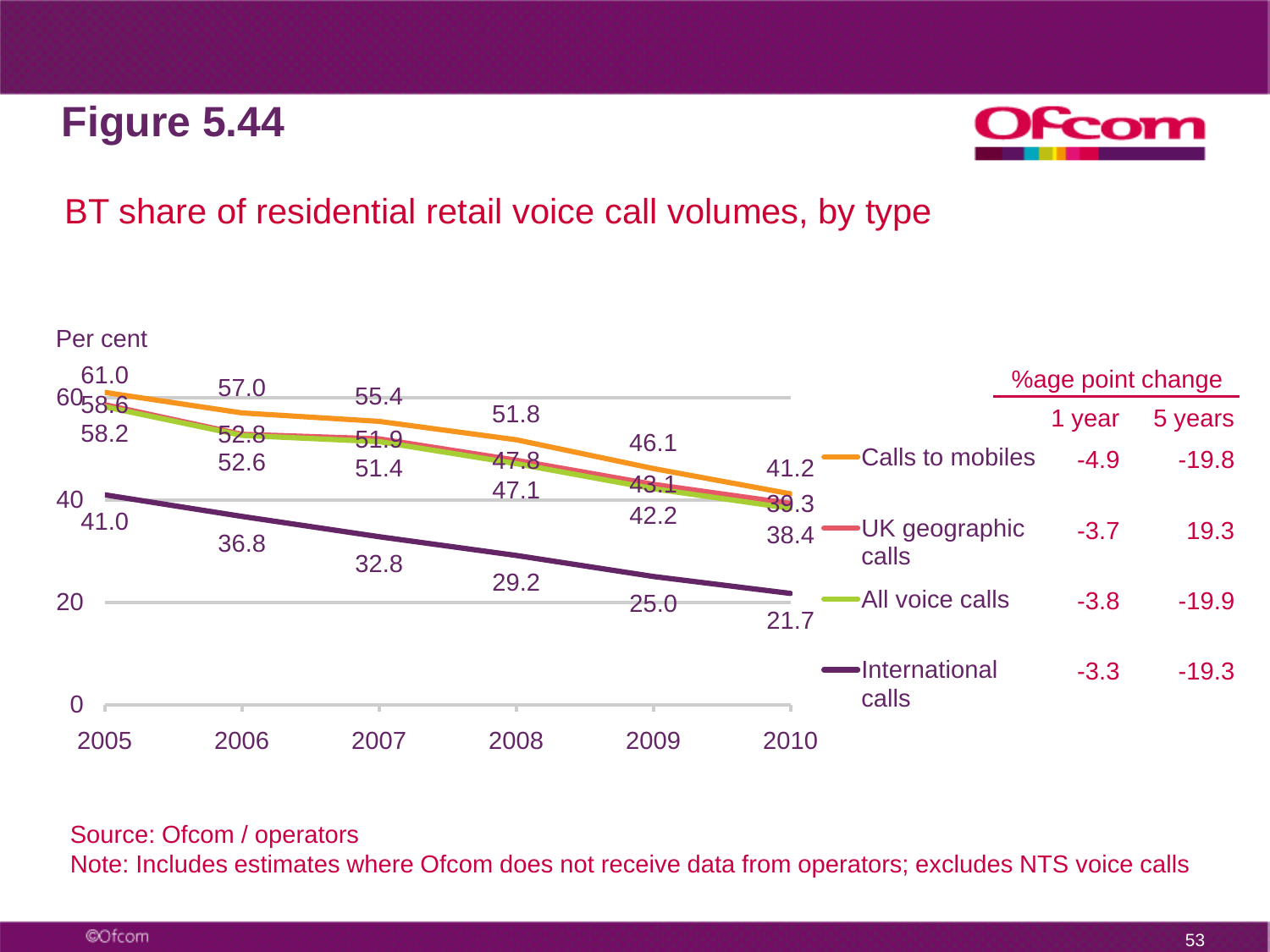# Figure 5.44

## BT share of residential retail voice call volumes, by type

Per cent

| | 2005 | 2006 | 2007 | 2008 | 2009 | 2010 |
|---|---|---|---|---|---|---|
| Calls to mobiles | 61.0 | 57.0 | 55.4 | 51.8 | 46.1 | 41.2 |
| UK geographic calls | 58.6 | 52.8 | 51.9 | 47.8 | 43.1 | 39.3 |
| All voice calls | 58.2 | 52.6 | 51.4 | 47.1 | 42.2 | 38.4 |
| International calls | 41.0 | 36.8 | 32.8 | 29.2 | 25.0 | 21.7 |

| | %age point change | |
|---|---|---|
| | 1 year | 5 years |
| Calls to mobiles | -4.9 | -19.8 |
| UK geographic calls | -3.7 | 19.3 |
| All voice calls | -3.8 | -19.9 |
| International calls | -3.3 | -19.3 |

Source: Ofcom / operators

Note: Includes estimates where Ofcom does not receive data from operators; excludes NTS voice calls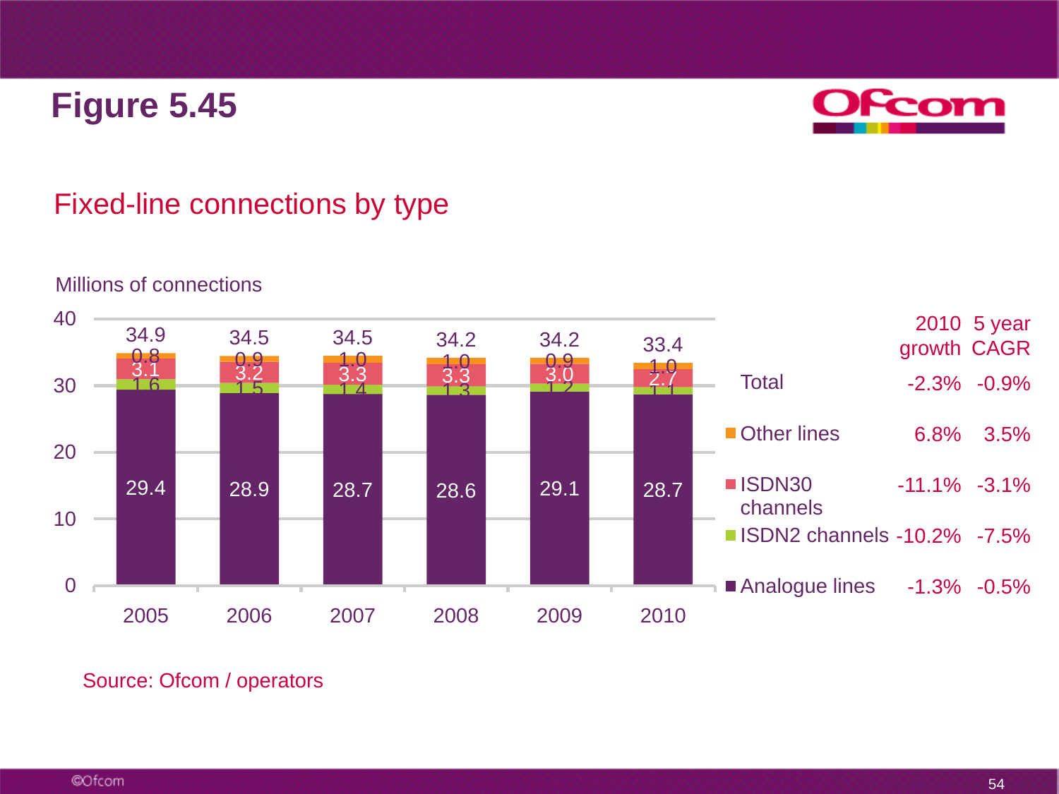# Figure 5.45

## Fixed-line connections by type

Millions of connections

| Year | Analogue lines | ISDN2 channels | ISDN30 channels | Other lines | Total |
|---|---|---|---|---|---|
| 2005 | 29.4 | 1.6 | 3.1 | 0.8 | 34.9 |
| 2006 | 28.9 | 1.5 | 3.2 | 0.9 | 34.5 |
| 2007 | 28.7 | 1.4 | 3.3 | 1.0 | 34.5 |
| 2008 | 28.6 | 1.3 | 3.3 | 1.0 | 34.2 |
| 2009 | 29.1 | 1.2 | 3.0 | 0.9 | 34.2 |
| 2010 | 28.7 | 1.1 | 2.7 | 1.0 | 33.4 |

| | 2010 growth | 5 year CAGR |
|---|---|---|
| Total | -2.3% | -0.9% |
| Other lines | 6.8% | 3.5% |
| ISDN30 channels | -11.1% | -3.1% |
| ISDN2 channels | -10.2% | -7.5% |
| Analogue lines | -1.3% | -0.5% |

Source: Ofcom / operators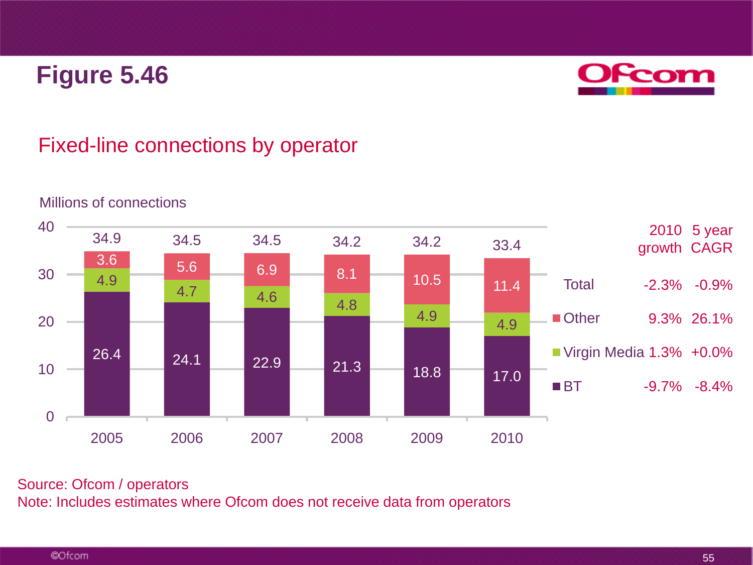# Figure 5.46

## Fixed-line connections by operator

Millions of connections

| | 2005 | 2006 | 2007 | 2008 | 2009 | 2010 |
|---|---|---|---|---|---|---|
| Other | 3.6 | 5.6 | 6.9 | 8.1 | 10.5 | 11.4 |
| Virgin Media | 4.9 | 4.7 | 4.6 | 4.8 | 4.9 | 4.9 |
| BT | 26.4 | 24.1 | 22.9 | 21.3 | 18.8 | 17.0 |
| Total | 34.9 | 34.5 | 34.5 | 34.2 | 34.2 | 33.4 |

| | 2010 growth | 5 year CAGR |
|---|---|---|
| Total | -2.3% | -0.9% |
| Other | 9.3% | 26.1% |
| Virgin Media | 1.3% | +0.0% |
| BT | -9.7% | -8.4% |

Source: Ofcom / operators
Note: Includes estimates where Ofcom does not receive data from operators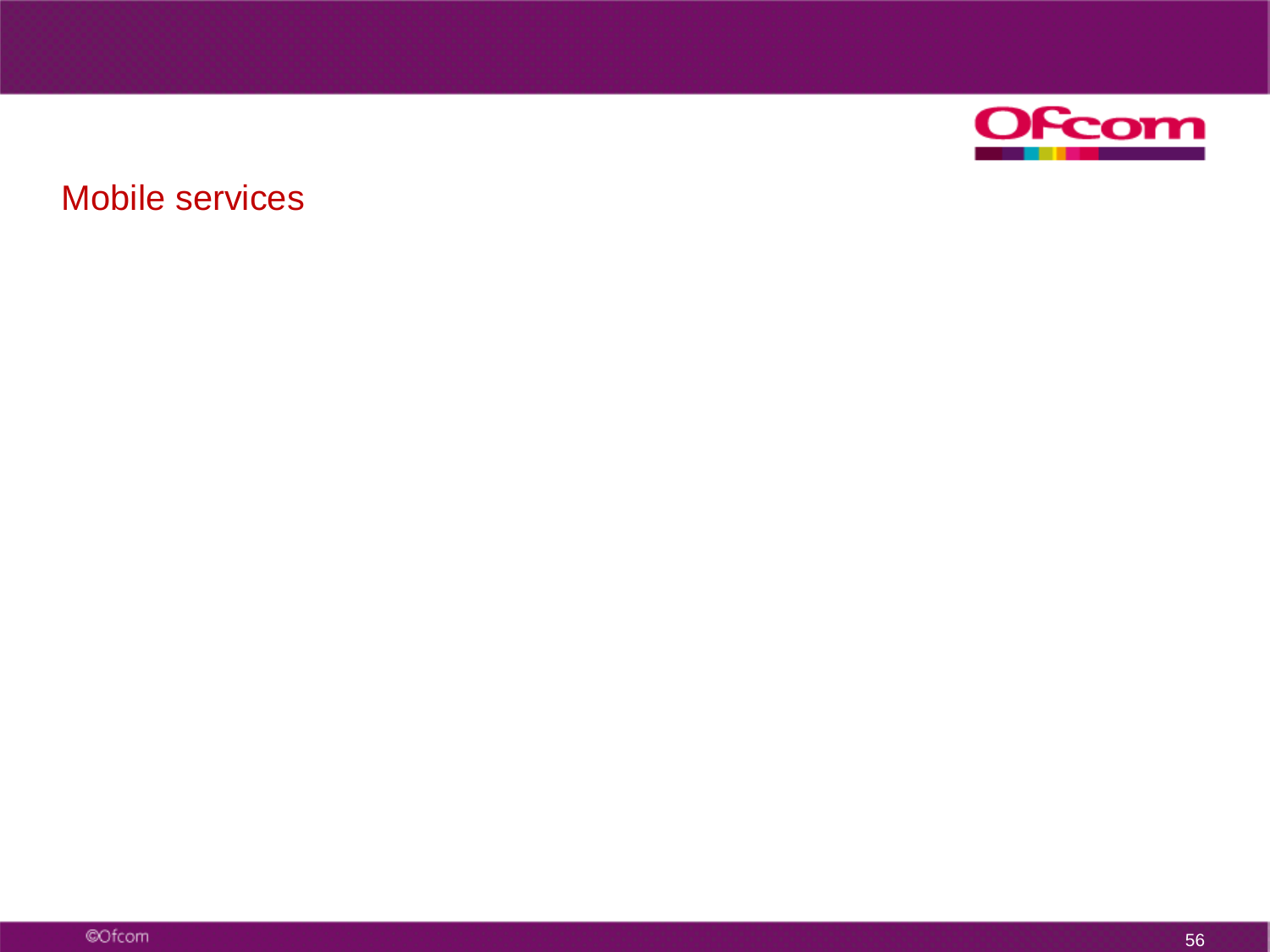# Mobile services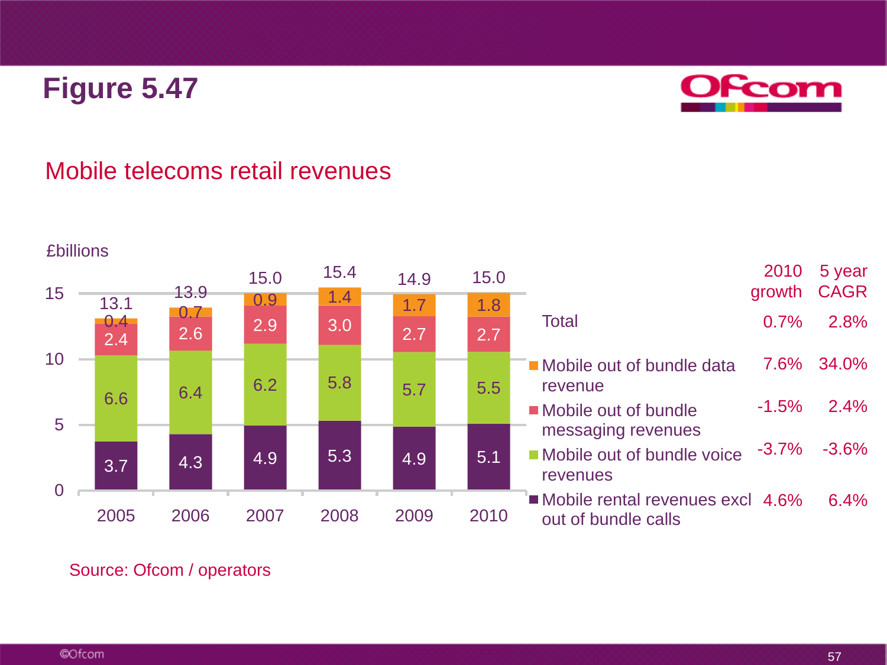# Figure 5.47

## Mobile telecoms retail revenues

£billions

| | 2005 | 2006 | 2007 | 2008 | 2009 | 2010 |
|---|---|---|---|---|---|---|
| Mobile out of bundle data revenue | 0.4 | 0.7 | 0.9 | 1.4 | 1.7 | 1.8 |
| Mobile out of bundle messaging revenues | 2.4 | 2.6 | 2.9 | 3.0 | 2.7 | 2.7 |
| Mobile out of bundle voice revenues | 6.6 | 6.4 | 6.2 | 5.8 | 5.7 | 5.5 |
| Mobile rental revenues excl out of bundle calls | 3.7 | 4.3 | 4.9 | 5.3 | 4.9 | 5.1 |
| Total | 13.1 | 13.9 | 15.0 | 15.4 | 14.9 | 15.0 |

| | 2010 growth | 5 year CAGR |
|---|---|---|
| Total | 0.7% | 2.8% |
| Mobile out of bundle data revenue | 7.6% | 34.0% |
| Mobile out of bundle messaging revenues | -1.5% | 2.4% |
| Mobile out of bundle voice revenues | -3.7% | -3.6% |
| Mobile rental revenues excl out of bundle calls | 4.6% | 6.4% |

Source: Ofcom / operators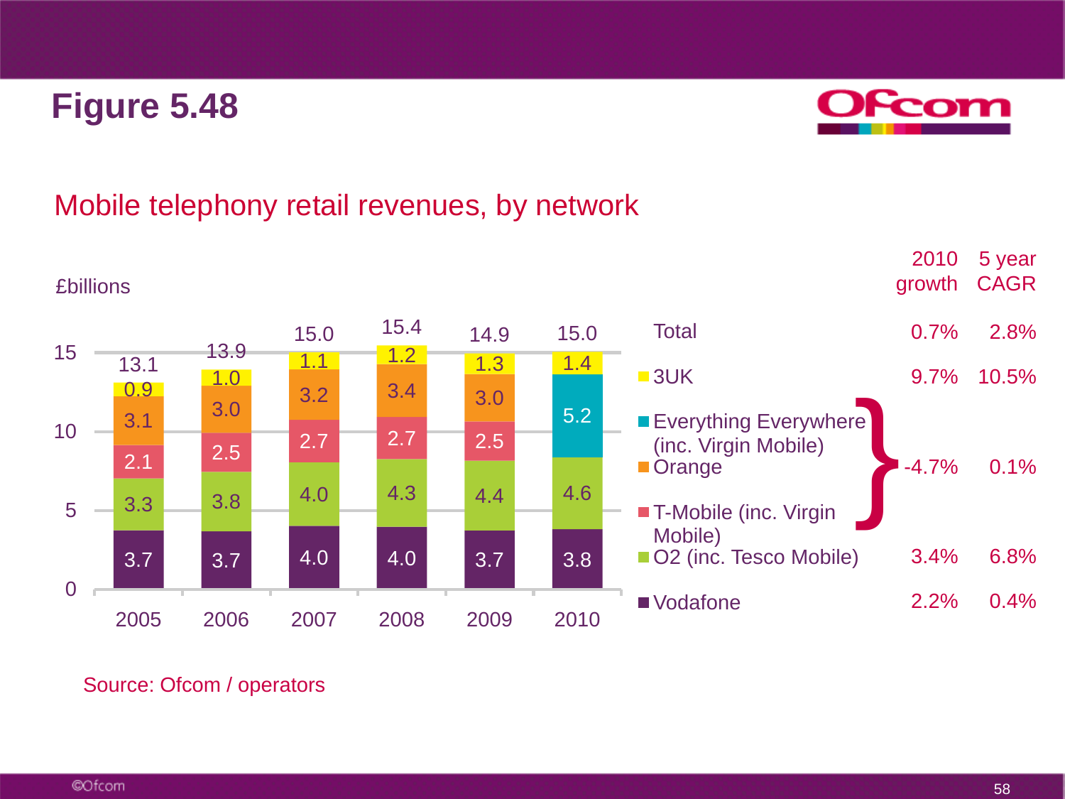# Figure 5.48

## Mobile telephony retail revenues, by network

£billions

| Network | 2005 | 2006 | 2007 | 2008 | 2009 | 2010 | 2010 growth | 5 year CAGR |
|---|---|---|---|---|---|---|---|---|
| Total | 13.1 | 13.9 | 15.0 | 15.4 | 14.9 | 15.0 | 0.7% | 2.8% |
| 3UK | 0.9 | 1.0 | 1.1 | 1.2 | 1.3 | 1.4 | 9.7% | 10.5% |
| Everything Everywhere (inc. Virgin Mobile) | | | | | | 5.2 | -4.7% | 0.1% |
| Orange | 3.1 | 3.0 | 3.2 | 3.4 | 3.0 | | | |
| T-Mobile (inc. Virgin Mobile) | 2.1 | 2.5 | 2.7 | 2.7 | 2.5 | | | |
| O2 (inc. Tesco Mobile) | 3.3 | 3.8 | 4.0 | 4.3 | 4.4 | 4.6 | 3.4% | 6.8% |
| Vodafone | 3.7 | 3.7 | 4.0 | 4.0 | 3.7 | 3.8 | 2.2% | 0.4% |

Note: The 2010 growth (-4.7%) and 5 year CAGR (0.1%) figures apply jointly to Everything Everywhere (inc. Virgin Mobile), Orange and T-Mobile (inc. Virgin Mobile).

Source: Ofcom / operators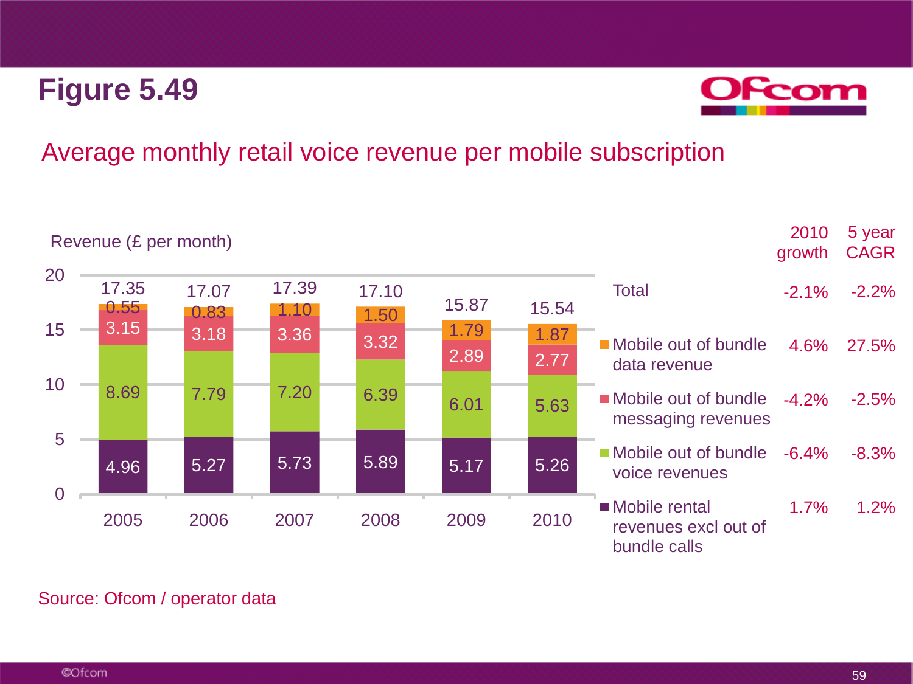# Figure 5.49

## Average monthly retail voice revenue per mobile subscription

Revenue (£ per month)

| | 2005 | 2006 | 2007 | 2008 | 2009 | 2010 |
|---|---|---|---|---|---|---|
| Total | 17.35 | 17.07 | 17.39 | 17.10 | 15.87 | 15.54 |
| Mobile out of bundle data revenue | 0.55 | 0.83 | 1.10 | 1.50 | 1.79 | 1.87 |
| Mobile out of bundle messaging revenues | 3.15 | 3.18 | 3.36 | 3.32 | 2.89 | 2.77 |
| Mobile out of bundle voice revenues | 8.69 | 7.79 | 7.20 | 6.39 | 6.01 | 5.63 |
| Mobile rental revenues excl out of bundle calls | 4.96 | 5.27 | 5.73 | 5.89 | 5.17 | 5.26 |

| | 2010 growth | 5 year CAGR |
|---|---|---|
| Total | -2.1% | -2.2% |
| Mobile out of bundle data revenue | 4.6% | 27.5% |
| Mobile out of bundle messaging revenues | -4.2% | -2.5% |
| Mobile out of bundle voice revenues | -6.4% | -8.3% |
| Mobile rental revenues excl out of bundle calls | 1.7% | 1.2% |

Source: Ofcom / operator data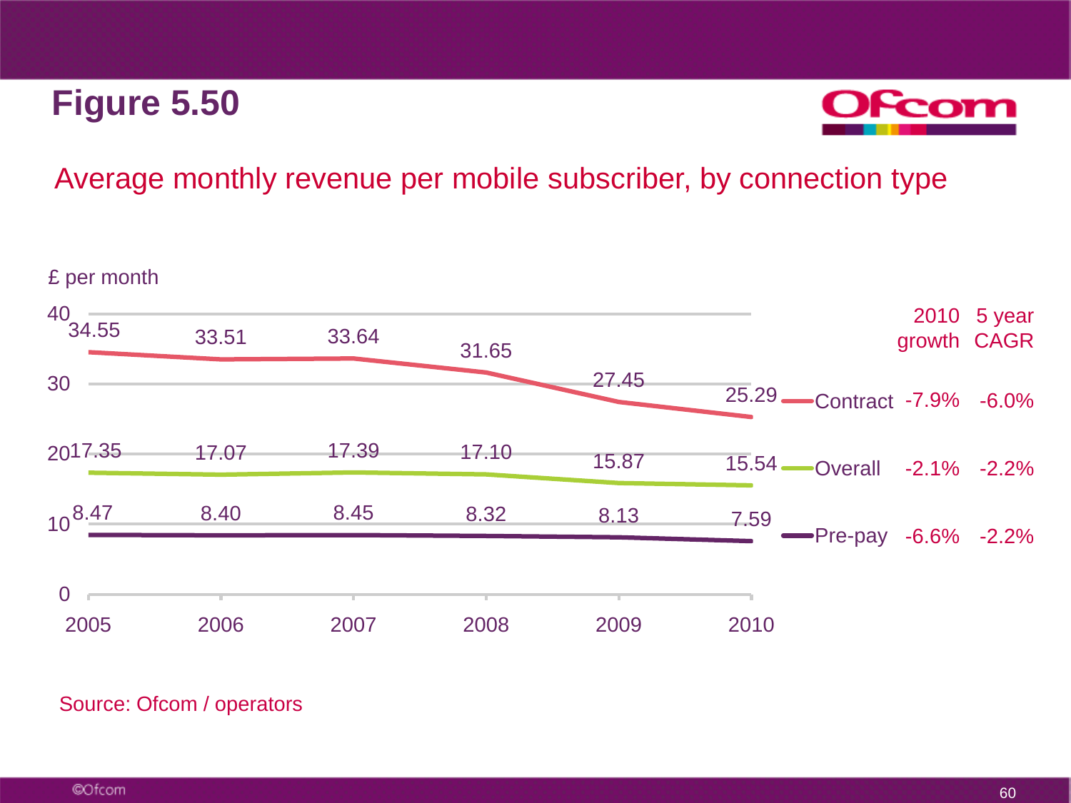# Figure 5.50

## Average monthly revenue per mobile subscriber, by connection type

£ per month

| | 2005 | 2006 | 2007 | 2008 | 2009 | 2010 | 2010 growth | 5 year CAGR |
|---|---|---|---|---|---|---|---|---|
| Contract | 34.55 | 33.51 | 33.64 | 31.65 | 27.45 | 25.29 | -7.9% | -6.0% |
| Overall | 17.35 | 17.07 | 17.39 | 17.10 | 15.87 | 15.54 | -2.1% | -2.2% |
| Pre-pay | 8.47 | 8.40 | 8.45 | 8.32 | 8.13 | 7.59 | -6.6% | -2.2% |

Source: Ofcom / operators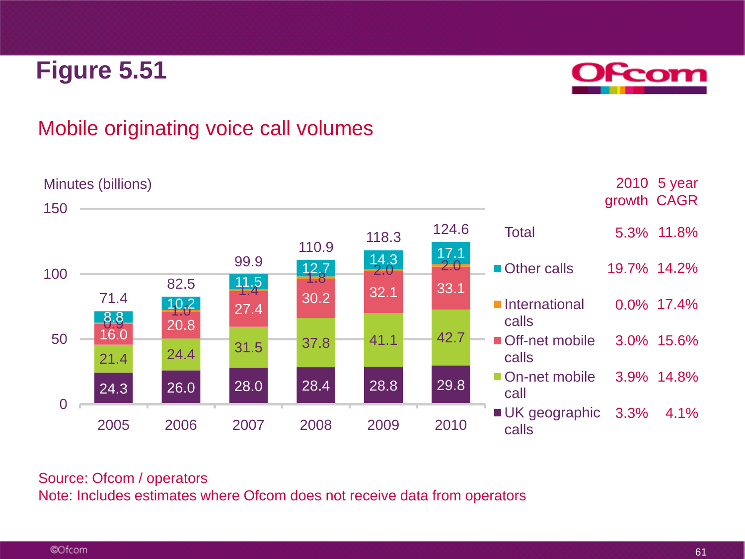# Figure 5.51

## Mobile originating voice call volumes

Minutes (billions)

| Year | UK geographic calls | On-net mobile call | Off-net mobile calls | International calls | Other calls | Total |
|---|---|---|---|---|---|---|
| 2005 | 24.3 | 21.4 | 16.0 | 0.9 | 8.8 | 71.4 |
| 2006 | 26.0 | 24.4 | 20.8 | 1.0 | 10.2 | 82.5 |
| 2007 | 28.0 | 31.5 | 27.4 | 1.4 | 11.5 | 99.9 |
| 2008 | 28.4 | 37.8 | 30.2 | 1.8 | 12.7 | 110.9 |
| 2009 | 28.8 | 41.1 | 32.1 | 2.0 | 14.3 | 118.3 |
| 2010 | 29.8 | 42.7 | 33.1 | 2.0 | 17.1 | 124.6 |

| | 2010 growth | 5 year CAGR |
|---|---|---|
| Total | 5.3% | 11.8% |
| Other calls | 19.7% | 14.2% |
| International calls | 0.0% | 17.4% |
| Off-net mobile calls | 3.0% | 15.6% |
| On-net mobile call | 3.9% | 14.8% |
| UK geographic calls | 3.3% | 4.1% |

Source: Ofcom / operators
Note: Includes estimates where Ofcom does not receive data from operators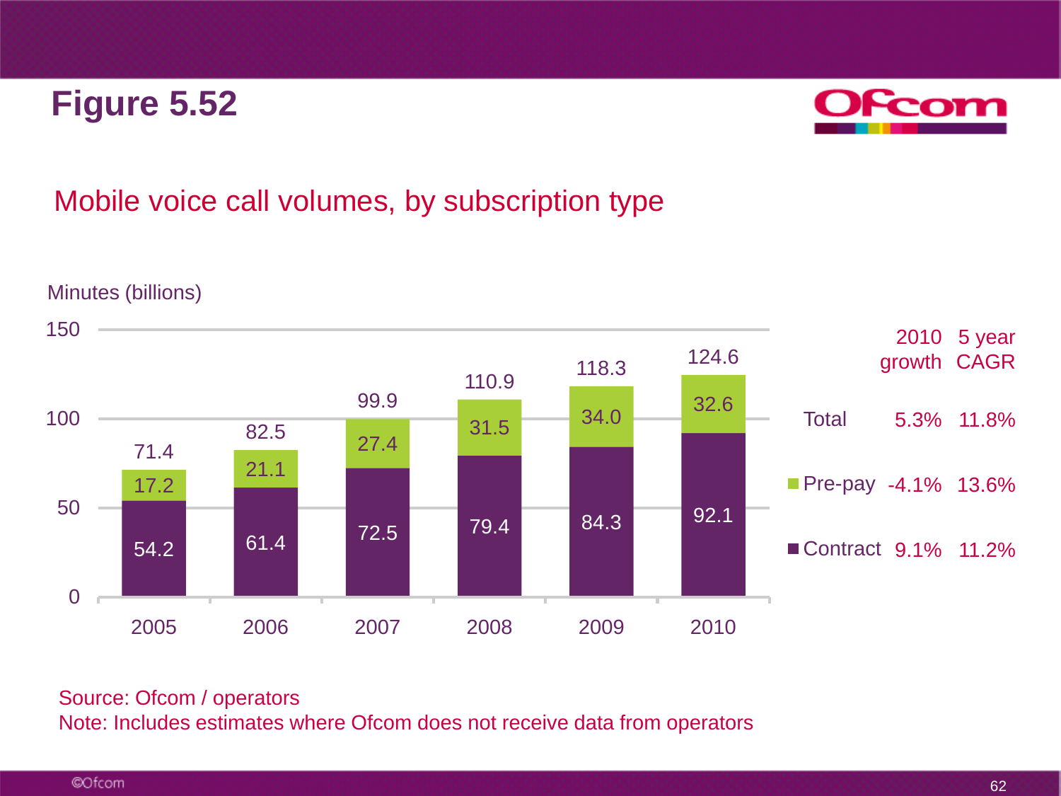# Figure 5.52

## Mobile voice call volumes, by subscription type

Minutes (billions)

| Year | Contract | Pre-pay | Total |
|---|---|---|---|
| 2005 | 54.2 | 17.2 | 71.4 |
| 2006 | 61.4 | 21.1 | 82.5 |
| 2007 | 72.5 | 27.4 | 99.9 |
| 2008 | 79.4 | 31.5 | 110.9 |
| 2009 | 84.3 | 34.0 | 118.3 |
| 2010 | 92.1 | 32.6 | 124.6 |

| | 2010 growth | 5 year CAGR |
|---|---|---|
| Total | 5.3% | 11.8% |
| Pre-pay | -4.1% | 13.6% |
| Contract | 9.1% | 11.2% |

Source: Ofcom / operators

Note: Includes estimates where Ofcom does not receive data from operators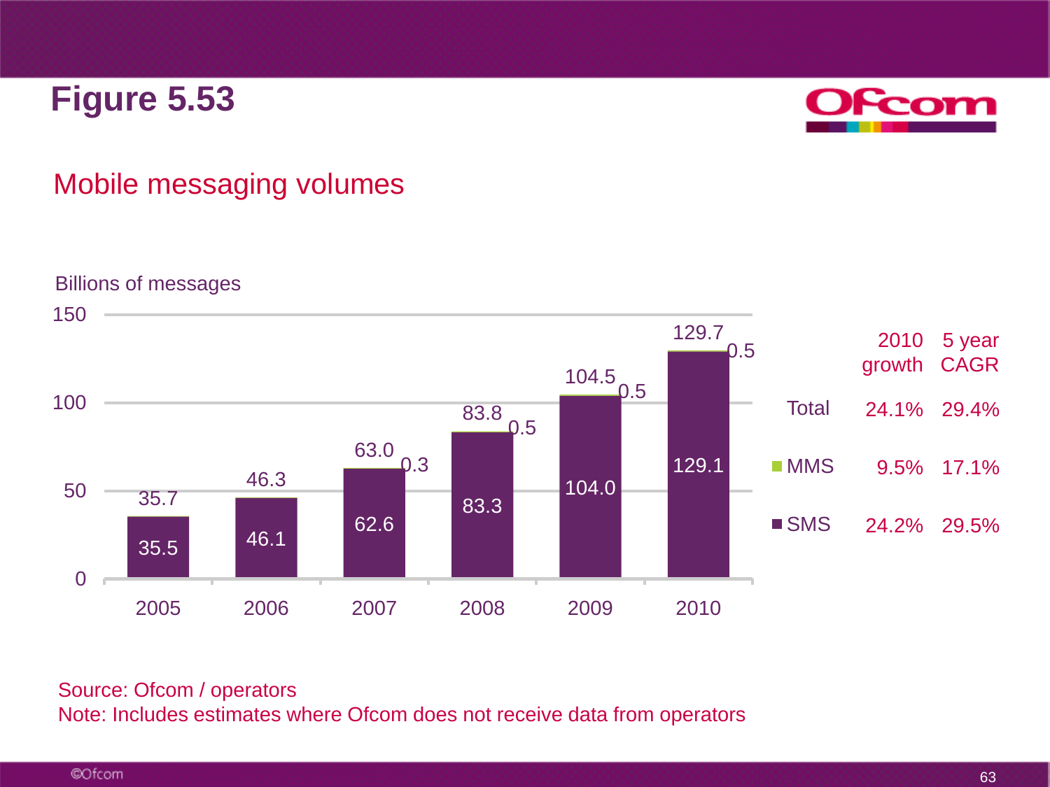# Figure 5.53

## Mobile messaging volumes

Billions of messages

| Year | SMS | MMS | Total |
|---|---|---|---|
| 2005 | 35.5 | | 35.7 |
| 2006 | 46.1 | | 46.3 |
| 2007 | 62.6 | 0.3 | 63.0 |
| 2008 | 83.3 | 0.5 | 83.8 |
| 2009 | 104.0 | 0.5 | 104.5 |
| 2010 | 129.1 | 0.5 | 129.7 |

| | 2010 growth | 5 year CAGR |
|---|---|---|
| Total | 24.1% | 29.4% |
| MMS | 9.5% | 17.1% |
| SMS | 24.2% | 29.5% |

Source: Ofcom / operators
Note: Includes estimates where Ofcom does not receive data from operators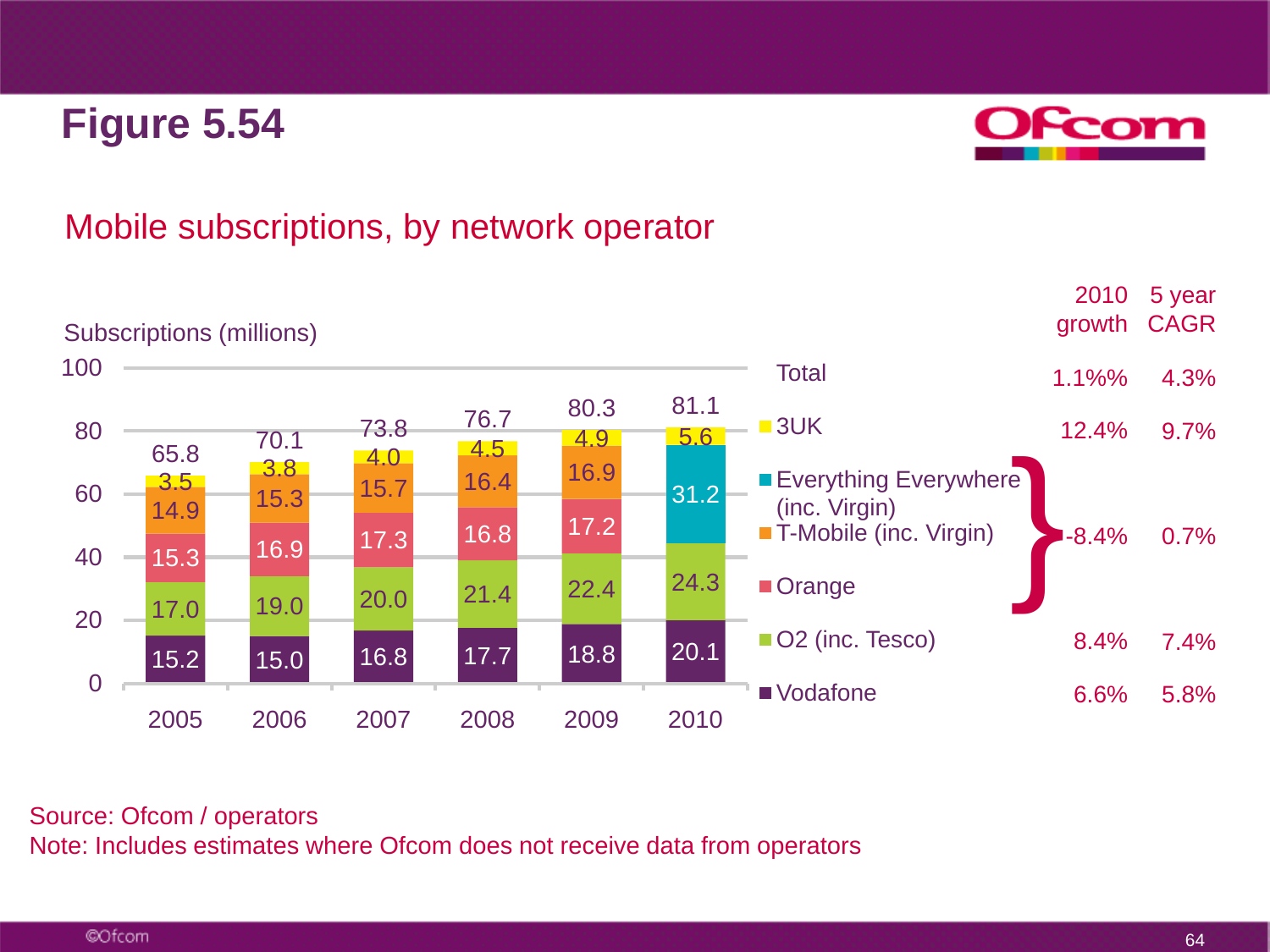# Figure 5.54

## Mobile subscriptions, by network operator

Subscriptions (millions)

| Operator | 2005 | 2006 | 2007 | 2008 | 2009 | 2010 | 2010 growth | 5 year CAGR |
|---|---|---|---|---|---|---|---|---|
| Total | 65.8 | 70.1 | 73.8 | 76.7 | 80.3 | 81.1 | 1.1%% | 4.3% |
| 3UK | 3.5 | 3.8 | 4.0 | 4.5 | 4.9 | 5.6 | 12.4% | 9.7% |
| Everything Everywhere (inc. Virgin) | | | | | | 31.2 | -8.4% | 0.7% |
| T-Mobile (inc. Virgin) | 14.9 | 15.3 | 15.7 | 16.4 | 16.9 | | | |
| Orange | 15.3 | 16.9 | 17.3 | 16.8 | 17.2 | | | |
| O2 (inc. Tesco) | 17.0 | 19.0 | 20.0 | 21.4 | 22.4 | 24.3 | 8.4% | 7.4% |
| Vodafone | 15.2 | 15.0 | 16.8 | 17.7 | 18.8 | 20.1 | 6.6% | 5.8% |

Note: The 2010 growth (-8.4%) and 5 year CAGR (0.7%) figures apply jointly to Everything Everywhere (inc. Virgin), T-Mobile (inc. Virgin) and Orange.

Source: Ofcom / operators

Note: Includes estimates where Ofcom does not receive data from operators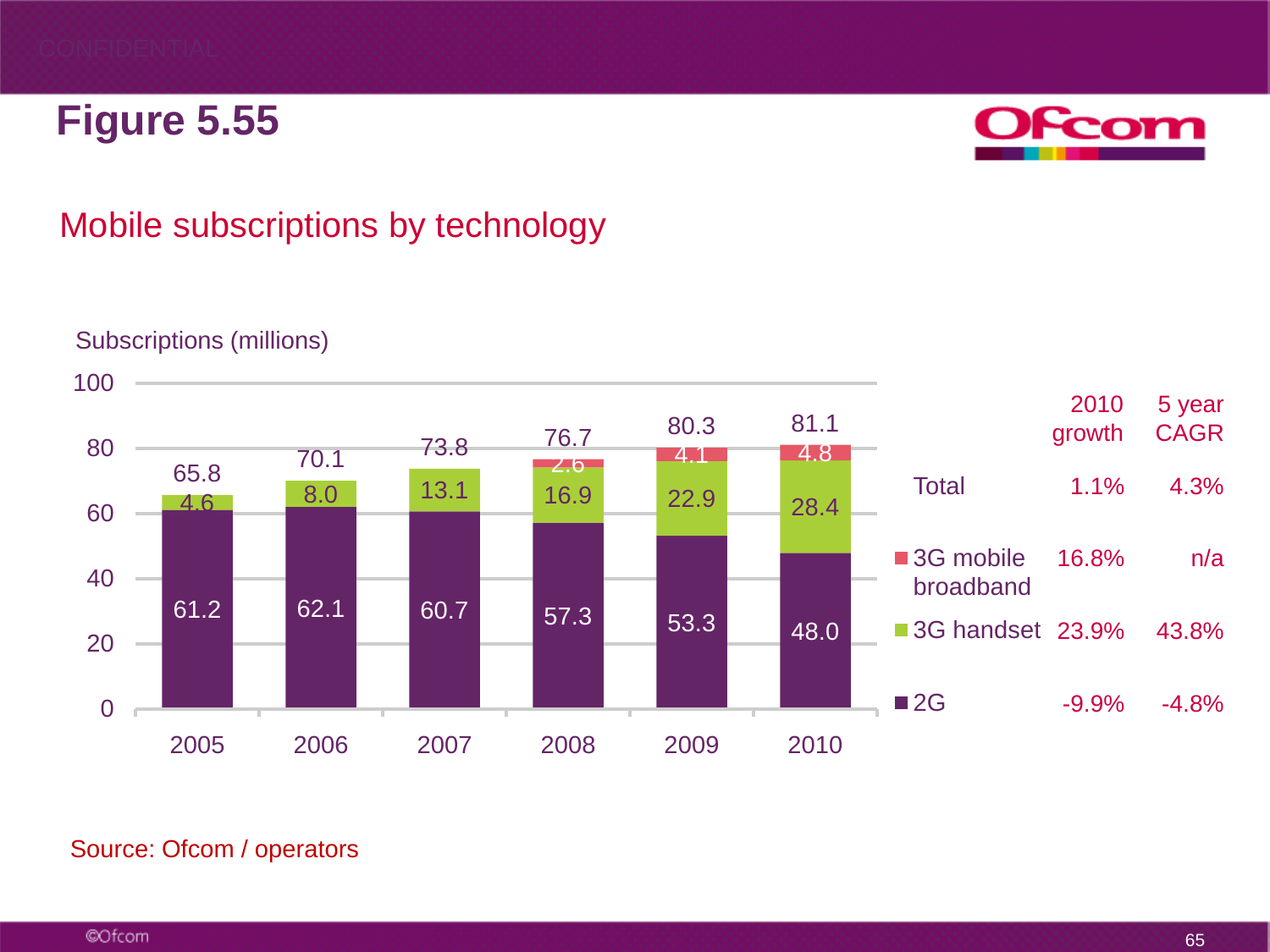# Figure 5.55

## Mobile subscriptions by technology

Subscriptions (millions)

| Year | 2G | 3G handset | 3G mobile broadband | Total |
|---|---|---|---|---|
| 2005 | 61.2 | 4.6 | | 65.8 |
| 2006 | 62.1 | 8.0 | | 70.1 |
| 2007 | 60.7 | 13.1 | | 73.8 |
| 2008 | 57.3 | 16.9 | 2.6 | 76.7 |
| 2009 | 53.3 | 22.9 | 4.1 | 80.3 |
| 2010 | 48.0 | 28.4 | 4.8 | 81.1 |

| | 2010 growth | 5 year CAGR |
|---|---|---|
| Total | 1.1% | 4.3% |
| 3G mobile broadband | 16.8% | n/a |
| 3G handset | 23.9% | 43.8% |
| 2G | -9.9% | -4.8% |

Source: Ofcom / operators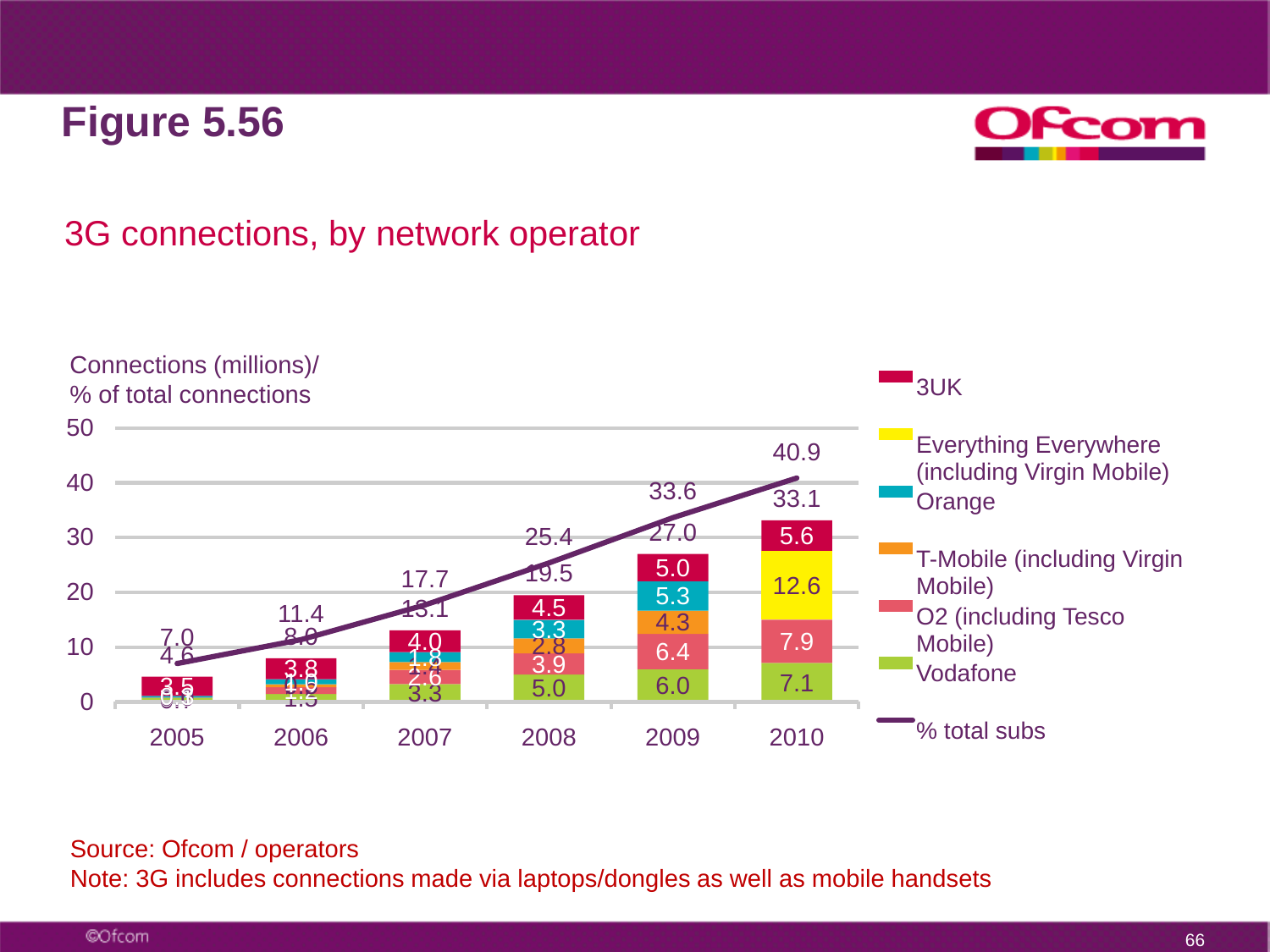# Figure 5.56

## 3G connections, by network operator

Connections (millions)/
% of total connections

| Year | Vodafone | O2 (including Tesco Mobile) | T-Mobile (including Virgin Mobile) | Orange | Everything Everywhere (including Virgin Mobile) | 3UK | Total | % total subs |
|---|---|---|---|---|---|---|---|---|
| 2005 | 0.7 | 0.3 | | 0.1 | | 3.5 | 4.6 | 7.0 |
| 2006 | 1.5 | 1.2 | | 1.0 | | 3.8 | 8.0 | 11.4 |
| 2007 | 3.3 | 2.6 | 1.4 | 1.8 | | 4.0 | 13.1 | 17.7 |
| 2008 | 5.0 | 3.9 | 2.8 | 3.3 | | 4.5 | 19.5 | 25.4 |
| 2009 | 6.0 | 6.4 | 4.3 | 5.3 | | 5.0 | 27.0 | 33.6 |
| 2010 | 7.1 | 7.9 | | | 12.6 | 5.6 | 33.1 | 40.9 |

Source: Ofcom / operators
Note: 3G includes connections made via laptops/dongles as well as mobile handsets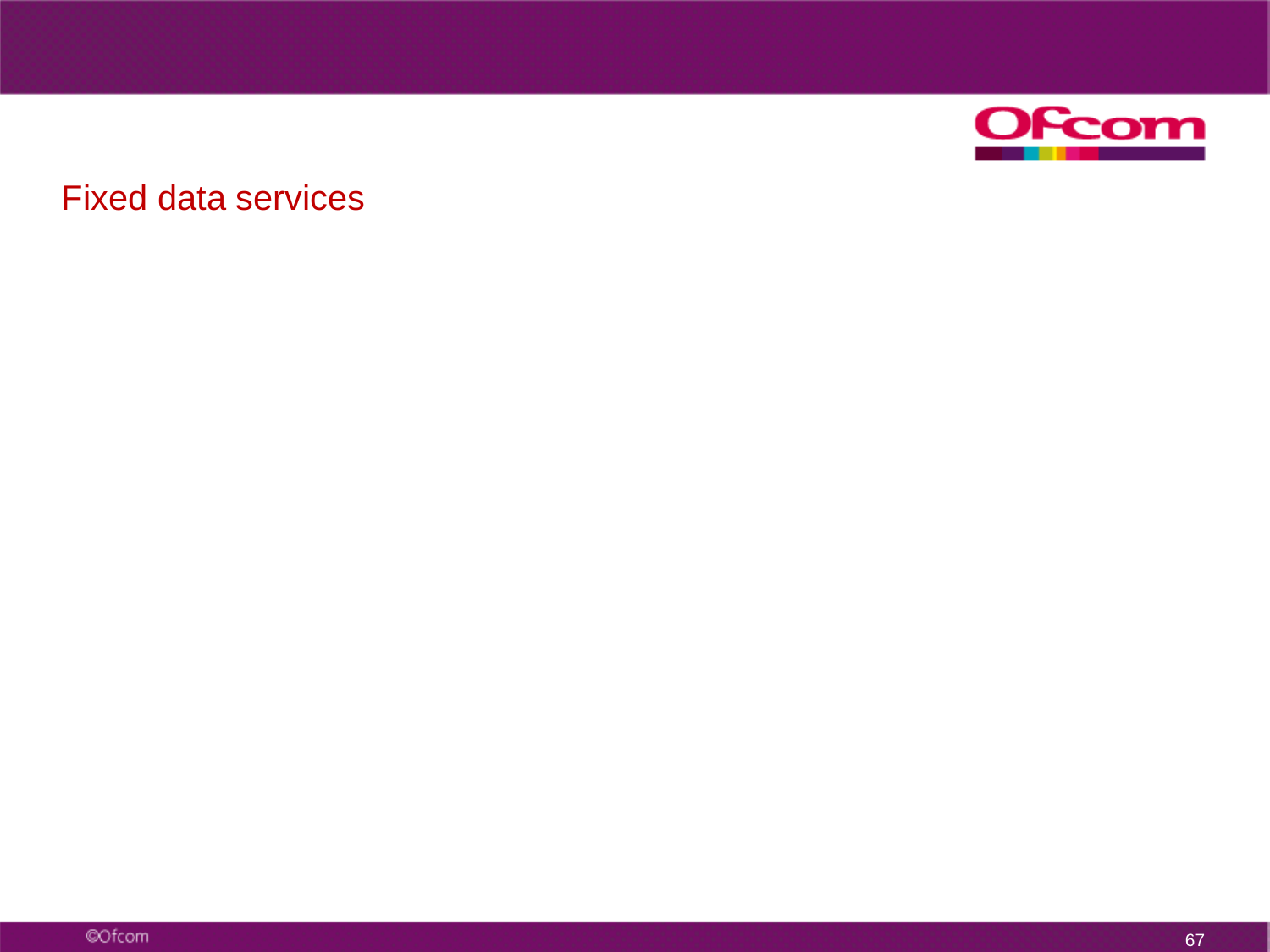# Fixed data services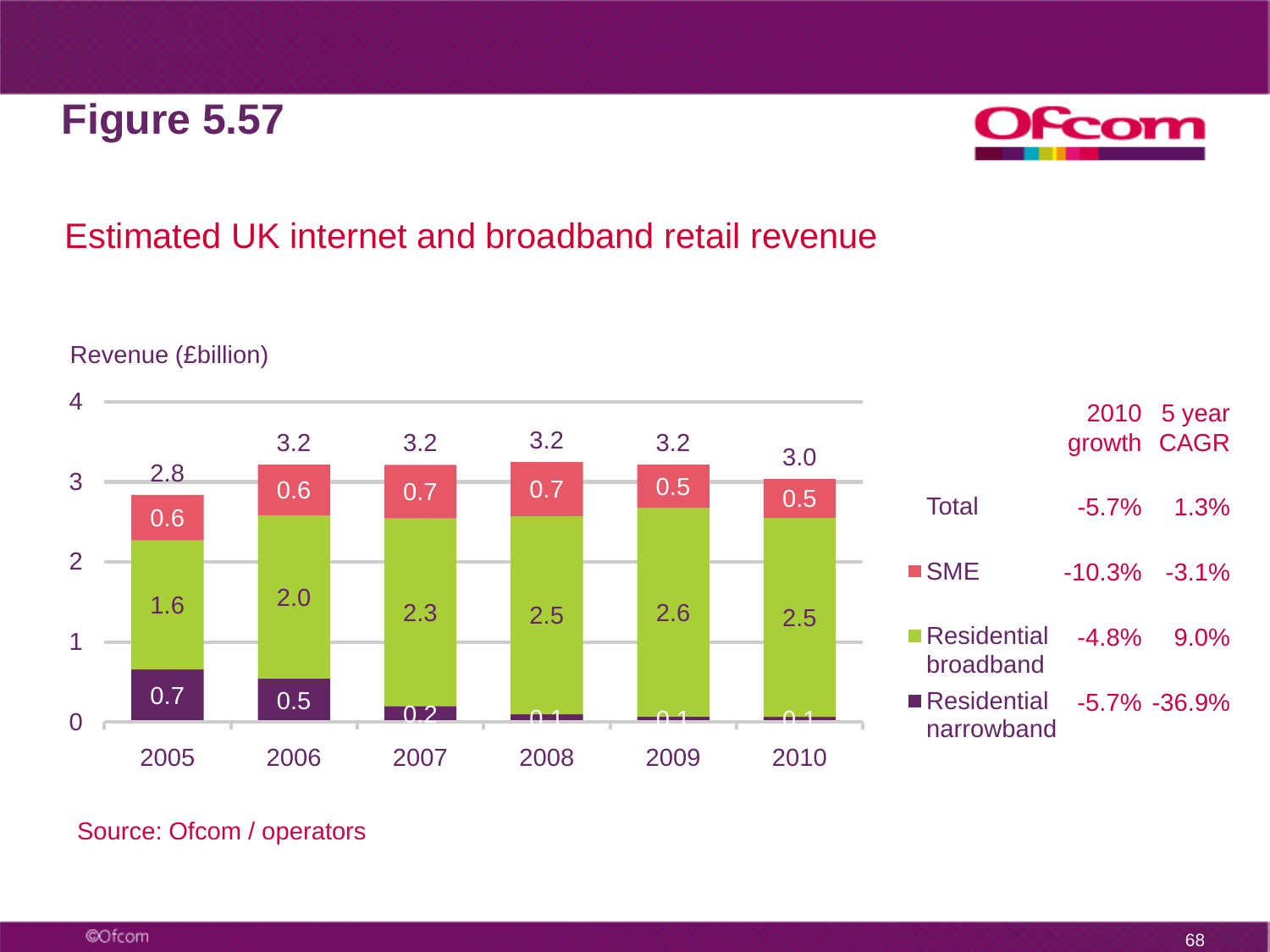# Figure 5.57

## Estimated UK internet and broadband retail revenue

Revenue (£billion)

| | 2005 | 2006 | 2007 | 2008 | 2009 | 2010 |
|---|---|---|---|---|---|---|
| SME | 0.6 | 0.6 | 0.7 | 0.7 | 0.5 | 0.5 |
| Residential broadband | 1.6 | 2.0 | 2.3 | 2.5 | 2.6 | 2.5 |
| Residential narrowband | 0.7 | 0.5 | 0.2 | 0.1 | 0.1 | 0.1 |
| Total | 2.8 | 3.2 | 3.2 | 3.2 | 3.2 | 3.0 |

| | 2010 growth | 5 year CAGR |
|---|---|---|
| Total | -5.7% | 1.3% |
| SME | -10.3% | -3.1% |
| Residential broadband | -4.8% | 9.0% |
| Residential narrowband | -5.7% | -36.9% |

Source: Ofcom / operators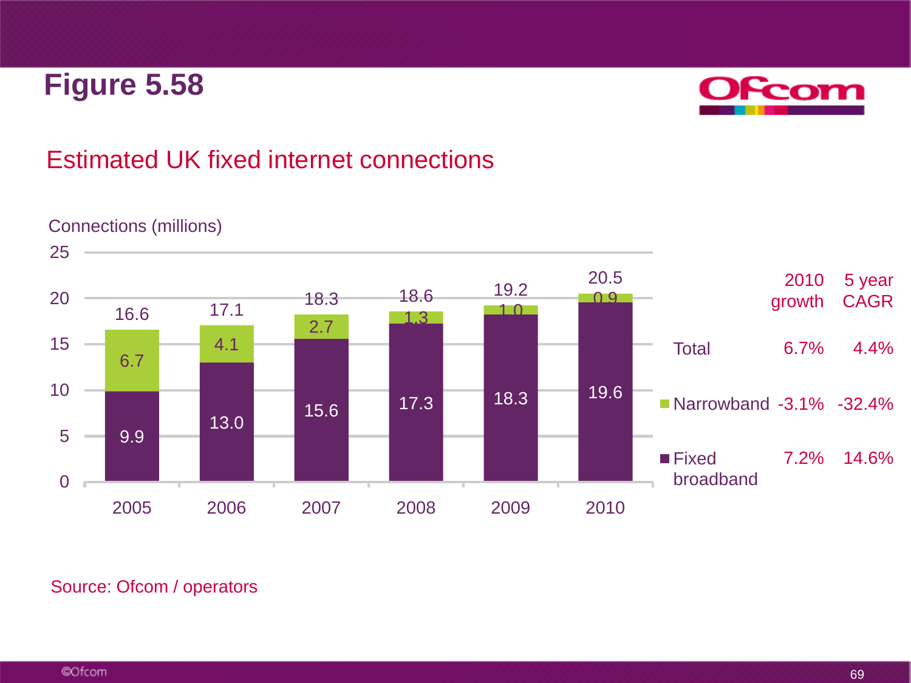# Figure 5.58

## Estimated UK fixed internet connections

Connections (millions)

| Year | Fixed broadband | Narrowband | Total |
|---|---|---|---|
| 2005 | 9.9 | 6.7 | 16.6 |
| 2006 | 13.0 | 4.1 | 17.1 |
| 2007 | 15.6 | 2.7 | 18.3 |
| 2008 | 17.3 | 1.3 | 18.6 |
| 2009 | 18.3 | 1.0 | 19.2 |
| 2010 | 19.6 | 0.9 | 20.5 |

| | 2010 growth | 5 year CAGR |
|---|---|---|
| Total | 6.7% | 4.4% |
| Narrowband | -3.1% | -32.4% |
| Fixed broadband | 7.2% | 14.6% |

Source: Ofcom / operators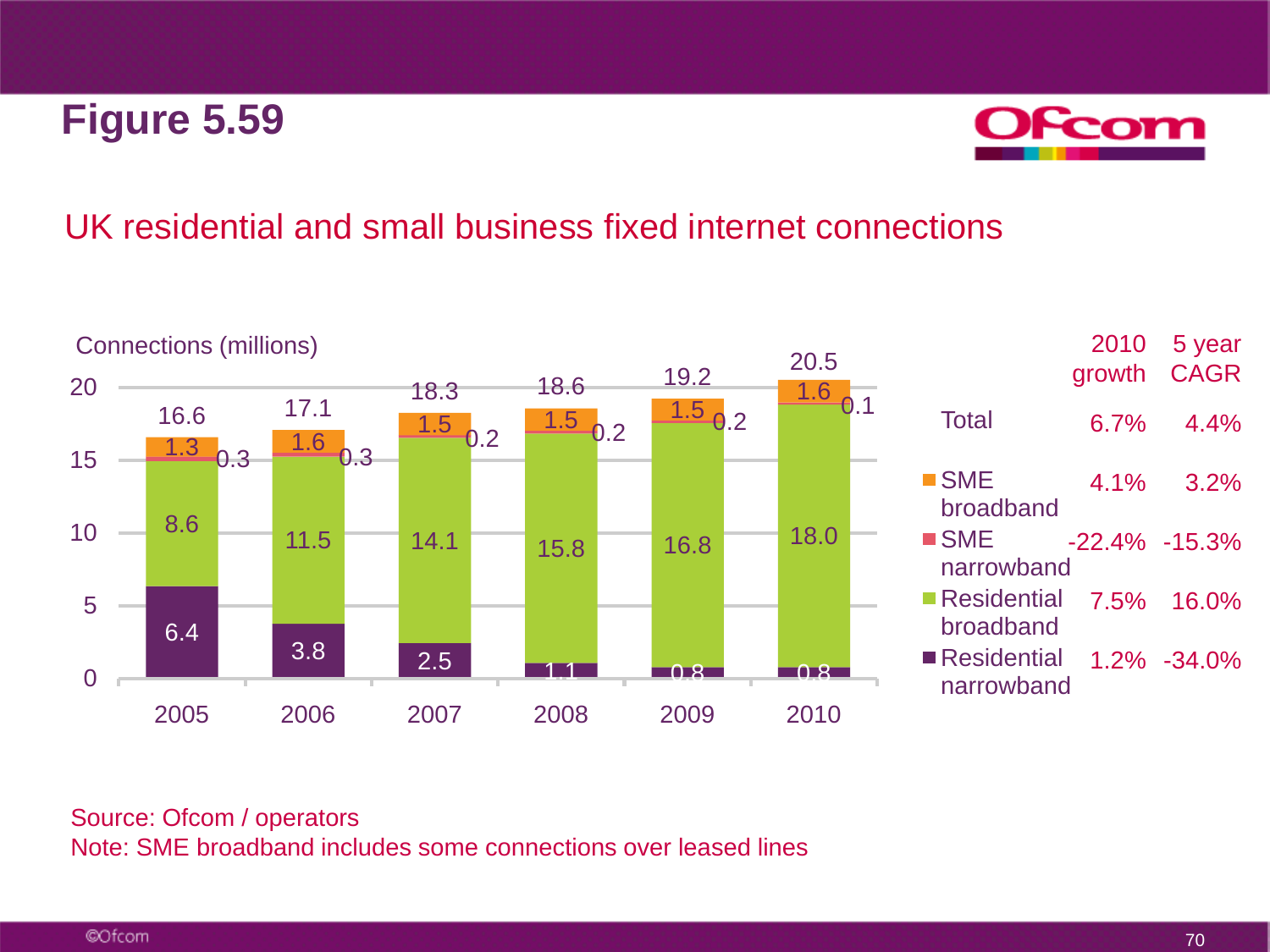# Figure 5.59

## UK residential and small business fixed internet connections

Connections (millions)

| Year | Residential narrowband | Residential broadband | SME narrowband | SME broadband | Total |
|---|---|---|---|---|---|
| 2005 | 6.4 | 8.6 | 0.3 | 1.3 | 16.6 |
| 2006 | 3.8 | 11.5 | 0.3 | 1.6 | 17.1 |
| 2007 | 2.5 | 14.1 | 0.2 | 1.5 | 18.3 |
| 2008 | 1.1 | 15.8 | 0.2 | 1.5 | 18.6 |
| 2009 | 0.8 | 16.8 | 0.2 | 1.5 | 19.2 |
| 2010 | 0.8 | 18.0 | 0.1 | 1.6 | 20.5 |

| | 2010 growth | 5 year CAGR |
|---|---|---|
| Total | 6.7% | 4.4% |
| SME broadband | 4.1% | 3.2% |
| SME narrowband | -22.4% | -15.3% |
| Residential broadband | 7.5% | 16.0% |
| Residential narrowband | 1.2% | -34.0% |

Source: Ofcom / operators

Note: SME broadband includes some connections over leased lines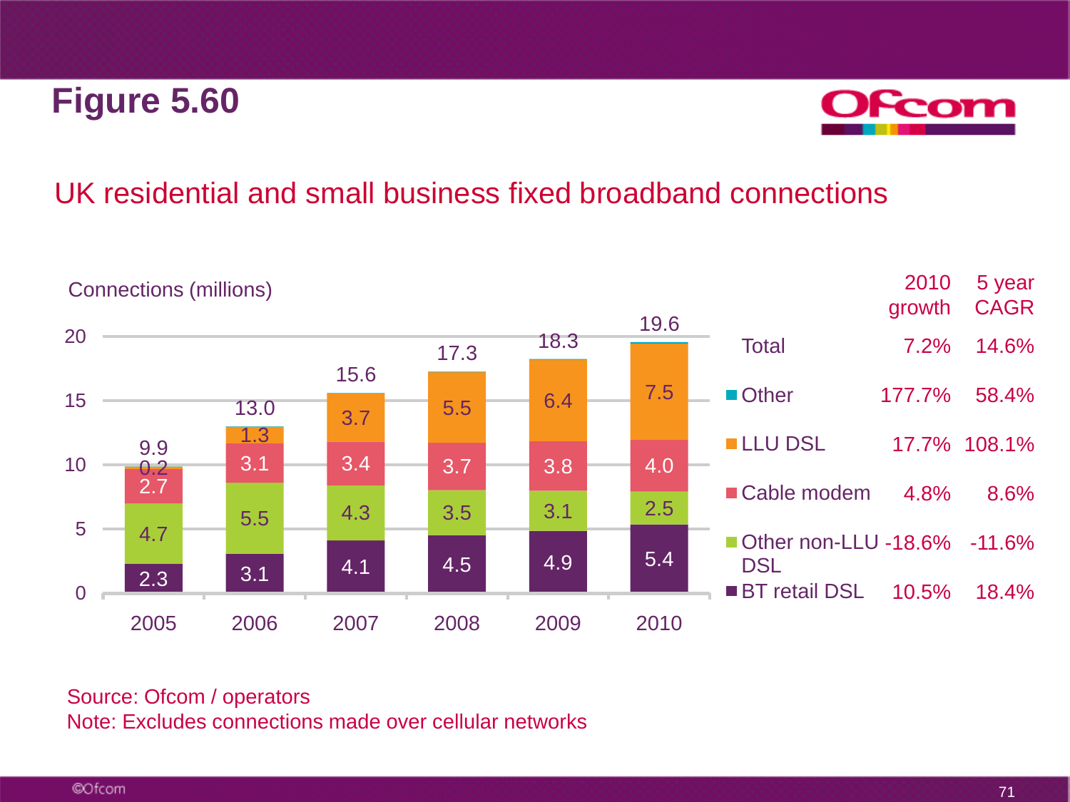# Figure 5.60

## UK residential and small business fixed broadband connections

Connections (millions)

| | 2005 | 2006 | 2007 | 2008 | 2009 | 2010 |
|---|---|---|---|---|---|---|
| BT retail DSL | 2.3 | 3.1 | 4.1 | 4.5 | 4.9 | 5.4 |
| Other non-LLU DSL | 4.7 | 5.5 | 4.3 | 3.5 | 3.1 | 2.5 |
| Cable modem | 2.7 | 3.1 | 3.4 | 3.7 | 3.8 | 4.0 |
| LLU DSL | 0.2 | 1.3 | 3.7 | 5.5 | 6.4 | 7.5 |
| Total | 9.9 | 13.0 | 15.6 | 17.3 | 18.3 | 19.6 |

| | 2010 growth | 5 year CAGR |
|---|---|---|
| Total | 7.2% | 14.6% |
| Other | 177.7% | 58.4% |
| LLU DSL | 17.7% | 108.1% |
| Cable modem | 4.8% | 8.6% |
| Other non-LLU DSL | -18.6% | -11.6% |
| BT retail DSL | 10.5% | 18.4% |

Source: Ofcom / operators
Note: Excludes connections made over cellular networks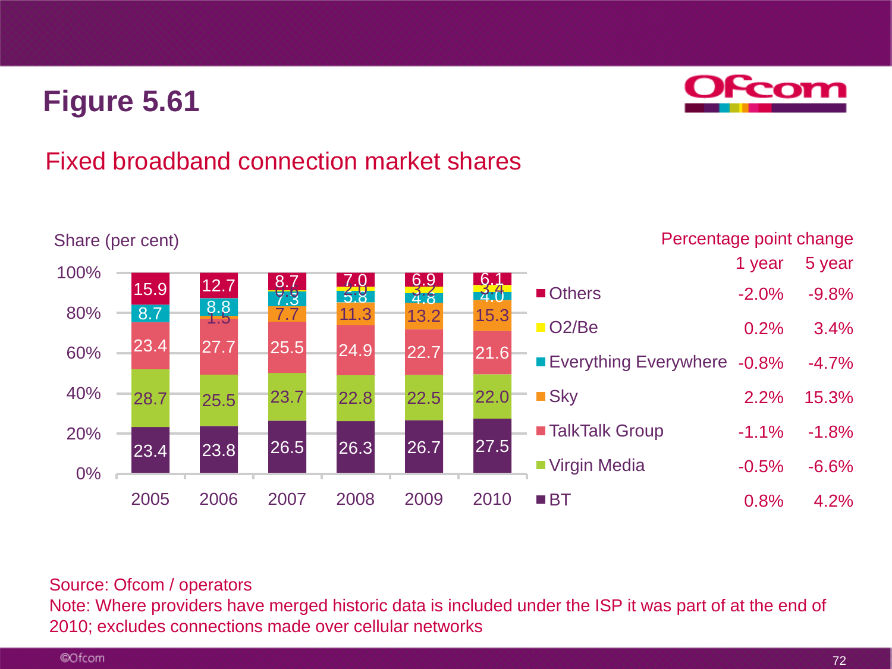# Figure 5.61

## Fixed broadband connection market shares

Share (per cent)

| | 2005 | 2006 | 2007 | 2008 | 2009 | 2010 |
|---|---|---|---|---|---|---|
| Others | 15.9 | 12.7 | 8.7 | 7.0 | 6.9 | 6.1 |
| O2/Be | | | 0.6 | 2.0 | 3.2 | 3.4 |
| Everything Everywhere | 8.7 | 8.8 | 7.3 | 5.8 | 4.8 | 4.0 |
| Sky | | 1.5 | 7.7 | 11.3 | 13.2 | 15.3 |
| TalkTalk Group | 23.4 | 27.7 | 25.5 | 24.9 | 22.7 | 21.6 |
| Virgin Media | 28.7 | 25.5 | 23.7 | 22.8 | 22.5 | 22.0 |
| BT | 23.4 | 23.8 | 26.5 | 26.3 | 26.7 | 27.5 |

Percentage point change

| | 1 year | 5 year |
|---|---|---|
| Others | -2.0% | -9.8% |
| O2/Be | 0.2% | 3.4% |
| Everything Everywhere | -0.8% | -4.7% |
| Sky | 2.2% | 15.3% |
| TalkTalk Group | -1.1% | -1.8% |
| Virgin Media | -0.5% | -6.6% |
| BT | 0.8% | 4.2% |

Source: Ofcom / operators

Note: Where providers have merged historic data is included under the ISP it was part of at the end of 2010; excludes connections made over cellular networks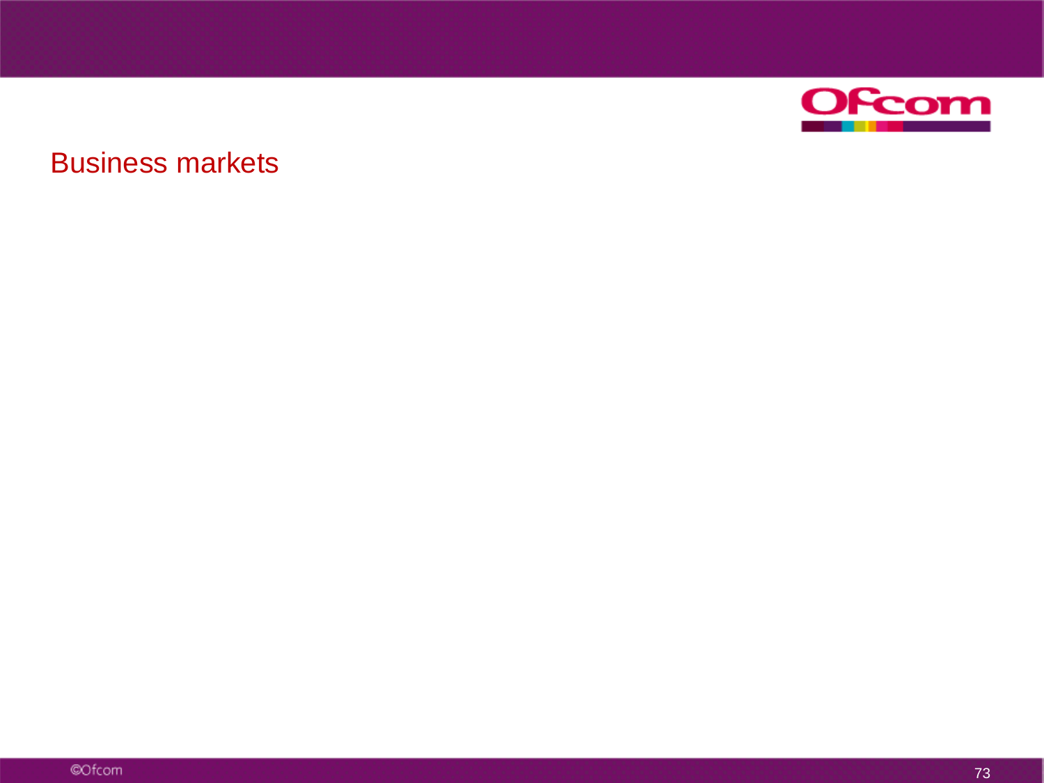# Business markets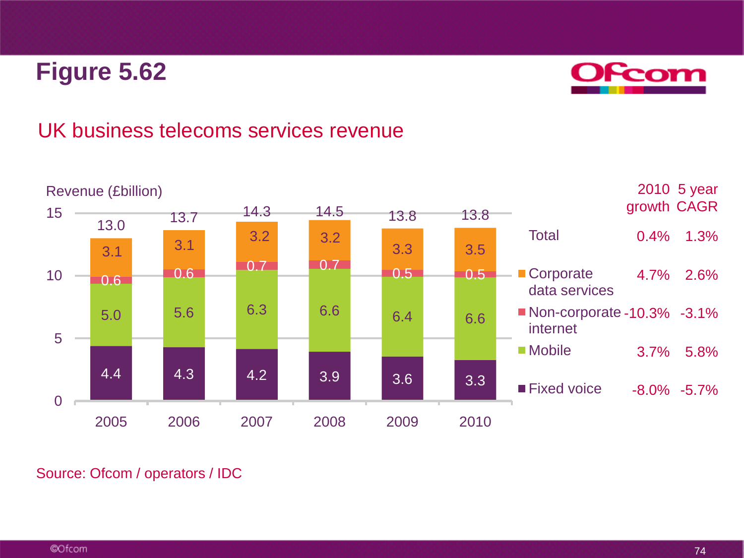# Figure 5.62

## UK business telecoms services revenue

Revenue (£billion)

| | 2005 | 2006 | 2007 | 2008 | 2009 | 2010 |
|---|---|---|---|---|---|---|
| Corporate data services | 3.1 | 3.1 | 3.2 | 3.2 | 3.3 | 3.5 |
| Non-corporate internet | 0.6 | 0.6 | 0.7 | 0.7 | 0.5 | 0.5 |
| Mobile | 5.0 | 5.6 | 6.3 | 6.6 | 6.4 | 6.6 |
| Fixed voice | 4.4 | 4.3 | 4.2 | 3.9 | 3.6 | 3.3 |
| Total | 13.0 | 13.7 | 14.3 | 14.5 | 13.8 | 13.8 |

| | 2010 growth | 5 year CAGR |
|---|---|---|
| Total | 0.4% | 1.3% |
| Corporate data services | 4.7% | 2.6% |
| Non-corporate internet | -10.3% | -3.1% |
| Mobile | 3.7% | 5.8% |
| Fixed voice | -8.0% | -5.7% |

Source: Ofcom / operators / IDC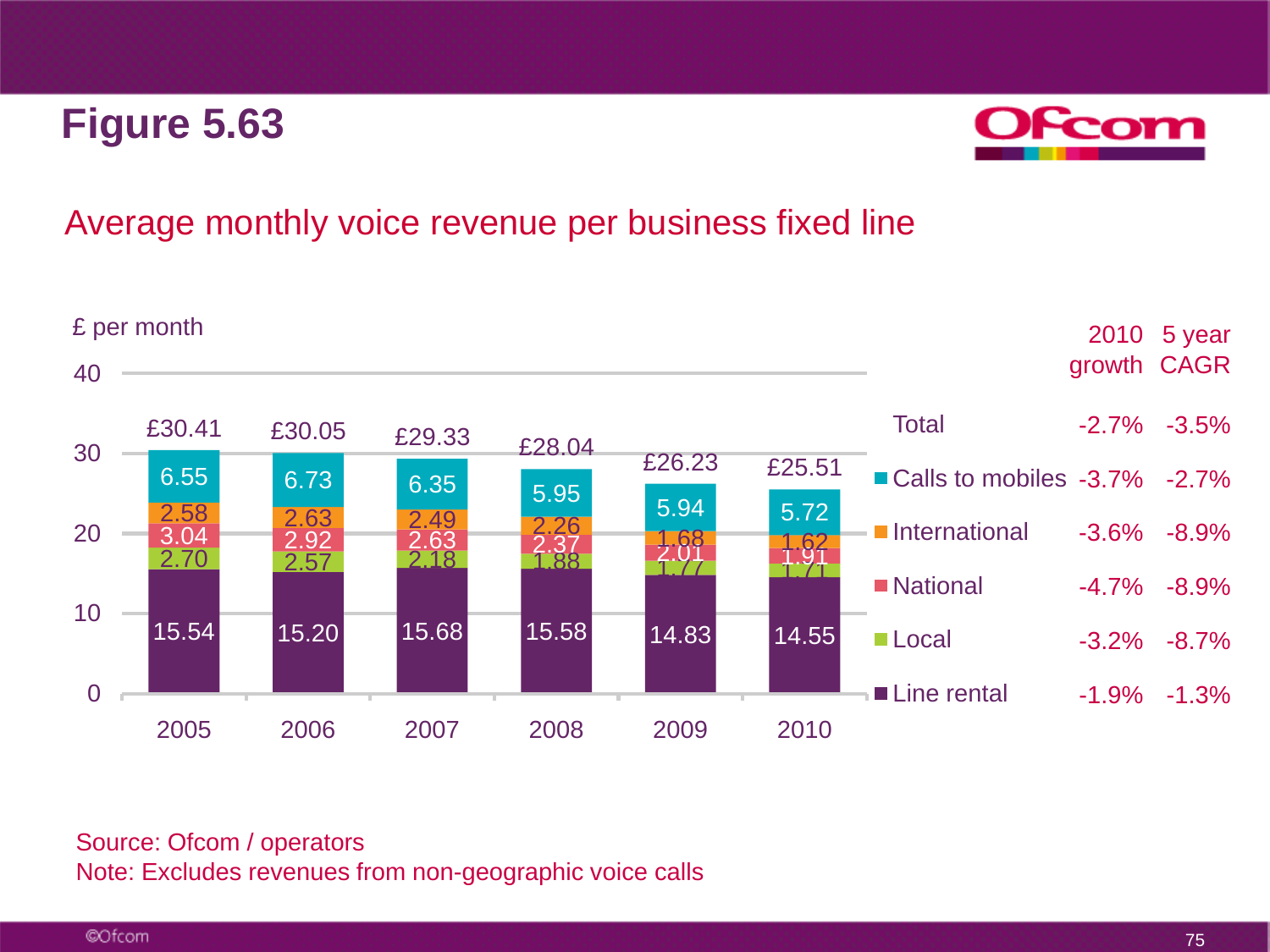# Figure 5.63

## Average monthly voice revenue per business fixed line

£ per month

| | 2005 | 2006 | 2007 | 2008 | 2009 | 2010 | 2010 growth | 5 year CAGR |
|---|---|---|---|---|---|---|---|---|
| Total | £30.41 | £30.05 | £29.33 | £28.04 | £26.23 | £25.51 | -2.7% | -3.5% |
| Calls to mobiles | 6.55 | 6.73 | 6.35 | 5.95 | 5.94 | 5.72 | -3.7% | -2.7% |
| International | 2.58 | 2.63 | 2.49 | 2.26 | 1.68 | 1.62 | -3.6% | -8.9% |
| National | 3.04 | 2.92 | 2.63 | 2.37 | 2.01 | 1.91 | -4.7% | -8.9% |
| Local | 2.70 | 2.57 | 2.18 | 1.88 | 1.77 | 1.71 | -3.2% | -8.7% |
| Line rental | 15.54 | 15.20 | 15.68 | 15.58 | 14.83 | 14.55 | -1.9% | -1.3% |

Source: Ofcom / operators
Note: Excludes revenues from non-geographic voice calls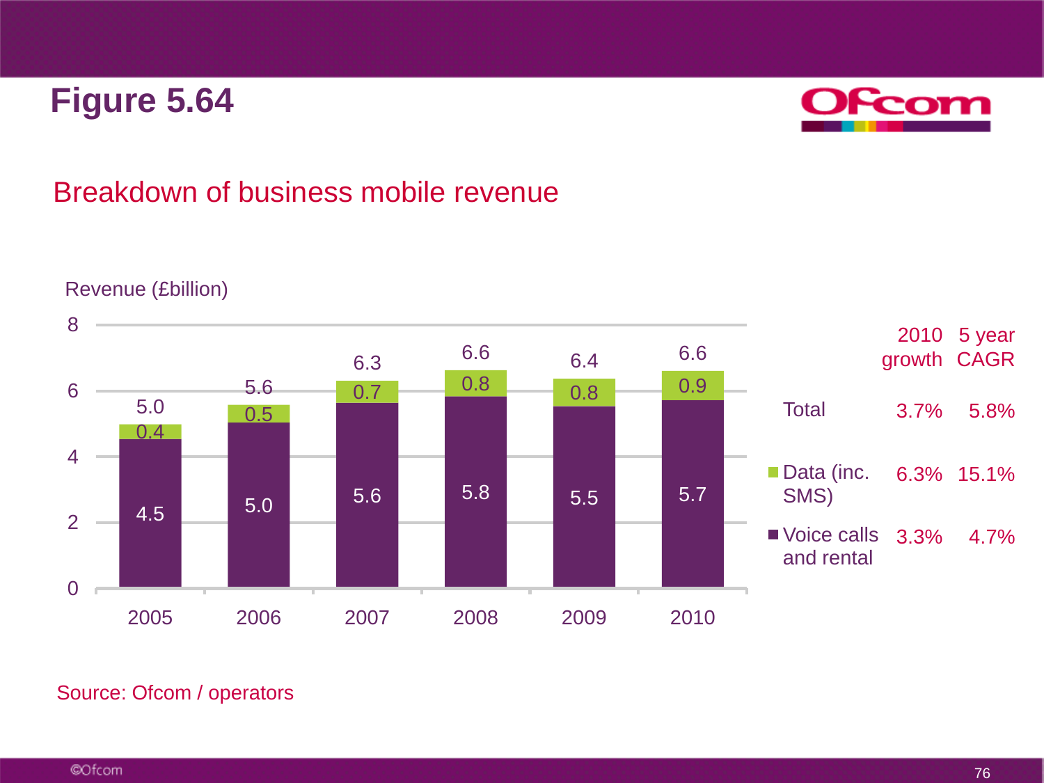# Figure 5.64

## Breakdown of business mobile revenue

Revenue (£billion)

| Year | Voice calls and rental | Data (inc. SMS) | Total |
|---|---|---|---|
| 2005 | 4.5 | 0.4 | 5.0 |
| 2006 | 5.0 | 0.5 | 5.6 |
| 2007 | 5.6 | 0.7 | 6.3 |
| 2008 | 5.8 | 0.8 | 6.6 |
| 2009 | 5.5 | 0.8 | 6.4 |
| 2010 | 5.7 | 0.9 | 6.6 |

| | 2010 growth | 5 year CAGR |
|---|---|---|
| Total | 3.7% | 5.8% |
| Data (inc. SMS) | 6.3% | 15.1% |
| Voice calls and rental | 3.3% | 4.7% |

Source: Ofcom / operators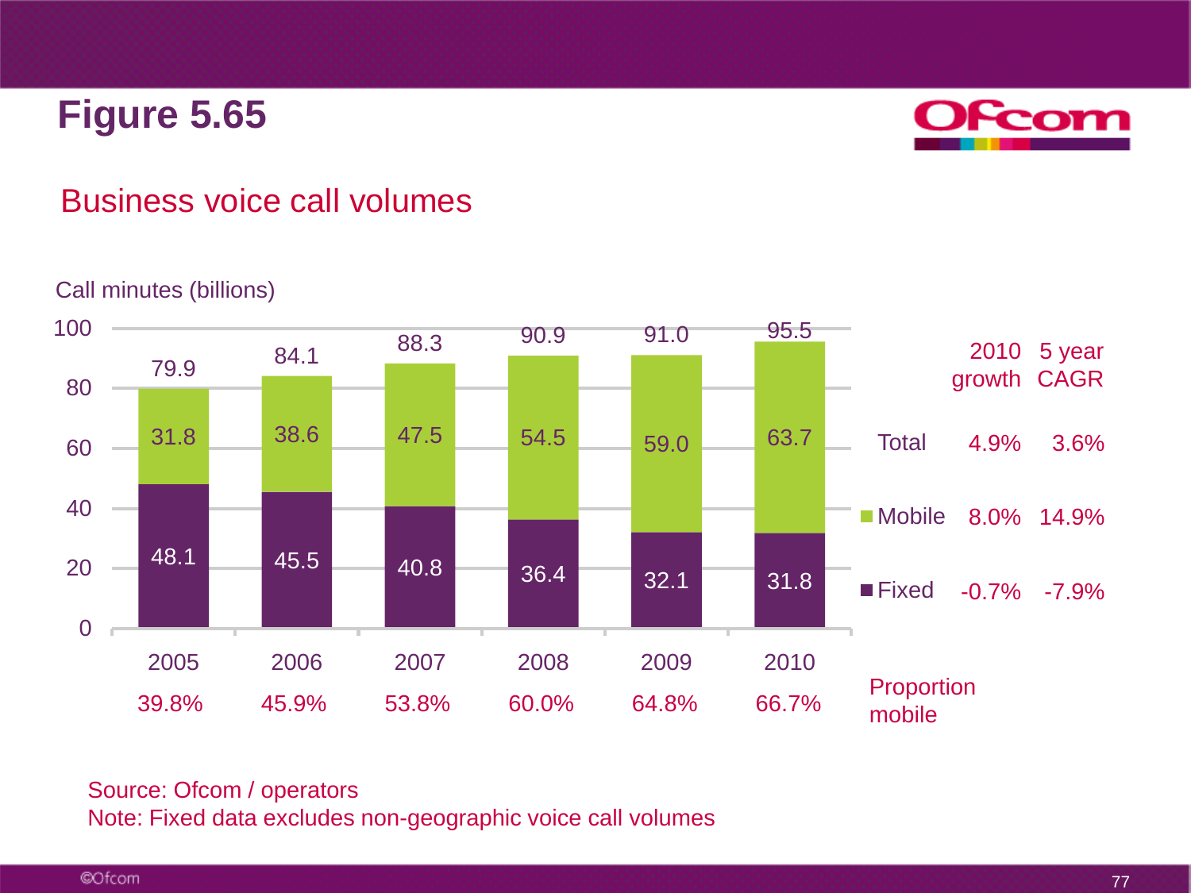# Figure 5.65

## Business voice call volumes

Call minutes (billions)

| | 2005 | 2006 | 2007 | 2008 | 2009 | 2010 |
|---|---|---|---|---|---|---|
| Mobile | 31.8 | 38.6 | 47.5 | 54.5 | 59.0 | 63.7 |
| Fixed | 48.1 | 45.5 | 40.8 | 36.4 | 32.1 | 31.8 |
| Total | 79.9 | 84.1 | 88.3 | 90.9 | 91.0 | 95.5 |
| Proportion mobile | 39.8% | 45.9% | 53.8% | 60.0% | 64.8% | 66.7% |

| | 2010 growth | 5 year CAGR |
|---|---|---|
| Total | 4.9% | 3.6% |
| Mobile | 8.0% | 14.9% |
| Fixed | -0.7% | -7.9% |

Source: Ofcom / operators

Note: Fixed data excludes non-geographic voice call volumes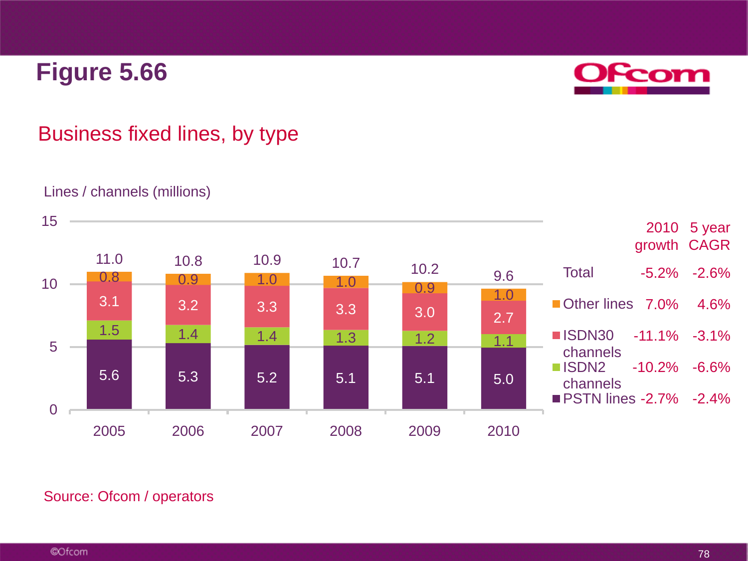# Figure 5.66

## Business fixed lines, by type

Lines / channels (millions)

| | 2005 | 2006 | 2007 | 2008 | 2009 | 2010 |
|---|---|---|---|---|---|---|
| Other lines | 0.8 | 0.9 | 1.0 | 1.0 | 0.9 | 1.0 |
| ISDN30 channels | 3.1 | 3.2 | 3.3 | 3.3 | 3.0 | 2.7 |
| ISDN2 channels | 1.5 | 1.4 | 1.4 | 1.3 | 1.2 | 1.1 |
| PSTN lines | 5.6 | 5.3 | 5.2 | 5.1 | 5.1 | 5.0 |
| Total | 11.0 | 10.8 | 10.9 | 10.7 | 10.2 | 9.6 |

| | 2010 growth | 5 year CAGR |
|---|---|---|
| Total | -5.2% | -2.6% |
| Other lines | 7.0% | 4.6% |
| ISDN30 channels | -11.1% | -3.1% |
| ISDN2 channels | -10.2% | -6.6% |
| PSTN lines | -2.7% | -2.4% |

Source: Ofcom / operators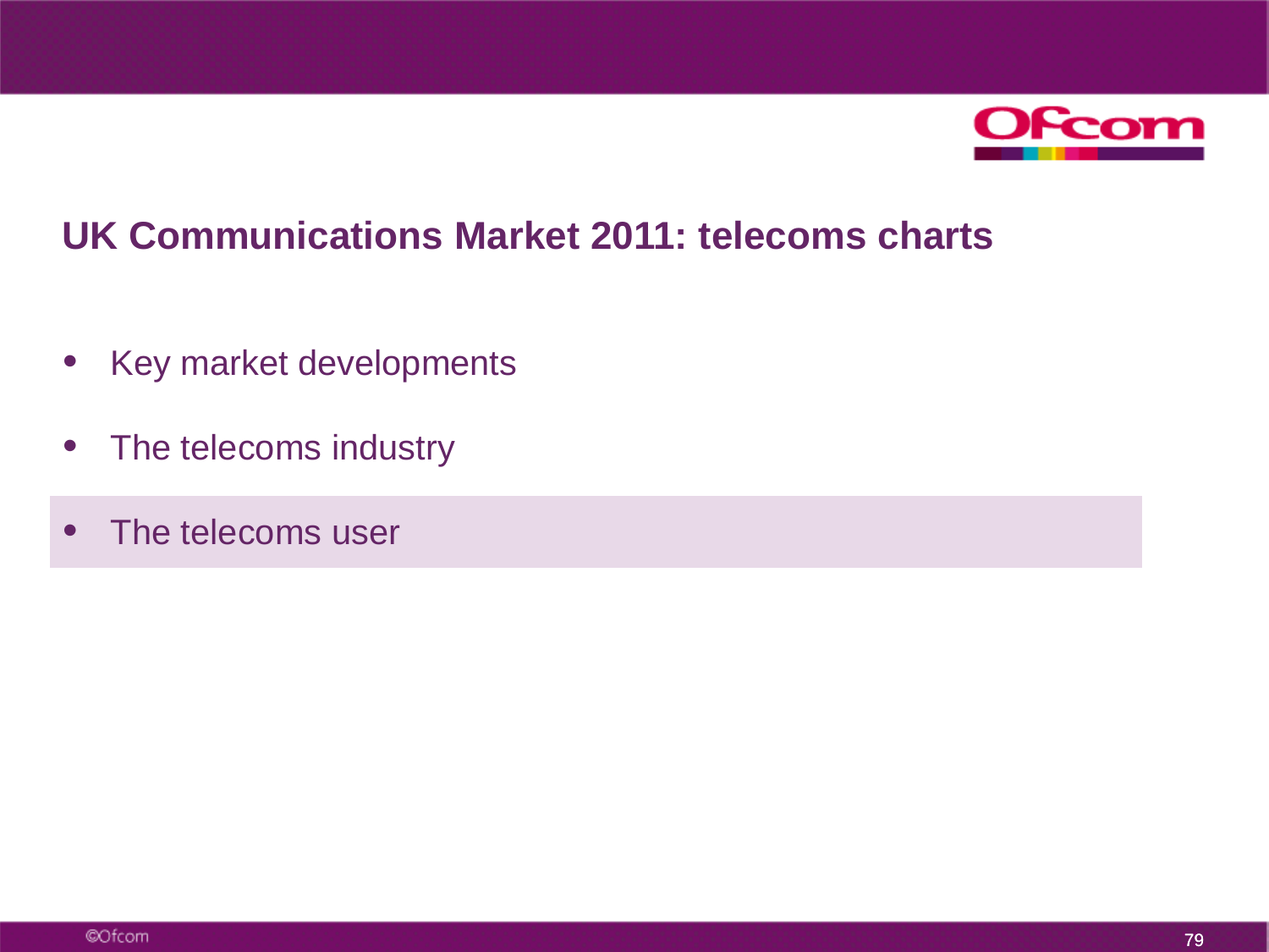# UK Communications Market 2011: telecoms charts

- Key market developments
- The telecoms industry
- The telecoms user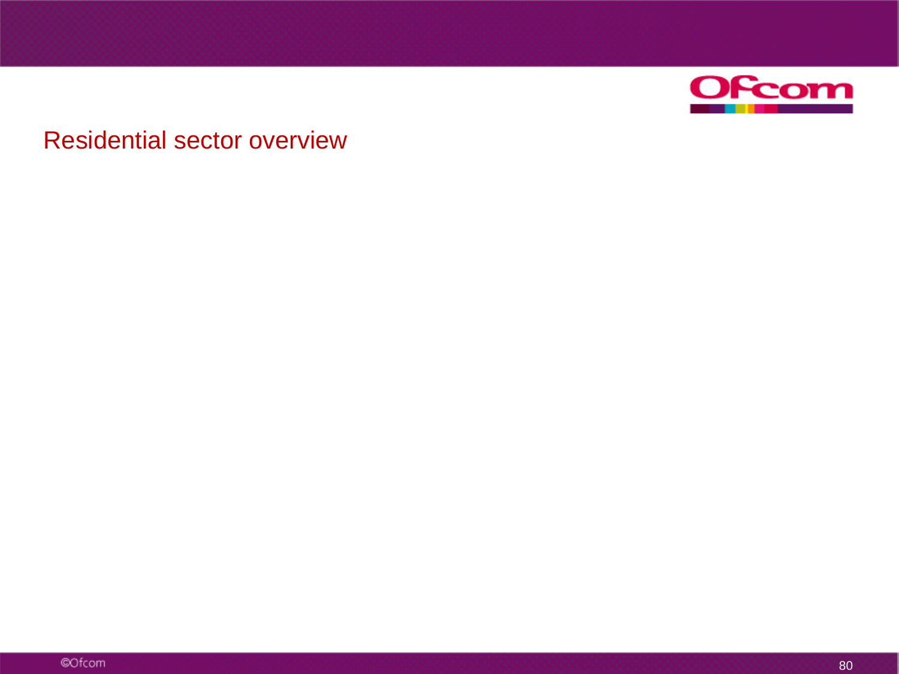# Residential sector overview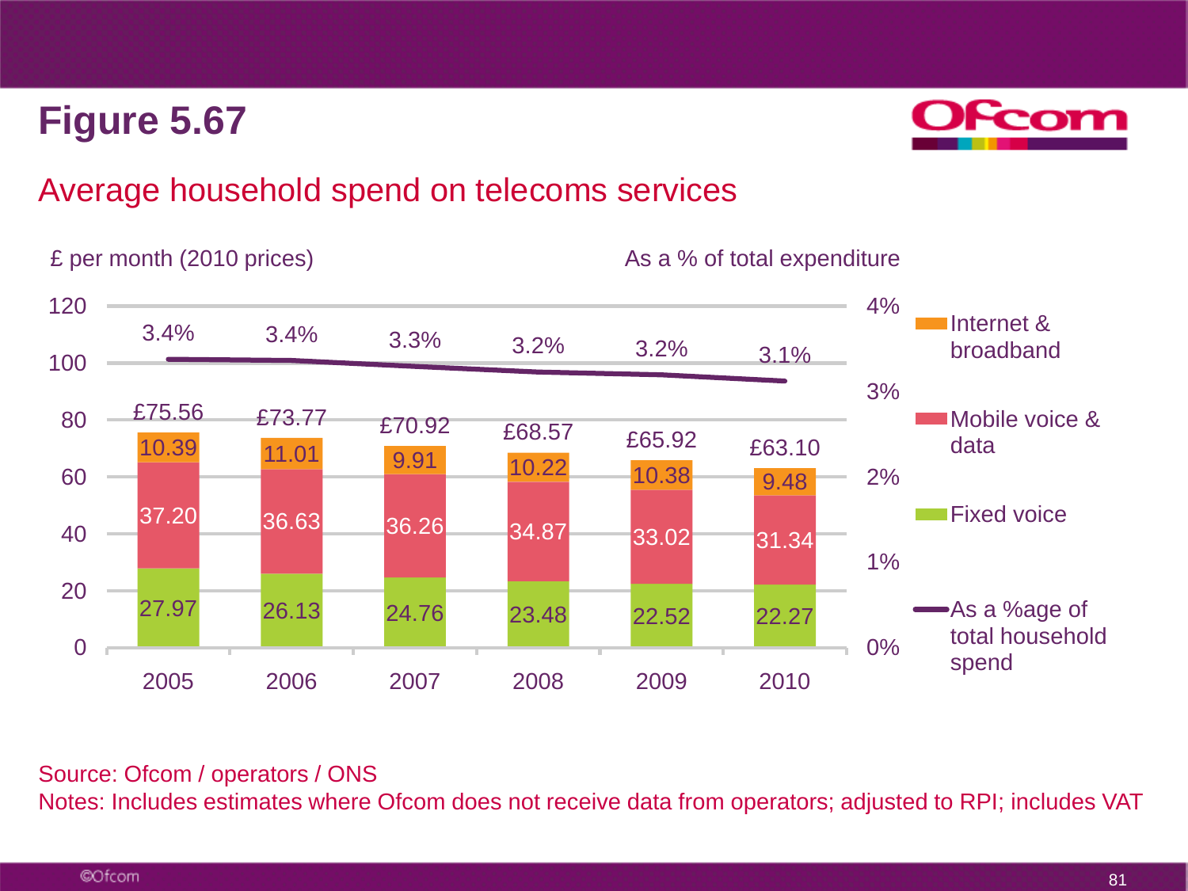# Figure 5.67

## Average household spend on telecoms services

£ per month (2010 prices) | As a % of total expenditure

| Year | Fixed voice | Mobile voice & data | Internet & broadband | Total | As a %age of total household spend |
|---|---|---|---|---|---|
| 2005 | 27.97 | 37.20 | 10.39 | £75.56 | 3.4% |
| 2006 | 26.13 | 36.63 | 11.01 | £73.77 | 3.4% |
| 2007 | 24.76 | 36.26 | 9.91 | £70.92 | 3.3% |
| 2008 | 23.48 | 34.87 | 10.22 | £68.57 | 3.2% |
| 2009 | 22.52 | 33.02 | 10.38 | £65.92 | 3.2% |
| 2010 | 22.27 | 31.34 | 9.48 | £63.10 | 3.1% |

Source: Ofcom / operators / ONS

Notes: Includes estimates where Ofcom does not receive data from operators; adjusted to RPI; includes VAT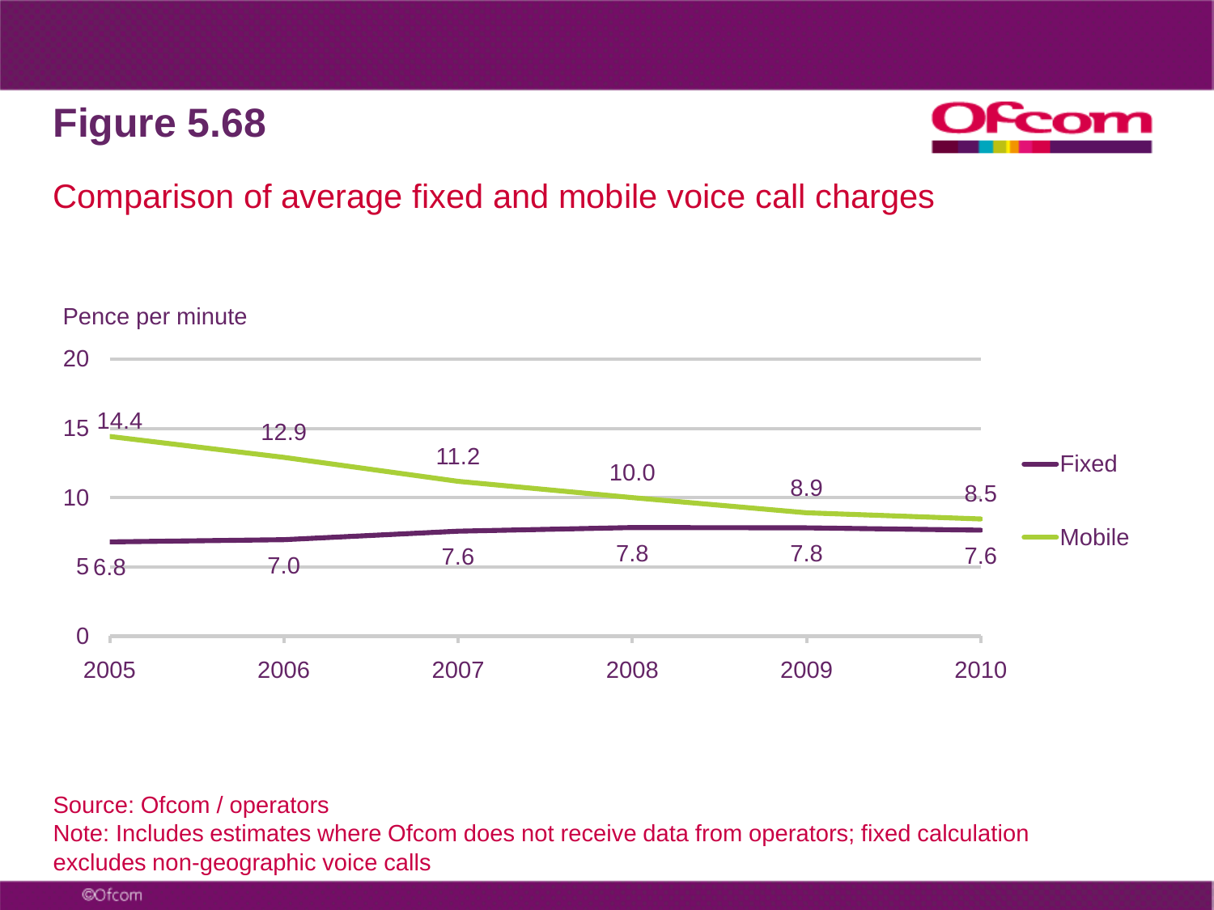# Figure 5.68

## Comparison of average fixed and mobile voice call charges

Pence per minute

| Year | Fixed | Mobile |
|---|---|---|
| 2005 | 6.8 | 14.4 |
| 2006 | 7.0 | 12.9 |
| 2007 | 7.6 | 11.2 |
| 2008 | 7.8 | 10.0 |
| 2009 | 7.8 | 8.9 |
| 2010 | 7.6 | 8.5 |

Source: Ofcom / operators

Note: Includes estimates where Ofcom does not receive data from operators; fixed calculation excludes non-geographic voice calls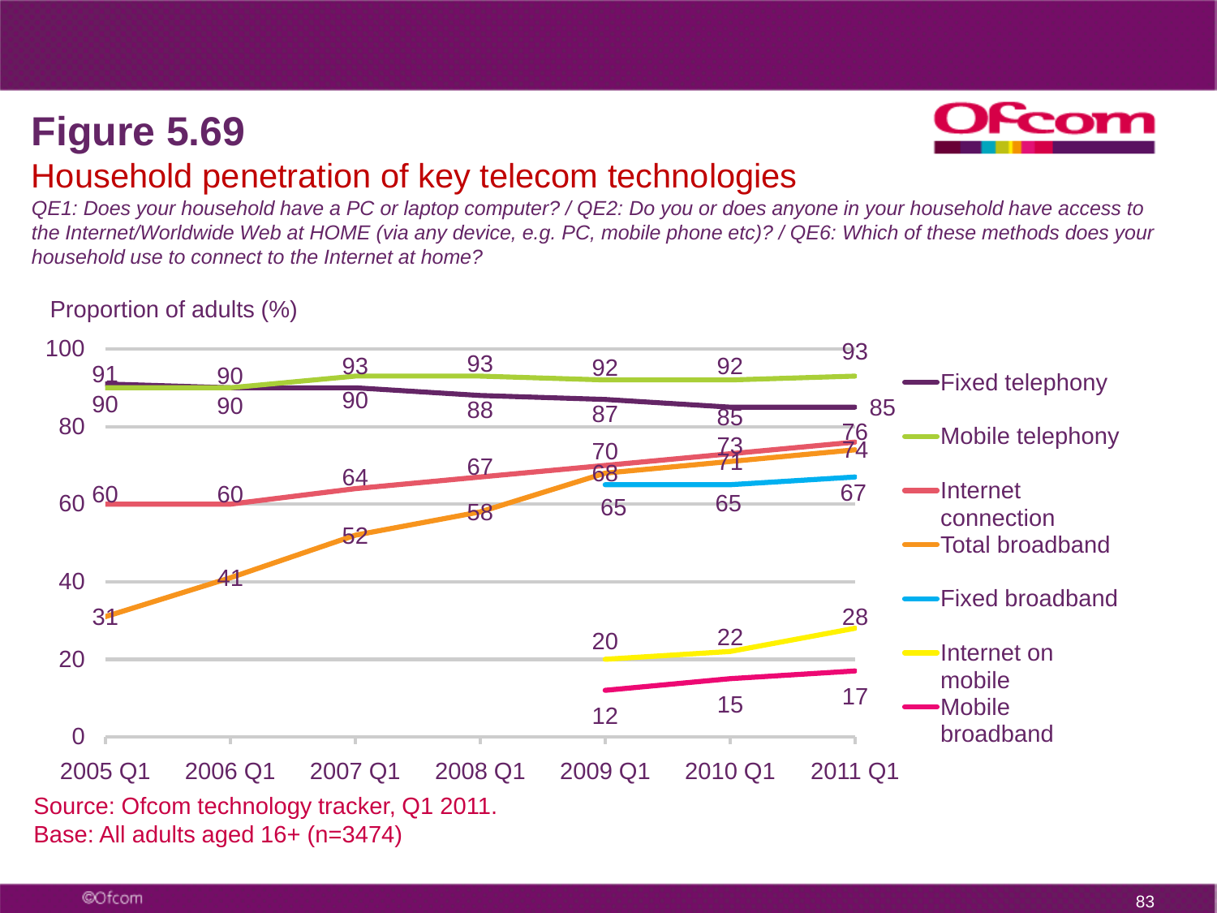# Figure 5.69

## Household penetration of key telecom technologies

*QE1: Does your household have a PC or laptop computer? / QE2: Do you or does anyone in your household have access to the Internet/Worldwide Web at HOME (via any device, e.g. PC, mobile phone etc)? / QE6: Which of these methods does your household use to connect to the Internet at home?*

Proportion of adults (%)

| | 2005 Q1 | 2006 Q1 | 2007 Q1 | 2008 Q1 | 2009 Q1 | 2010 Q1 | 2011 Q1 |
|---|---|---|---|---|---|---|---|
| Fixed telephony | 91 | 90 | 90 | 88 | 87 | 85 | 85 |
| Mobile telephony | 90 | 90 | 93 | 93 | 92 | 92 | 93 |
| Internet connection | 60 | 60 | 64 | 67 | 70 | 73 | 76 |
| Total broadband | 31 | 41 | 52 | 58 | 68 | 71 | 74 |
| Fixed broadband | | | | | 65 | 65 | 67 |
| Internet on mobile | | | | | 20 | 22 | 28 |
| Mobile broadband | | | | | 12 | 15 | 17 |

Source: Ofcom technology tracker, Q1 2011.
Base: All adults aged 16+ (n=3474)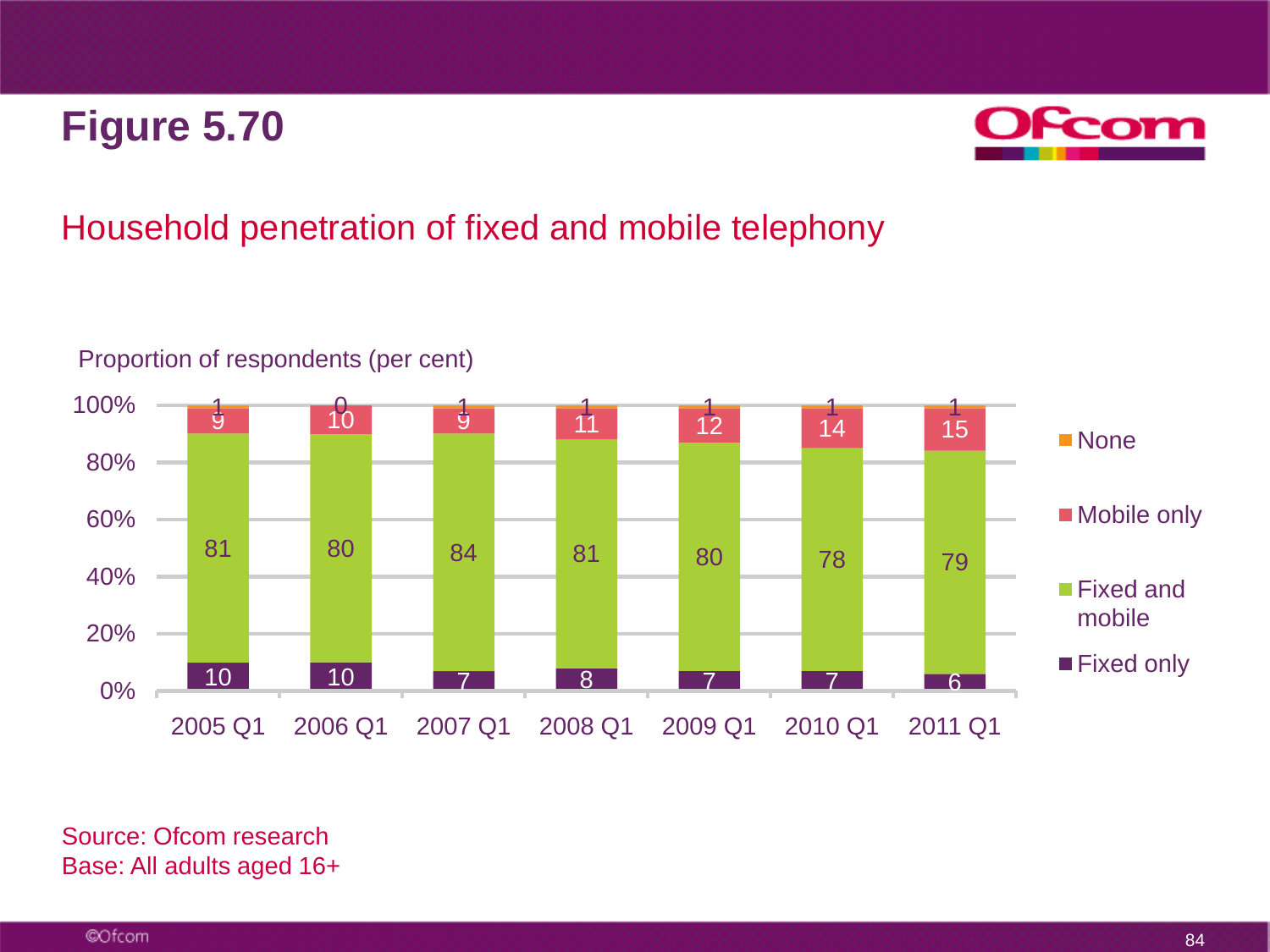# Figure 5.70

## Household penetration of fixed and mobile telephony

Proportion of respondents (per cent)

| | 2005 Q1 | 2006 Q1 | 2007 Q1 | 2008 Q1 | 2009 Q1 | 2010 Q1 | 2011 Q1 |
|---|---|---|---|---|---|---|---|
| None | 1 | 0 | 1 | 1 | 1 | 1 | 1 |
| Mobile only | 9 | 10 | 9 | 11 | 12 | 14 | 15 |
| Fixed and mobile | 81 | 80 | 84 | 81 | 80 | 78 | 79 |
| Fixed only | 10 | 10 | 7 | 8 | 7 | 7 | 6 |

Source: Ofcom research
Base: All adults aged 16+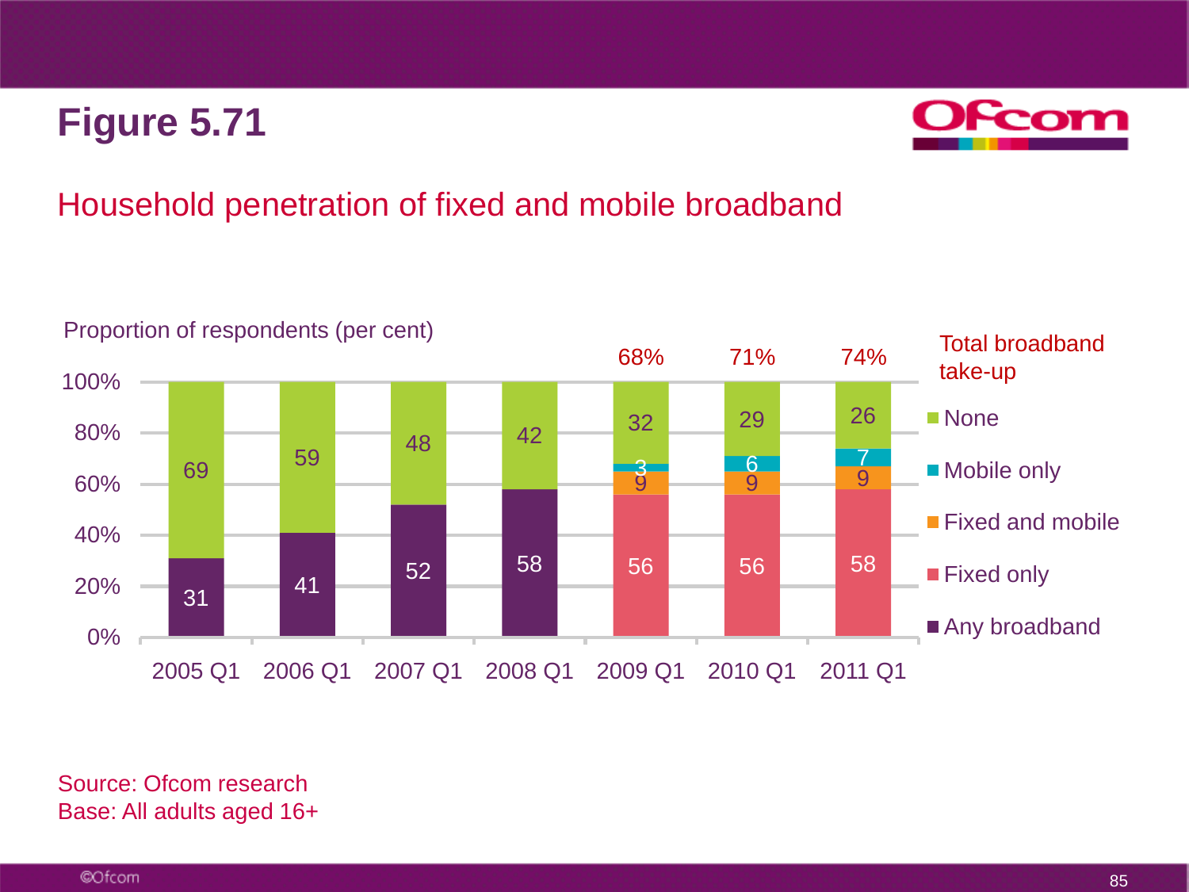# Figure 5.71

## Household penetration of fixed and mobile broadband

Proportion of respondents (per cent)

| | 2005 Q1 | 2006 Q1 | 2007 Q1 | 2008 Q1 | 2009 Q1 | 2010 Q1 | 2011 Q1 |
|---|---|---|---|---|---|---|---|
| None | 69 | 59 | 48 | 42 | 32 | 29 | 26 |
| Mobile only | | | | | 3 | 6 | 7 |
| Fixed and mobile | | | | | 9 | 9 | 9 |
| Fixed only | | | | | 56 | 56 | 58 |
| Any broadband | 31 | 41 | 52 | 58 | | | |
| Total broadband take-up | | | | | 68% | 71% | 74% |

Source: Ofcom research
Base: All adults aged 16+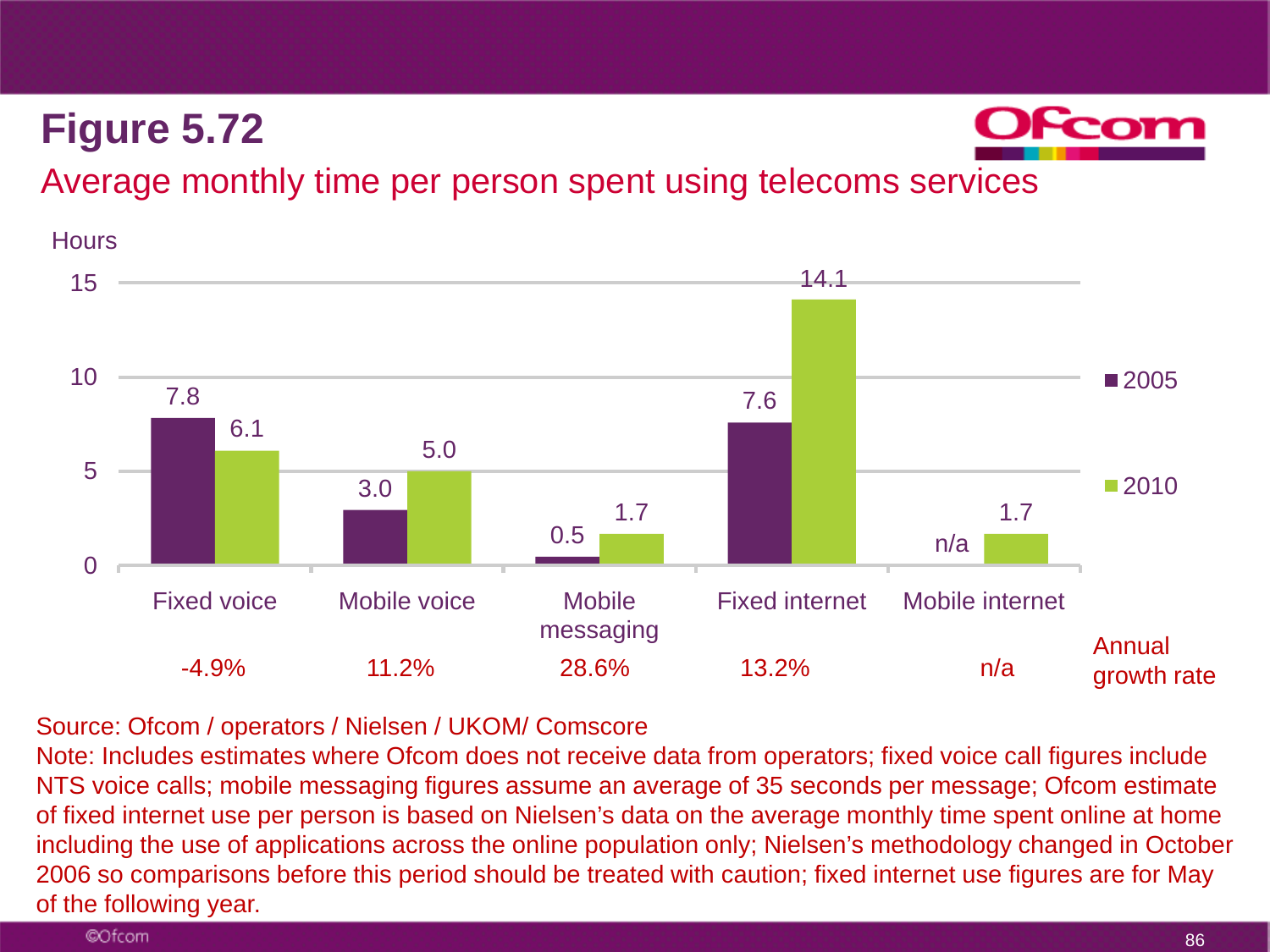# Figure 5.72

## Average monthly time per person spent using telecoms services

Hours

| | Fixed voice | Mobile voice | Mobile messaging | Fixed internet | Mobile internet |
|---|---|---|---|---|---|
| 2005 | 7.8 | 3.0 | 0.5 | 7.6 | n/a |
| 2010 | 6.1 | 5.0 | 1.7 | 14.1 | 1.7 |
| Annual growth rate | -4.9% | 11.2% | 28.6% | 13.2% | n/a |

Source: Ofcom / operators / Nielsen / UKOM/ Comscore

Note: Includes estimates where Ofcom does not receive data from operators; fixed voice call figures include NTS voice calls; mobile messaging figures assume an average of 35 seconds per message; Ofcom estimate of fixed internet use per person is based on Nielsen's data on the average monthly time spent online at home including the use of applications across the online population only; Nielsen's methodology changed in October 2006 so comparisons before this period should be treated with caution; fixed internet use figures are for May of the following year.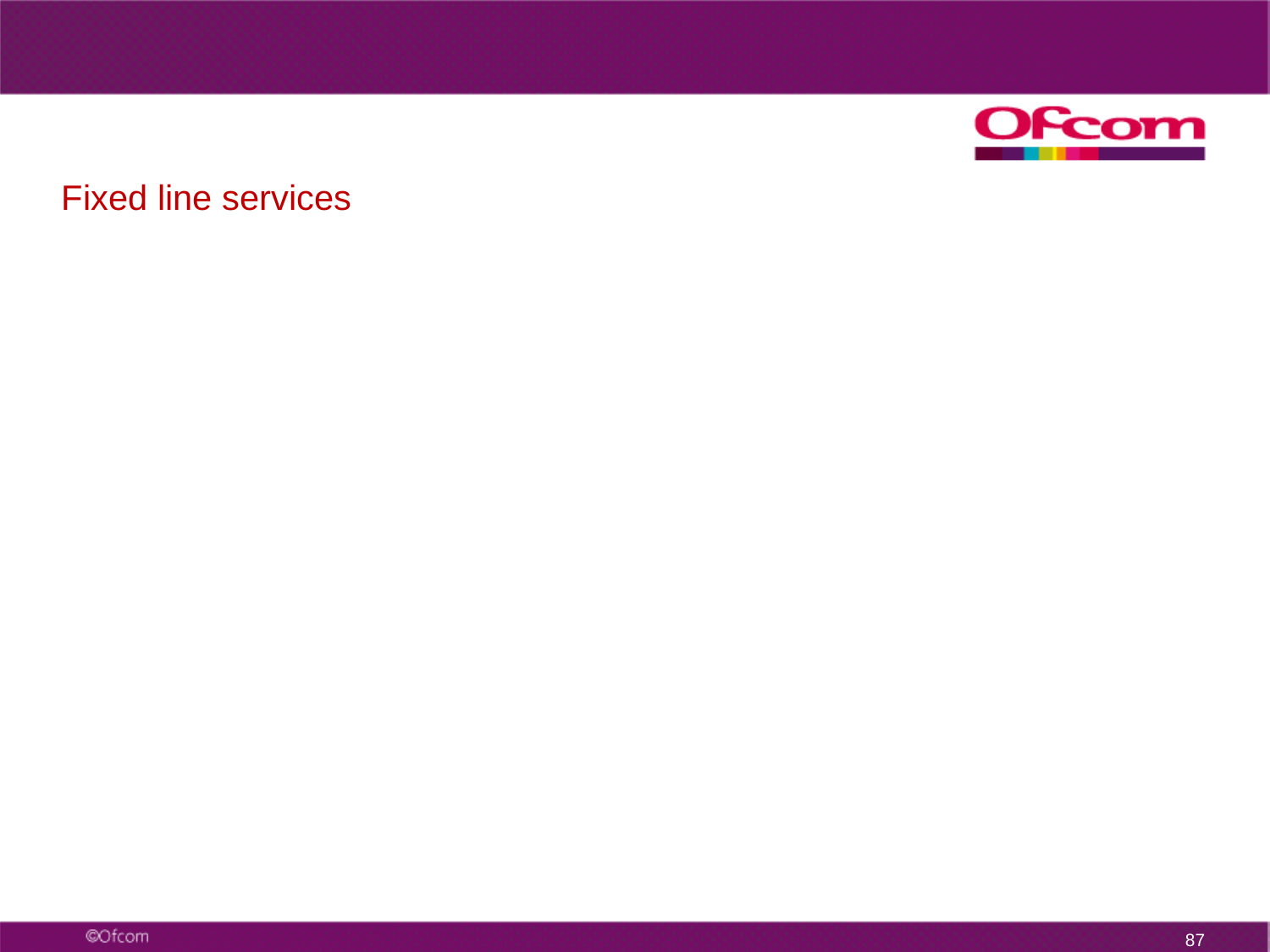# Fixed line services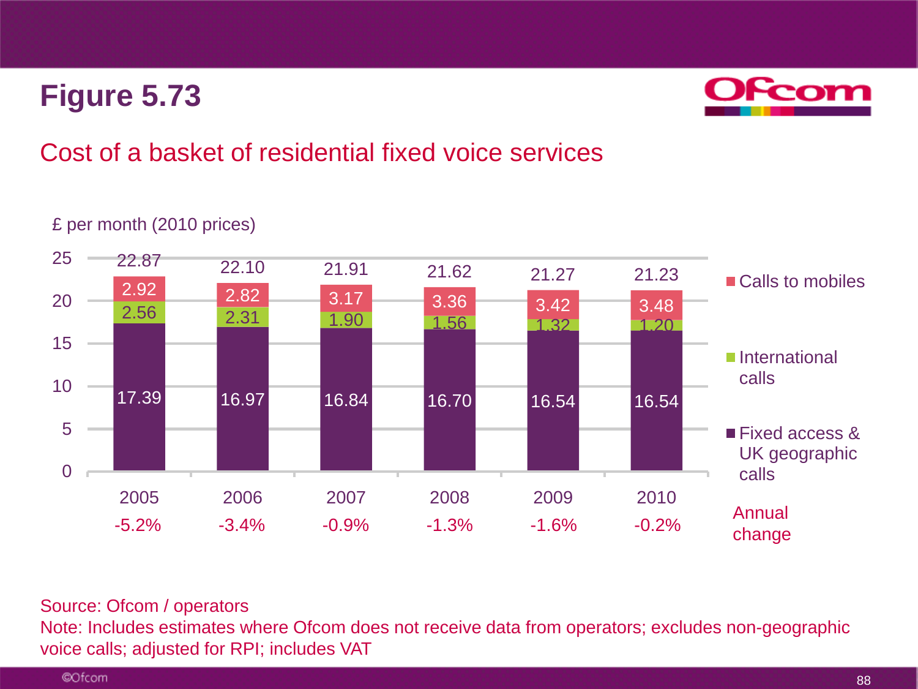# Figure 5.73

## Cost of a basket of residential fixed voice services

£ per month (2010 prices)

| | 2005 | 2006 | 2007 | 2008 | 2009 | 2010 |
|---|---|---|---|---|---|---|
| Calls to mobiles | 2.92 | 2.82 | 3.17 | 3.36 | 3.42 | 3.48 |
| International calls | 2.56 | 2.31 | 1.90 | 1.56 | 1.32 | 1.20 |
| Fixed access & UK geographic calls | 17.39 | 16.97 | 16.84 | 16.70 | 16.54 | 16.54 |
| Total | 22.87 | 22.10 | 21.91 | 21.62 | 21.27 | 21.23 |
| Annual change | -5.2% | -3.4% | -0.9% | -1.3% | -1.6% | -0.2% |

Source: Ofcom / operators

Note: Includes estimates where Ofcom does not receive data from operators; excludes non-geographic voice calls; adjusted for RPI; includes VAT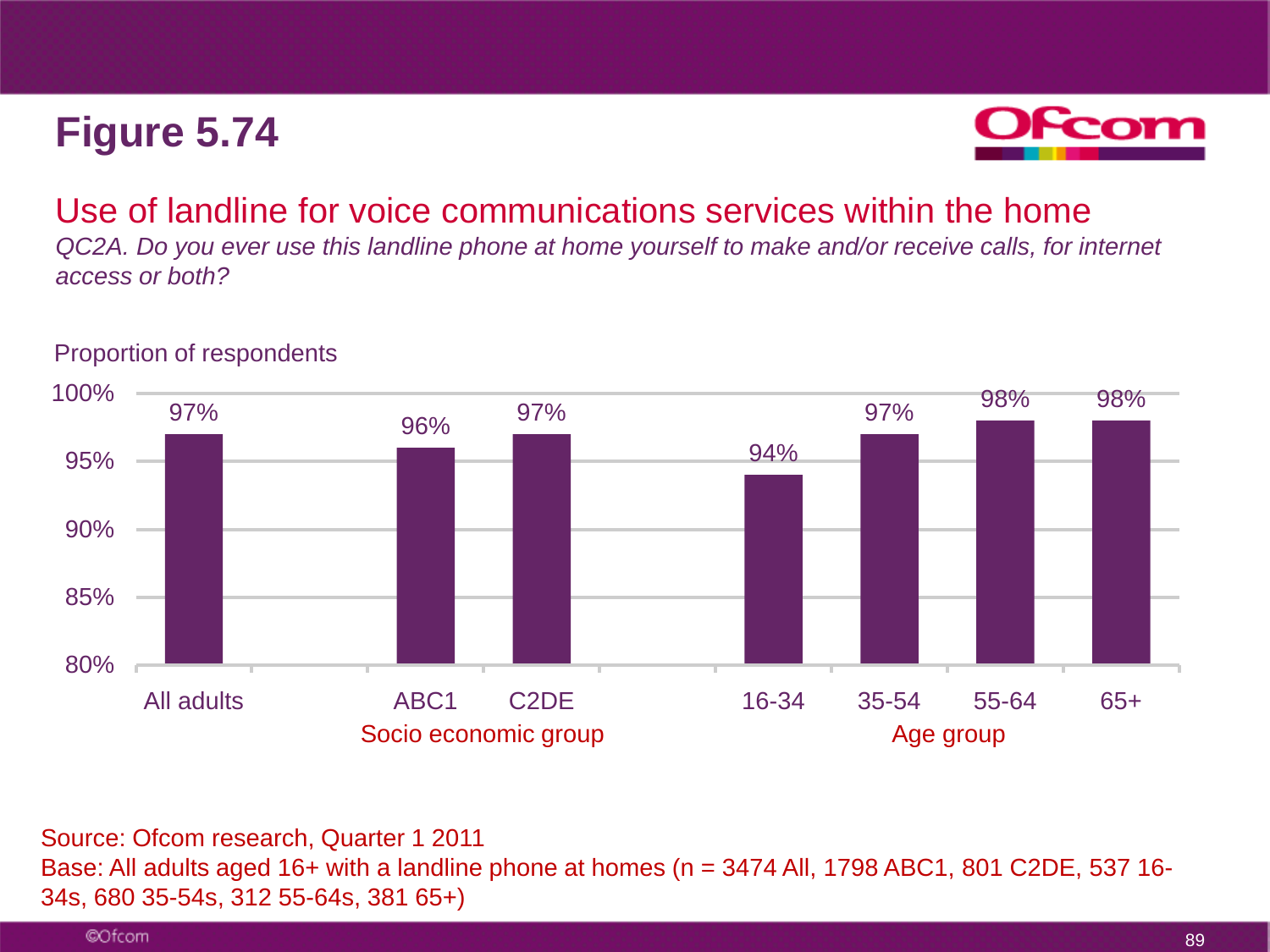# Figure 5.74

## Use of landline for voice communications services within the home

*QC2A. Do you ever use this landline phone at home yourself to make and/or receive calls, for internet access or both?*

Proportion of respondents

| Group | | Proportion |
|---|---|---|
| All adults | | 97% |
| Socio economic group | ABC1 | 96% |
| | C2DE | 97% |
| Age group | 16-34 | 94% |
| | 35-54 | 97% |
| | 55-64 | 98% |
| | 65+ | 98% |

Source: Ofcom research, Quarter 1 2011

Base: All adults aged 16+ with a landline phone at homes (n = 3474 All, 1798 ABC1, 801 C2DE, 537 16-34s, 680 35-54s, 312 55-64s, 381 65+)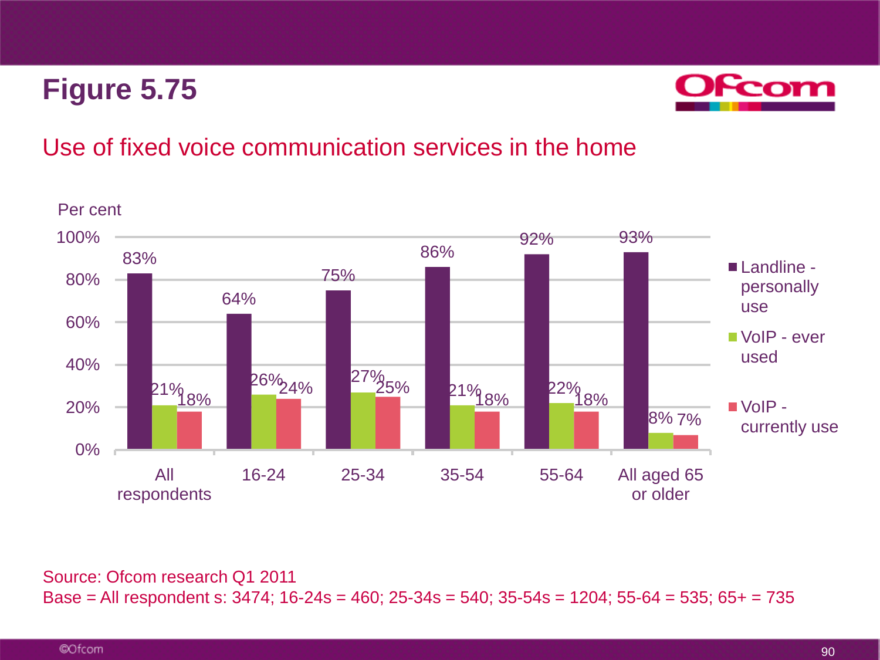# Figure 5.75

## Use of fixed voice communication services in the home

Per cent

| | All respondents | 16-24 | 25-34 | 35-54 | 55-64 | All aged 65 or older |
|---|---|---|---|---|---|---|
| Landline - personally use | 83% | 64% | 75% | 86% | 92% | 93% |
| VoIP - ever used | 21% | 26% | 27% | 21% | 22% | 8% |
| VoIP - currently use | 18% | 24% | 25% | 18% | 18% | 7% |

Source: Ofcom research Q1 2011

Base = All respondent s: 3474; 16-24s = 460; 25-34s = 540; 35-54s = 1204; 55-64 = 535; 65+ = 735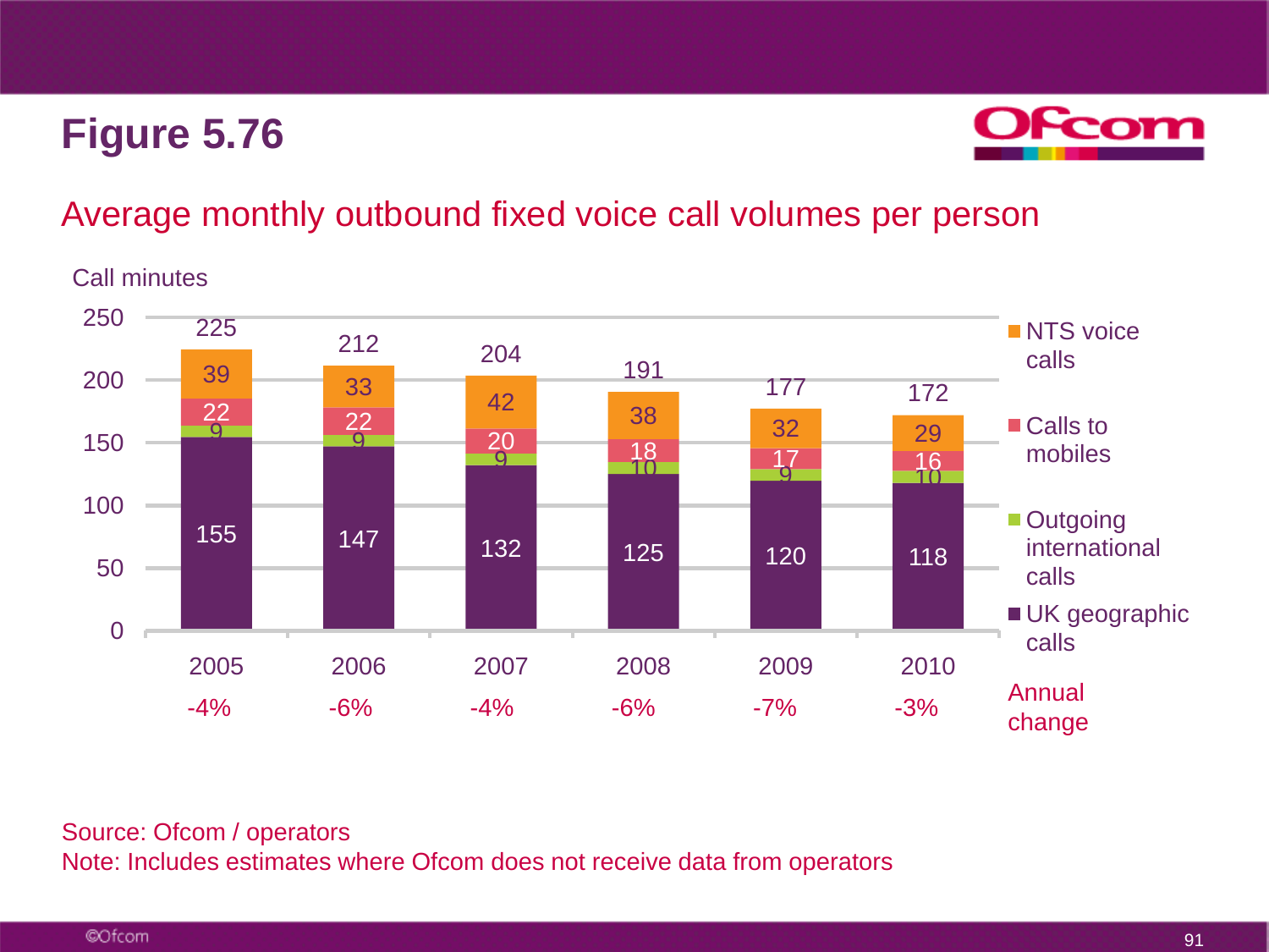# Figure 5.76

## Average monthly outbound fixed voice call volumes per person

Call minutes

| | 2005 | 2006 | 2007 | 2008 | 2009 | 2010 |
|---|---|---|---|---|---|---|
| NTS voice calls | 39 | 33 | 42 | 38 | 32 | 29 |
| Calls to mobiles | 22 | 22 | 20 | 18 | 17 | 16 |
| Outgoing international calls | 9 | 9 | 9 | 10 | 9 | 10 |
| UK geographic calls | 155 | 147 | 132 | 125 | 120 | 118 |
| Total | 225 | 212 | 204 | 191 | 177 | 172 |
| Annual change | -4% | -6% | -4% | -6% | -7% | -3% |

Source: Ofcom / operators

Note: Includes estimates where Ofcom does not receive data from operators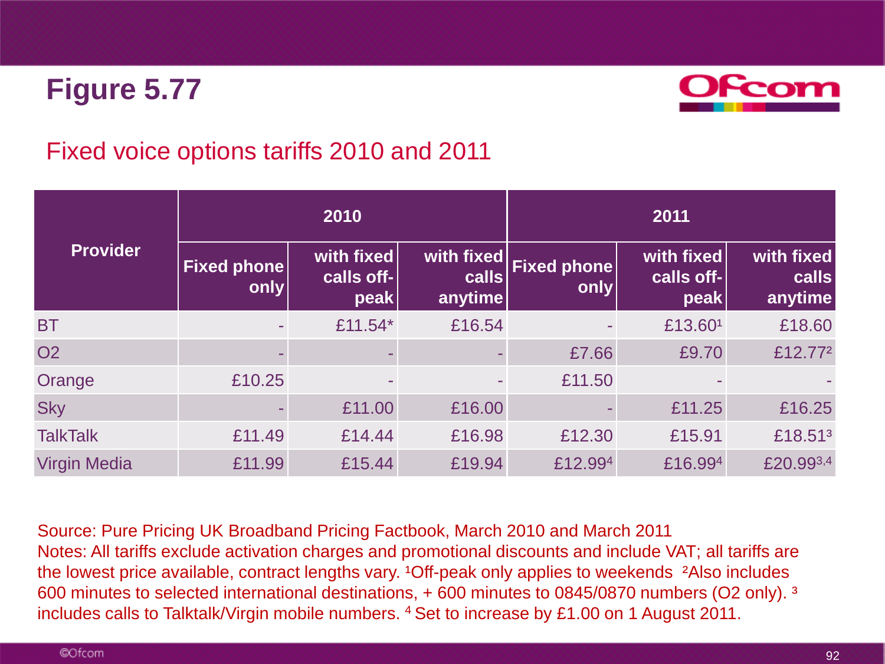# Figure 5.77

## Fixed voice options tariffs 2010 and 2011

| Provider | 2010 | | | 2011 | | |
|---|---|---|---|---|---|---|
| | Fixed phone only | with fixed calls off-peak | with fixed calls anytime | Fixed phone only | with fixed calls off-peak | with fixed calls anytime |
| BT | - | £11.54* | £16.54 | - | £13.60[1] | £18.60 |
| O2 | - | - | - | £7.66 | £9.70 | £12.77[2] |
| Orange | £10.25 | - | - | £11.50 | - | - |
| Sky | - | £11.00 | £16.00 | - | £11.25 | £16.25 |
| TalkTalk | £11.49 | £14.44 | £16.98 | £12.30 | £15.91 | £18.51[3] |
| Virgin Media | £11.99 | £15.44 | £19.94 | £12.99[4] | £16.99[4] | £20.99[3,4] |

Source: Pure Pricing UK Broadband Pricing Factbook, March 2010 and March 2011
Notes: All tariffs exclude activation charges and promotional discounts and include VAT; all tariffs are the lowest price available, contract lengths vary. [1]Off-peak only applies to weekends [2]Also includes 600 minutes to selected international destinations, + 600 minutes to 0845/0870 numbers (O2 only). [3] includes calls to Talktalk/Virgin mobile numbers. [4] Set to increase by £1.00 on 1 August 2011.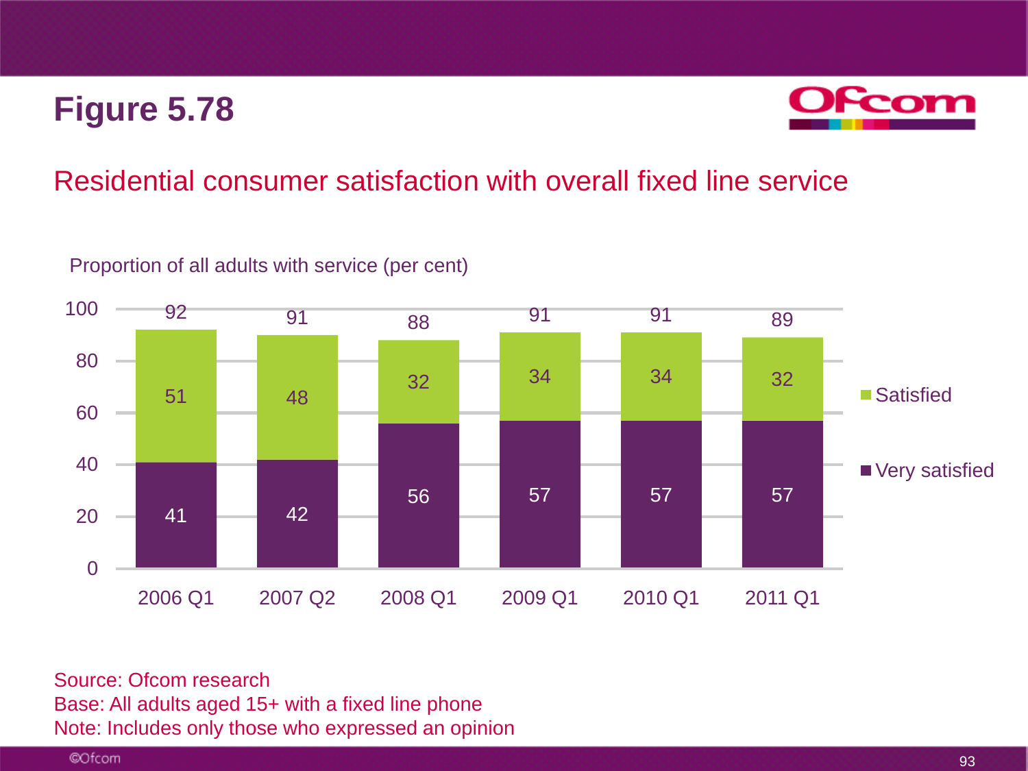# Figure 5.78

## Residential consumer satisfaction with overall fixed line service

Proportion of all adults with service (per cent)

| | 2006 Q1 | 2007 Q2 | 2008 Q1 | 2009 Q1 | 2010 Q1 | 2011 Q1 |
|---|---|---|---|---|---|---|
| Satisfied | 51 | 48 | 32 | 34 | 34 | 32 |
| Very satisfied | 41 | 42 | 56 | 57 | 57 | 57 |
| Total | 92 | 91 | 88 | 91 | 91 | 89 |

Source: Ofcom research
Base: All adults aged 15+ with a fixed line phone
Note: Includes only those who expressed an opinion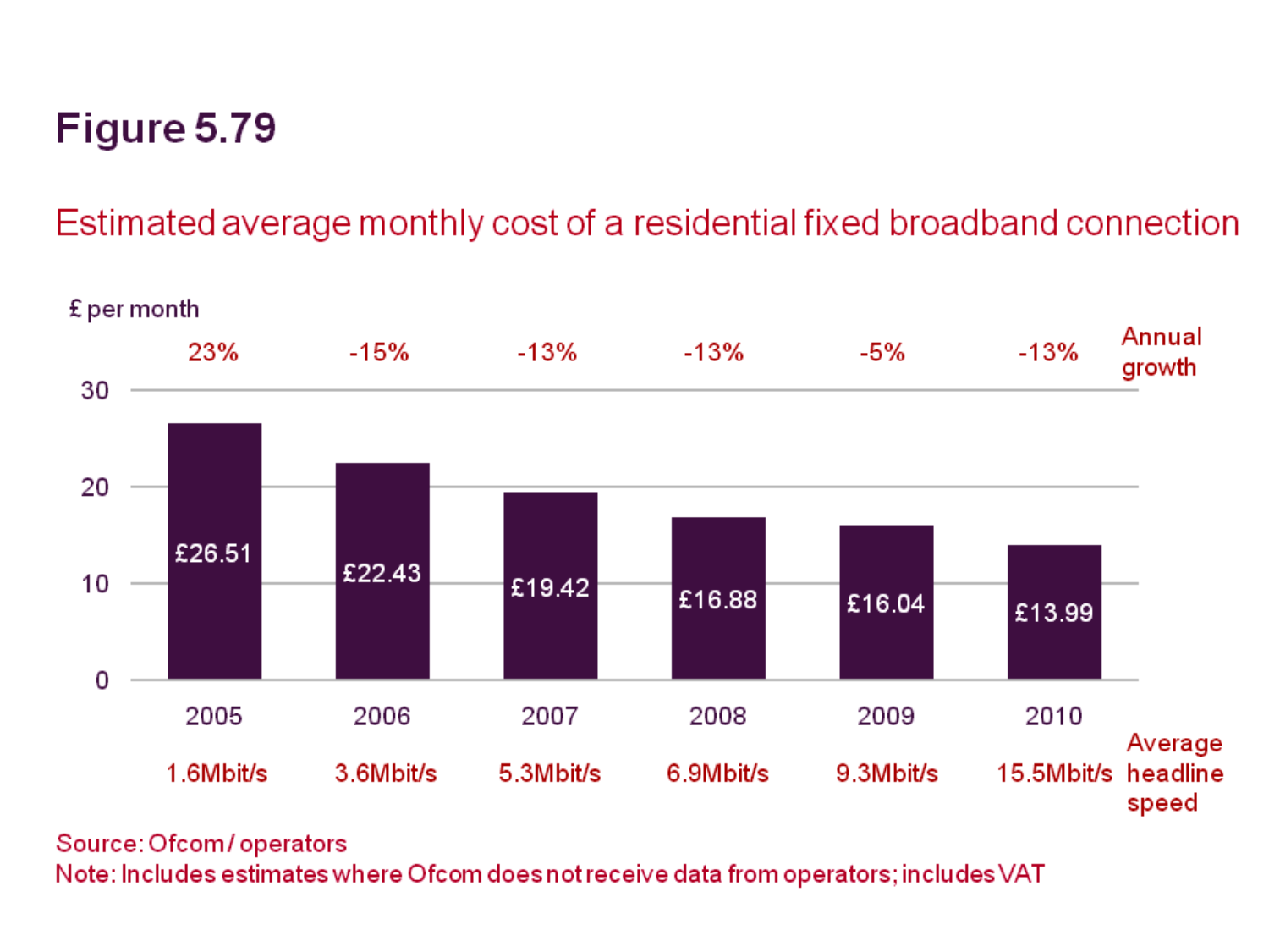# Figure 5.79

## Estimated average monthly cost of a residential fixed broadband connection

| | 2005 | 2006 | 2007 | 2008 | 2009 | 2010 |
|---|---|---|---|---|---|---|
| £ per month | £26.51 | £22.43 | £19.42 | £16.88 | £16.04 | £13.99 |
| Annual growth | 23% | -15% | -13% | -13% | -5% | -13% |
| Average headline speed | 1.6Mbit/s | 3.6Mbit/s | 5.3Mbit/s | 6.9Mbit/s | 9.3Mbit/s | 15.5Mbit/s |

Source: Ofcom / operators

Note: Includes estimates where Ofcom does not receive data from operators; includes VAT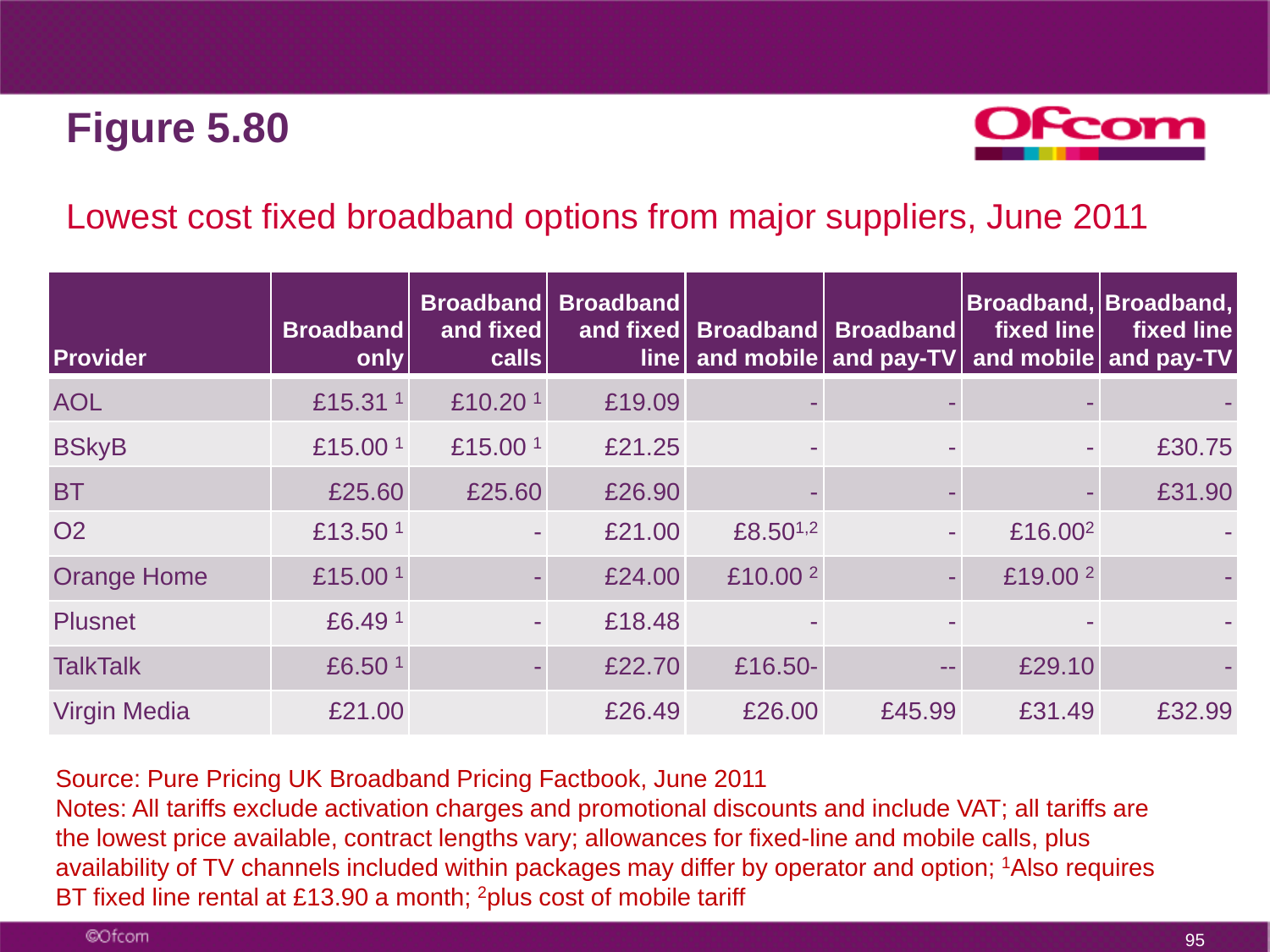# Figure 5.80

## Lowest cost fixed broadband options from major suppliers, June 2011

| Provider | Broadband only | Broadband and fixed calls | Broadband and fixed line | Broadband and mobile | Broadband and pay-TV | Broadband, fixed line and mobile | Broadband, fixed line and pay-TV |
|---|---|---|---|---|---|---|---|
| AOL | £15.31 [1] | £10.20 [1] | £19.09 | - | - | - | - |
| BSkyB | £15.00 [1] | £15.00 [1] | £21.25 | - | - | - | £30.75 |
| BT | £25.60 | £25.60 | £26.90 | - | - | - | £31.90 |
| O2 | £13.50 [1] | - | £21.00 | £8.50[1,2] | - | £16.00[2] | - |
| Orange Home | £15.00 [1] | - | £24.00 | £10.00 [2] | - | £19.00 [2] | - |
| Plusnet | £6.49 [1] | - | £18.48 | - | - | - | - |
| TalkTalk | £6.50 [1] | - | £22.70 | £16.50- | -- | £29.10 | - |
| Virgin Media | £21.00 | | £26.49 | £26.00 | £45.99 | £31.49 | £32.99 |

Source: Pure Pricing UK Broadband Pricing Factbook, June 2011

Notes: All tariffs exclude activation charges and promotional discounts and include VAT; all tariffs are the lowest price available, contract lengths vary; allowances for fixed-line and mobile calls, plus availability of TV channels included within packages may differ by operator and option; [1]Also requires BT fixed line rental at £13.90 a month; [2]plus cost of mobile tariff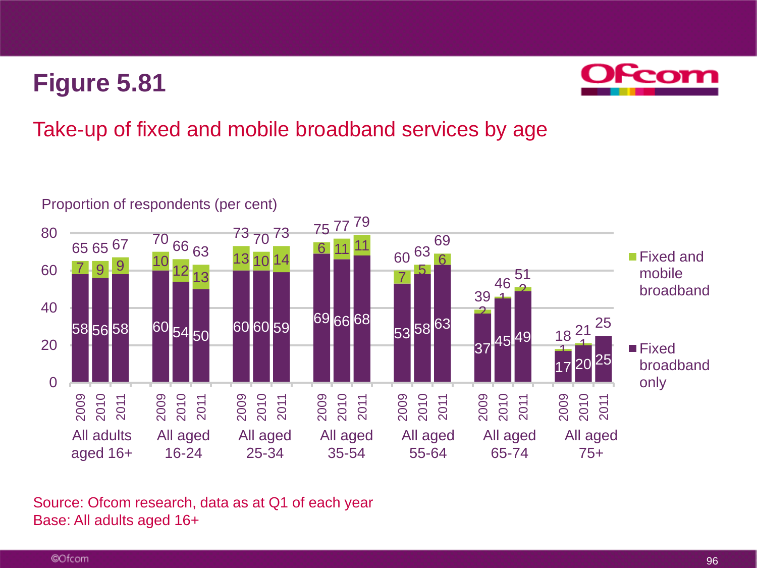# Figure 5.81

## Take-up of fixed and mobile broadband services by age

Proportion of respondents (per cent)

| Age group | Year | Fixed broadband only | Fixed and mobile broadband | Total |
|---|---|---|---|---|
| All adults aged 16+ | 2009 | 58 | 7 | 65 |
| | 2010 | 56 | 9 | 65 |
| | 2011 | 58 | 9 | 67 |
| All aged 16-24 | 2009 | 60 | 10 | 70 |
| | 2010 | 54 | 12 | 66 |
| | 2011 | 50 | 13 | 63 |
| All aged 25-34 | 2009 | 60 | 13 | 73 |
| | 2010 | 60 | 10 | 70 |
| | 2011 | 59 | 14 | 73 |
| All aged 35-54 | 2009 | 69 | 6 | 75 |
| | 2010 | 66 | 11 | 77 |
| | 2011 | 68 | 11 | 79 |
| All aged 55-64 | 2009 | 53 | 7 | 60 |
| | 2010 | 58 | 5 | 63 |
| | 2011 | 63 | 6 | 69 |
| All aged 65-74 | 2009 | 37 | 2 | 39 |
| | 2010 | 45 | 1 | 46 |
| | 2011 | 49 | 2 | 51 |
| All aged 75+ | 2009 | 17 | 1 | 18 |
| | 2010 | 20 | 1 | 21 |
| | 2011 | 25 | | 25 |

Source: Ofcom research, data as at Q1 of each year
Base: All adults aged 16+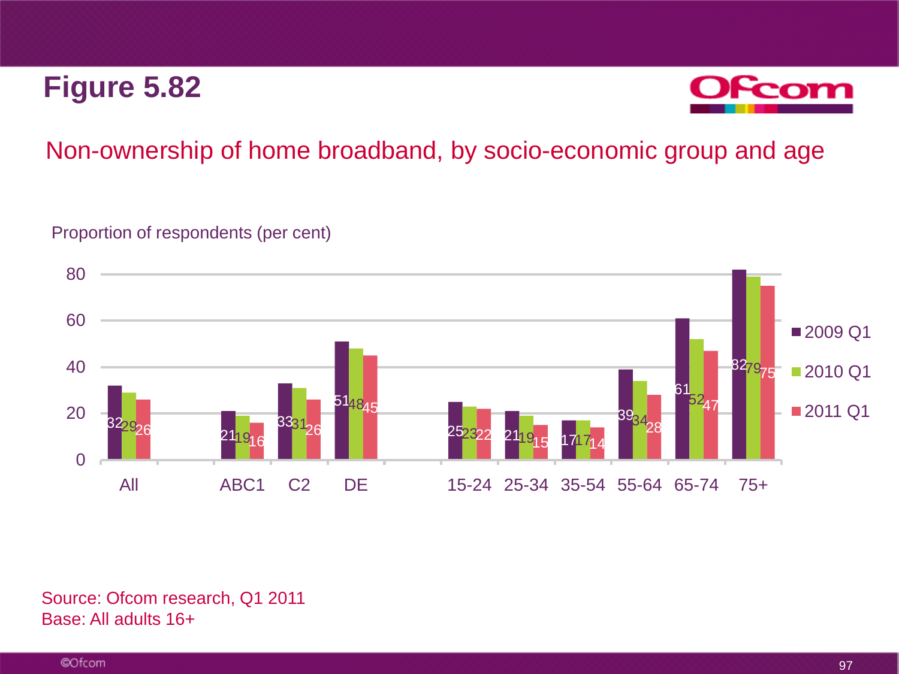# Figure 5.82

## Non-ownership of home broadband, by socio-economic group and age

Proportion of respondents (per cent)

| | 2009 Q1 | 2010 Q1 | 2011 Q1 |
|---|---|---|---|
| All | 32 | 29 | 26 |
| ABC1 | 21 | 19 | 16 |
| C2 | 33 | 31 | 26 |
| DE | 51 | 48 | 45 |
| 15-24 | 25 | 23 | 22 |
| 25-34 | 21 | 19 | 15 |
| 35-54 | 17 | 17 | 14 |
| 55-64 | 39 | 34 | 28 |
| 65-74 | 61 | 52 | 47 |
| 75+ | 82 | 79 | 75 |

Source: Ofcom research, Q1 2011
Base: All adults 16+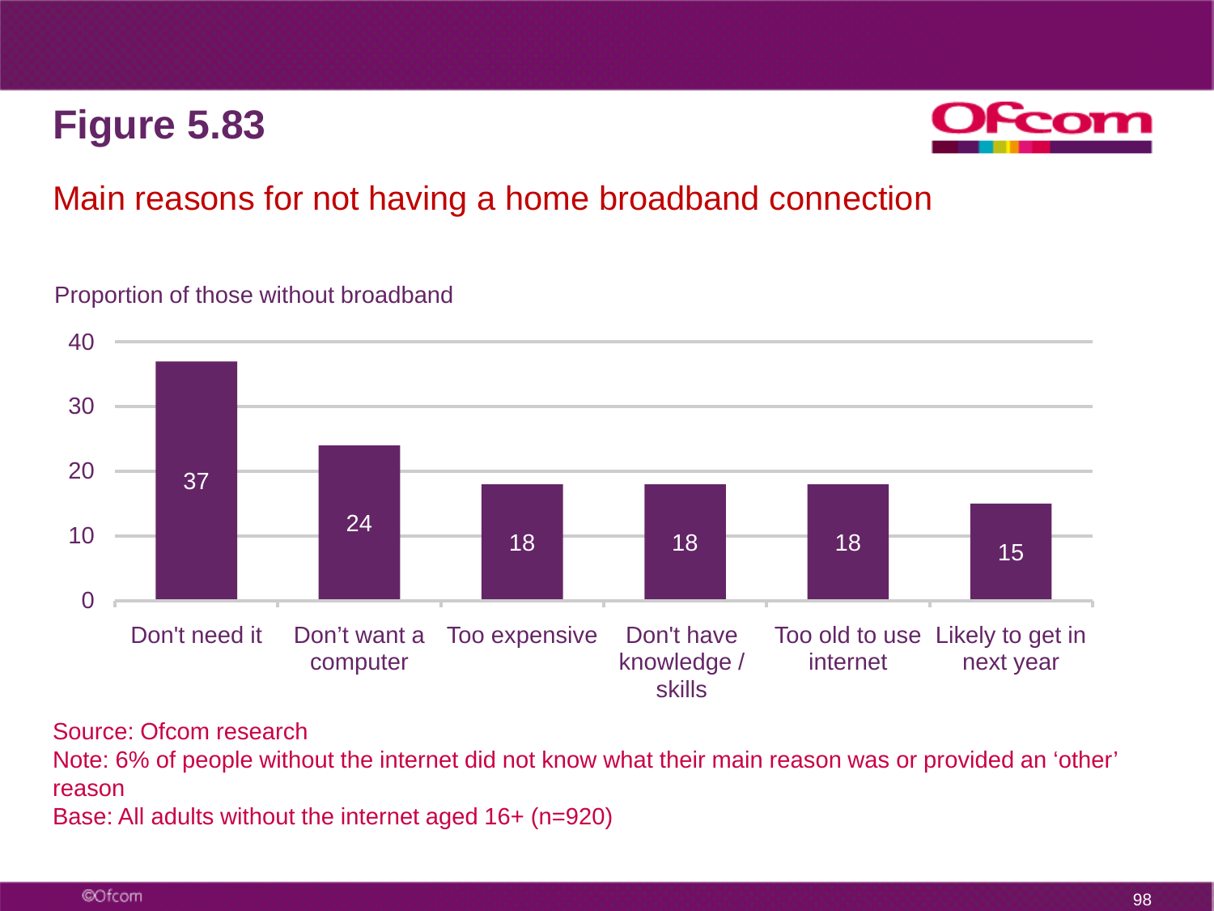# Figure 5.83

## Main reasons for not having a home broadband connection

Proportion of those without broadband

| Reason | Proportion |
|---|---|
| Don't need it | 37 |
| Don't want a computer | 24 |
| Too expensive | 18 |
| Don't have knowledge / skills | 18 |
| Too old to use internet | 18 |
| Likely to get in next year | 15 |

Source: Ofcom research
Note: 6% of people without the internet did not know what their main reason was or provided an 'other' reason
Base: All adults without the internet aged 16+ (n=920)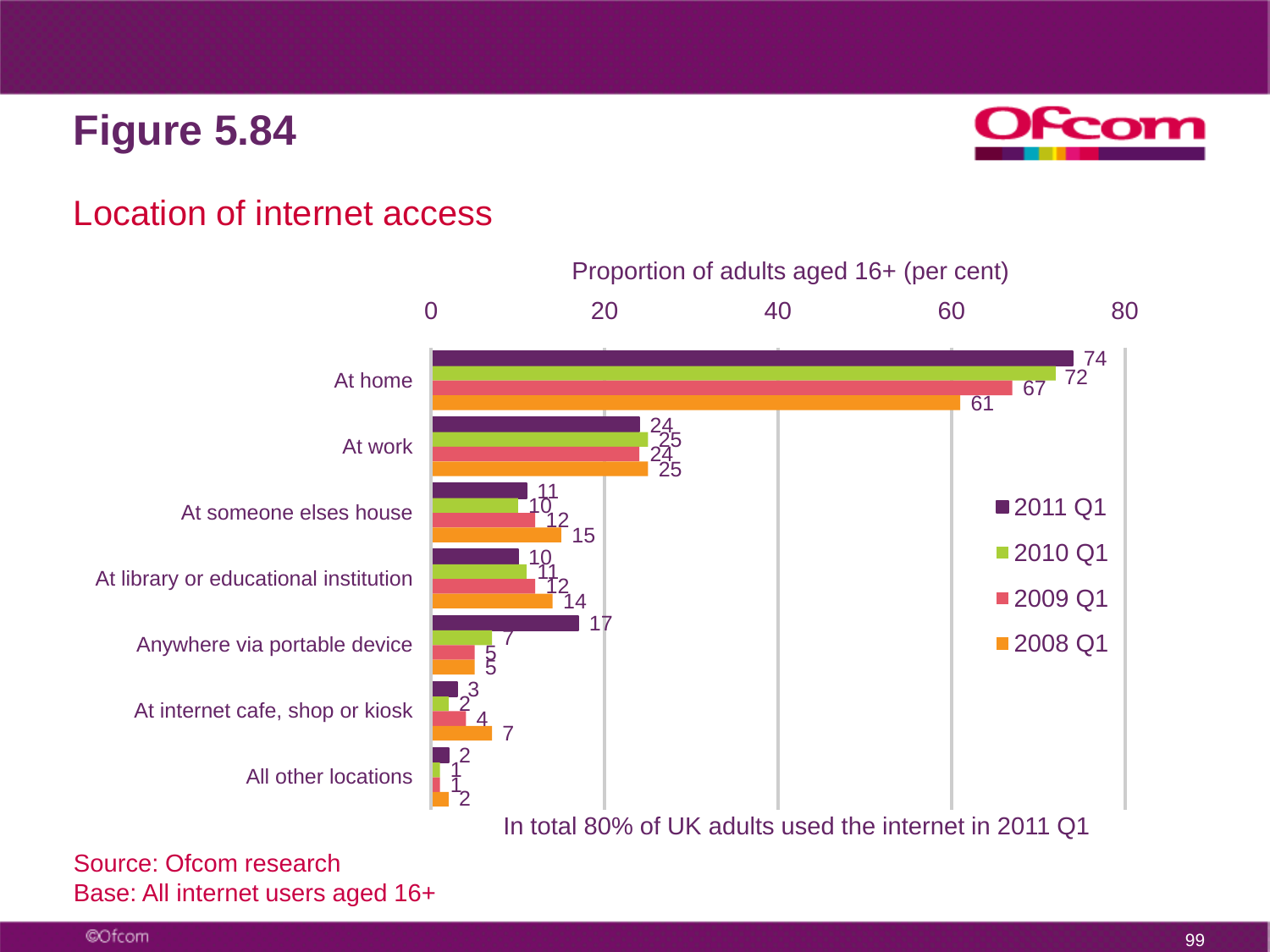# Figure 5.84

## Location of internet access

Proportion of adults aged 16+ (per cent)

| Location | 2011 Q1 | 2010 Q1 | 2009 Q1 | 2008 Q1 |
|---|---|---|---|---|
| At home | 74 | 72 | 67 | 61 |
| At work | 24 | 25 | 24 | 25 |
| At someone elses house | 11 | 10 | 12 | 15 |
| At library or educational institution | 10 | 11 | 12 | 14 |
| Anywhere via portable device | 17 | 7 | 5 | 5 |
| At internet cafe, shop or kiosk | 3 | 2 | 4 | 7 |
| All other locations | 2 | 1 | 1 | 2 |

In total 80% of UK adults used the internet in 2011 Q1

Source: Ofcom research
Base: All internet users aged 16+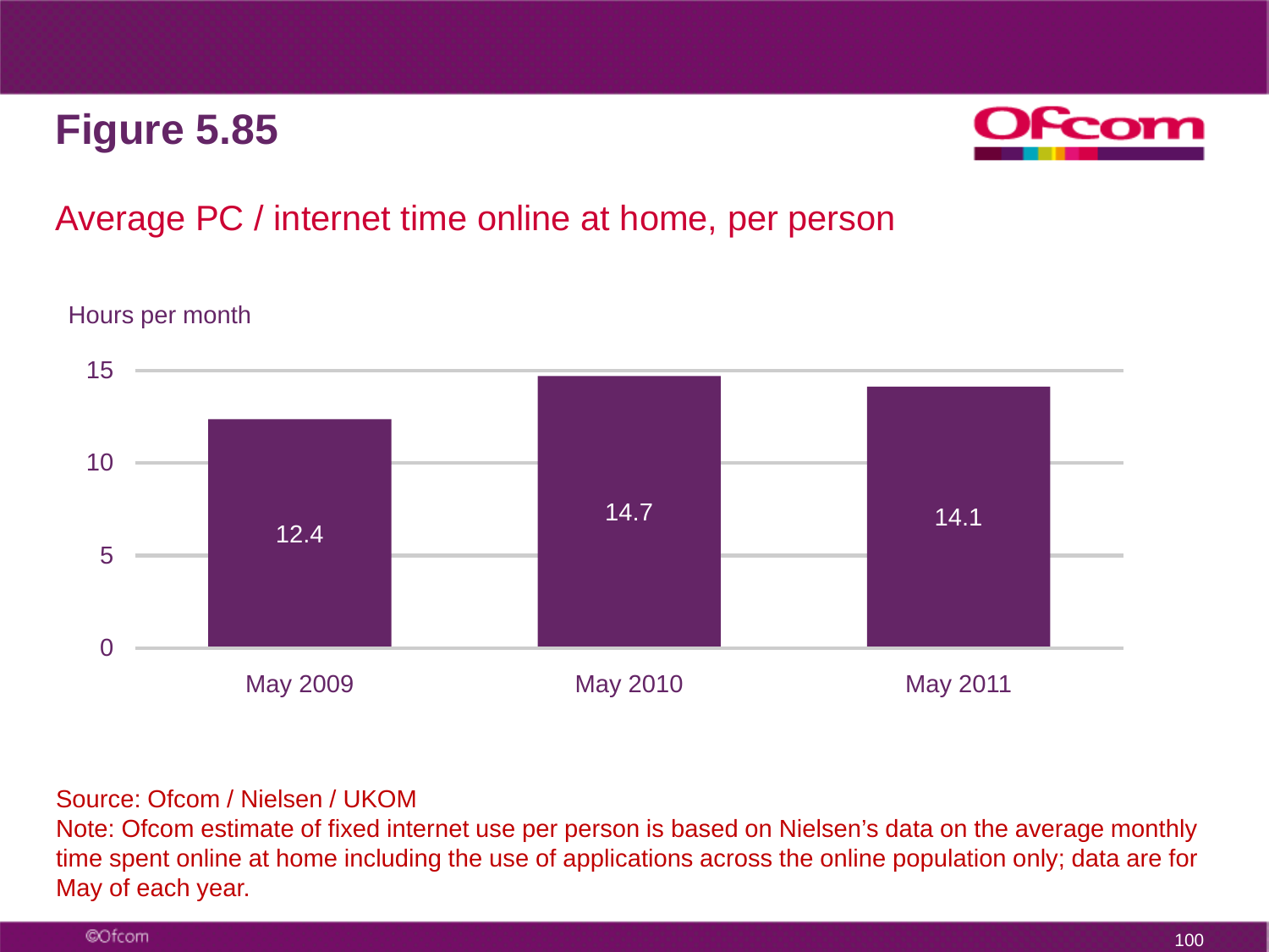# Figure 5.85

## Average PC / internet time online at home, per person

Hours per month

| | May 2009 | May 2010 | May 2011 |
|---|---|---|---|
| Hours per month | 12.4 | 14.7 | 14.1 |

Source: Ofcom / Nielsen / UKOM
Note: Ofcom estimate of fixed internet use per person is based on Nielsen's data on the average monthly time spent online at home including the use of applications across the online population only; data are for May of each year.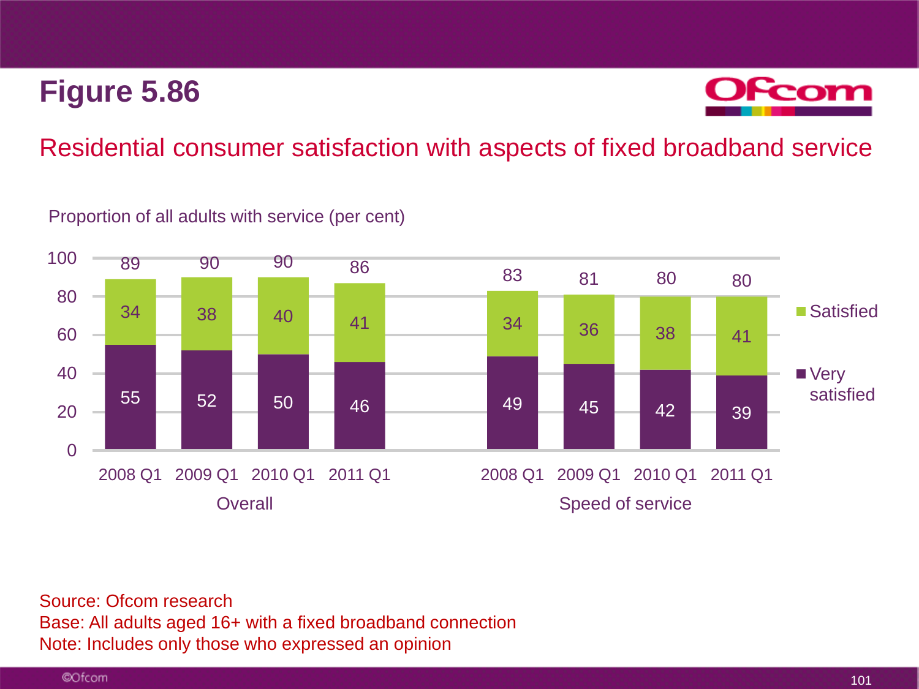# Figure 5.86

## Residential consumer satisfaction with aspects of fixed broadband service

Proportion of all adults with service (per cent)

| | Overall 2008 Q1 | Overall 2009 Q1 | Overall 2010 Q1 | Overall 2011 Q1 | Speed of service 2008 Q1 | Speed of service 2009 Q1 | Speed of service 2010 Q1 | Speed of service 2011 Q1 |
|---|---|---|---|---|---|---|---|---|
| Satisfied | 34 | 38 | 40 | 41 | 34 | 36 | 38 | 41 |
| Very satisfied | 55 | 52 | 50 | 46 | 49 | 45 | 42 | 39 |
| Total | 89 | 90 | 90 | 86 | 83 | 81 | 80 | 80 |

Source: Ofcom research
Base: All adults aged 16+ with a fixed broadband connection
Note: Includes only those who expressed an opinion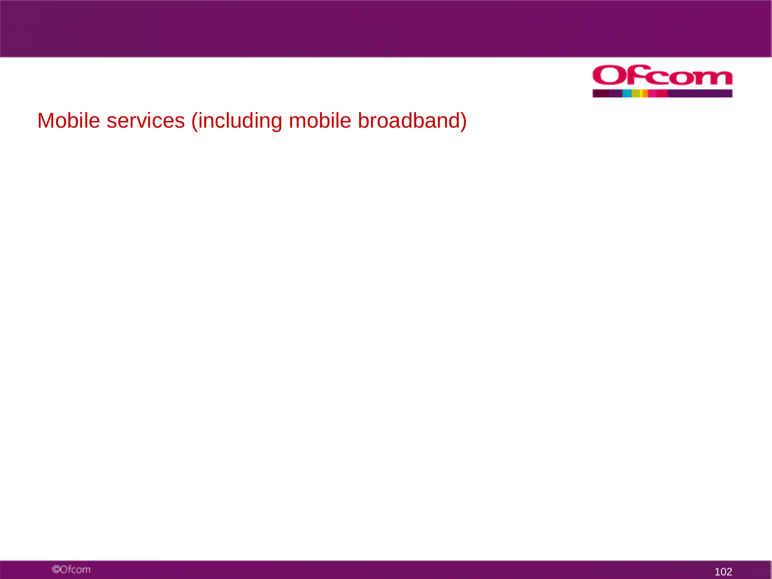# Mobile services (including mobile broadband)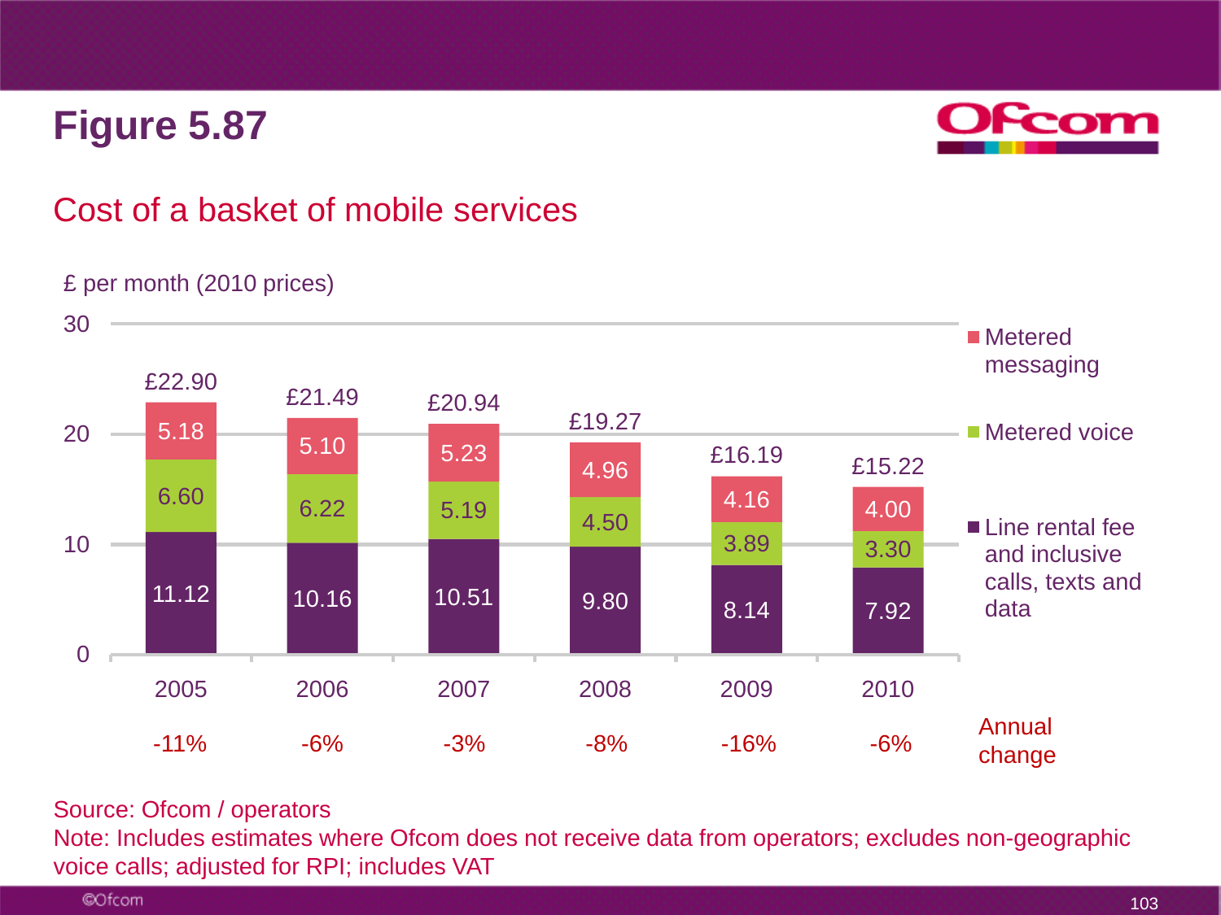# Figure 5.87

## Cost of a basket of mobile services

£ per month (2010 prices)

| | 2005 | 2006 | 2007 | 2008 | 2009 | 2010 |
|---|---|---|---|---|---|---|
| Metered messaging | 5.18 | 5.10 | 5.23 | 4.96 | 4.16 | 4.00 |
| Metered voice | 6.60 | 6.22 | 5.19 | 4.50 | 3.89 | 3.30 |
| Line rental fee and inclusive calls, texts and data | 11.12 | 10.16 | 10.51 | 9.80 | 8.14 | 7.92 |
| Total | £22.90 | £21.49 | £20.94 | £19.27 | £16.19 | £15.22 |
| Annual change | -11% | -6% | -3% | -8% | -16% | -6% |

Source: Ofcom / operators

Note: Includes estimates where Ofcom does not receive data from operators; excludes non-geographic voice calls; adjusted for RPI; includes VAT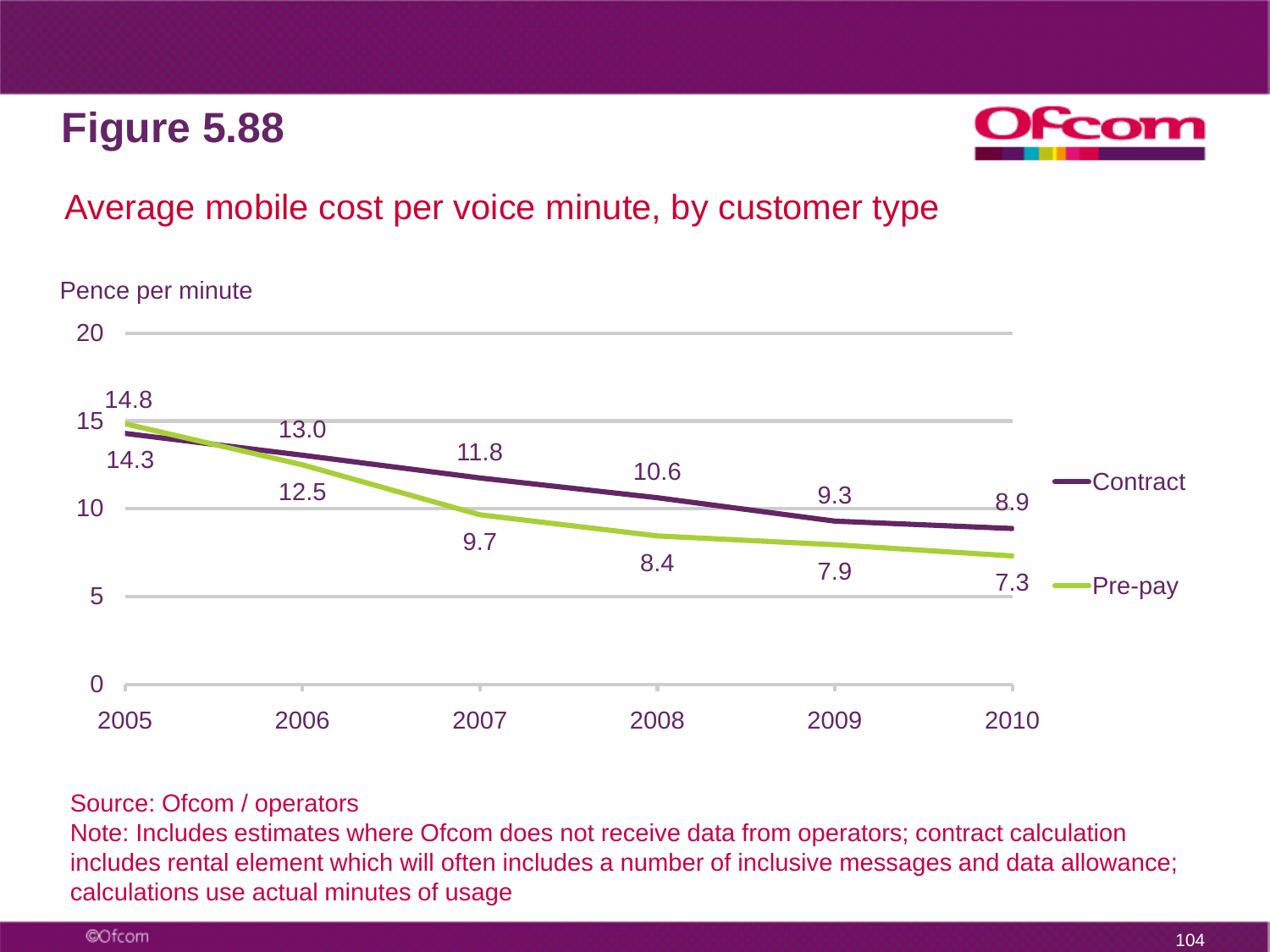# Figure 5.88

## Average mobile cost per voice minute, by customer type

Pence per minute

| Year | Contract | Pre-pay |
|---|---|---|
| 2005 | 14.3 | 14.8 |
| 2006 | 13.0 | 12.5 |
| 2007 | 11.8 | 9.7 |
| 2008 | 10.6 | 8.4 |
| 2009 | 9.3 | 7.9 |
| 2010 | 8.9 | 7.3 |

Source: Ofcom / operators

Note: Includes estimates where Ofcom does not receive data from operators; contract calculation includes rental element which will often includes a number of inclusive messages and data allowance; calculations use actual minutes of usage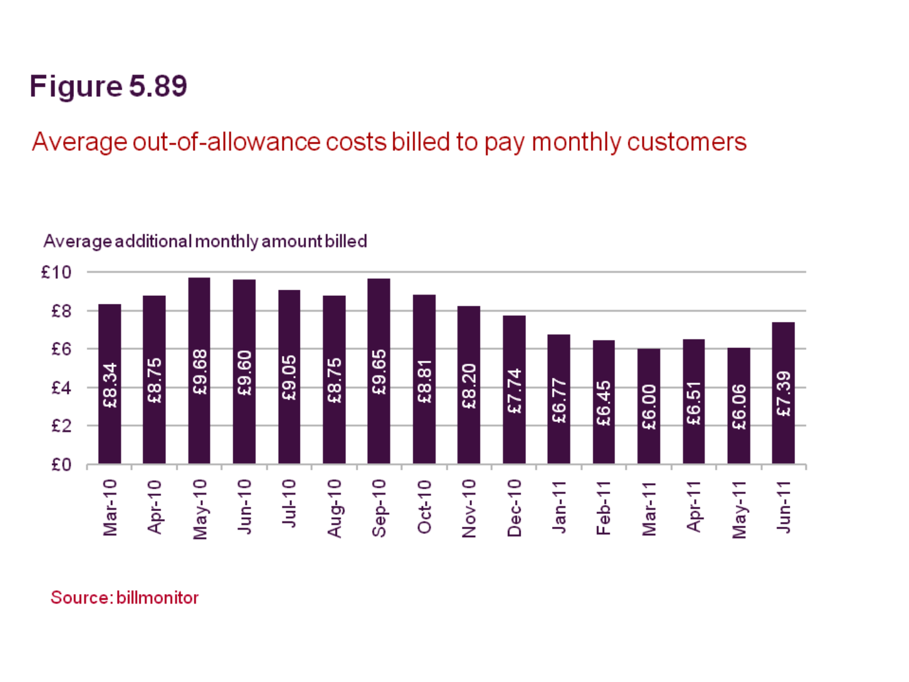# Figure 5.89

Average out-of-allowance costs billed to pay monthly customers

Average additional monthly amount billed

| Month | Average additional monthly amount billed |
|---|---|
| Mar-10 | £8.34 |
| Apr-10 | £8.75 |
| May-10 | £9.68 |
| Jun-10 | £9.60 |
| Jul-10 | £9.05 |
| Aug-10 | £8.75 |
| Sep-10 | £9.65 |
| Oct-10 | £8.81 |
| Nov-10 | £8.20 |
| Dec-10 | £7.74 |
| Jan-11 | £6.77 |
| Feb-11 | £6.45 |
| Mar-11 | £6.00 |
| Apr-11 | £6.51 |
| May-11 | £6.06 |
| Jun-11 | £7.39 |

Source: billmonitor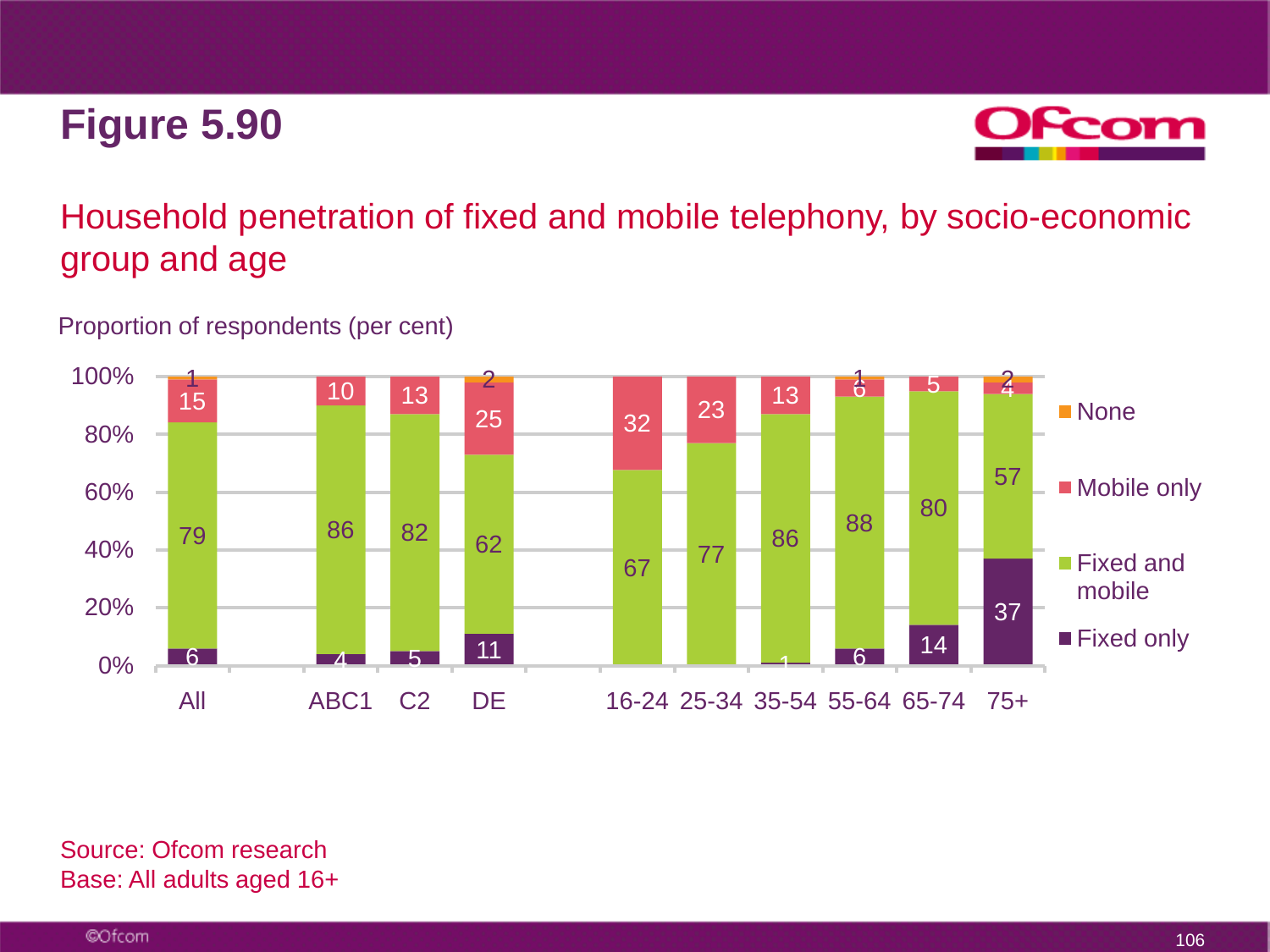# Figure 5.90

## Household penetration of fixed and mobile telephony, by socio-economic group and age

Proportion of respondents (per cent)

| | All | ABC1 | C2 | DE | 16-24 | 25-34 | 35-54 | 55-64 | 65-74 | 75+ |
|---|---|---|---|---|---|---|---|---|---|---|
| None | 1 | | | 2 | | | | 1 | | 2 |
| Mobile only | 15 | 10 | 13 | 25 | 32 | 23 | 13 | 6 | 5 | 4 |
| Fixed and mobile | 79 | 86 | 82 | 62 | 67 | 77 | 86 | 88 | 80 | 57 |
| Fixed only | 6 | 4 | 5 | 11 | | | 1 | 6 | 14 | 37 |

Source: Ofcom research
Base: All adults aged 16+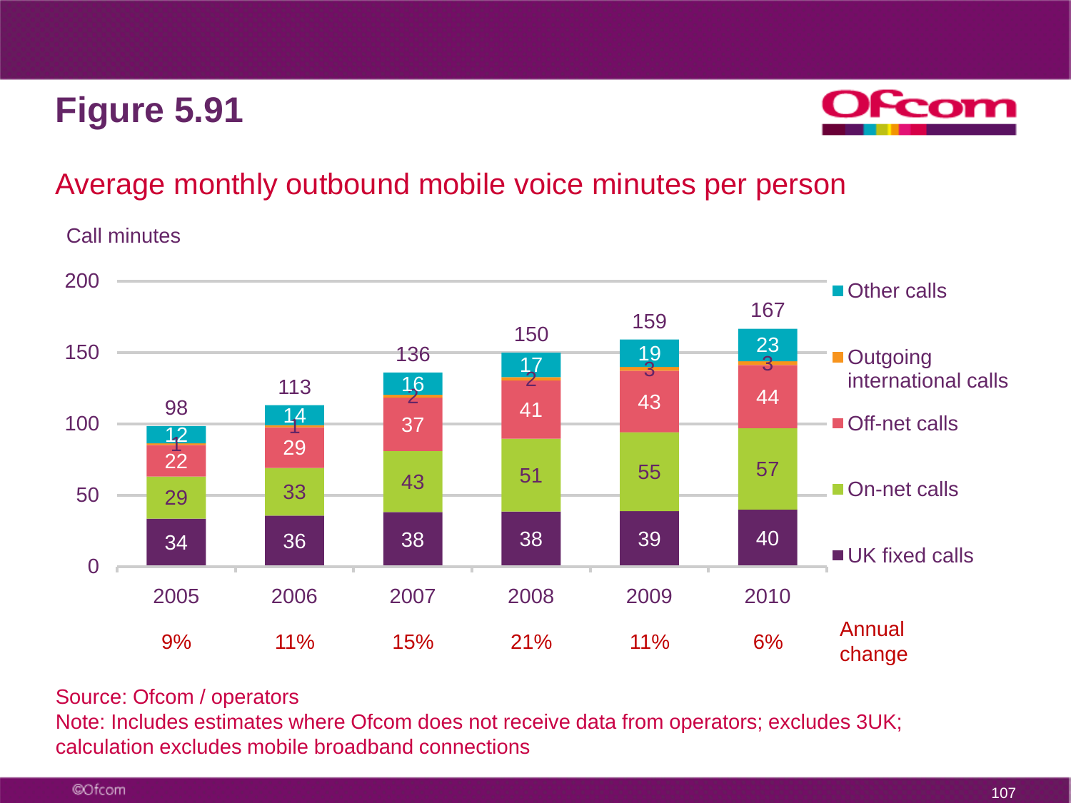# Figure 5.91

## Average monthly outbound mobile voice minutes per person

Call minutes

| | 2005 | 2006 | 2007 | 2008 | 2009 | 2010 |
|---|---|---|---|---|---|---|
| Other calls | 12 | 14 | 16 | 17 | 19 | 23 |
| Outgoing international calls | 1 | 1 | 2 | 2 | 3 | 3 |
| Off-net calls | 22 | 29 | 37 | 41 | 43 | 44 |
| On-net calls | 29 | 33 | 43 | 51 | 55 | 57 |
| UK fixed calls | 34 | 36 | 38 | 38 | 39 | 40 |
| Total | 98 | 113 | 136 | 150 | 159 | 167 |
| Annual change | 9% | 11% | 15% | 21% | 11% | 6% |

Source: Ofcom / operators

Note: Includes estimates where Ofcom does not receive data from operators; excludes 3UK; calculation excludes mobile broadband connections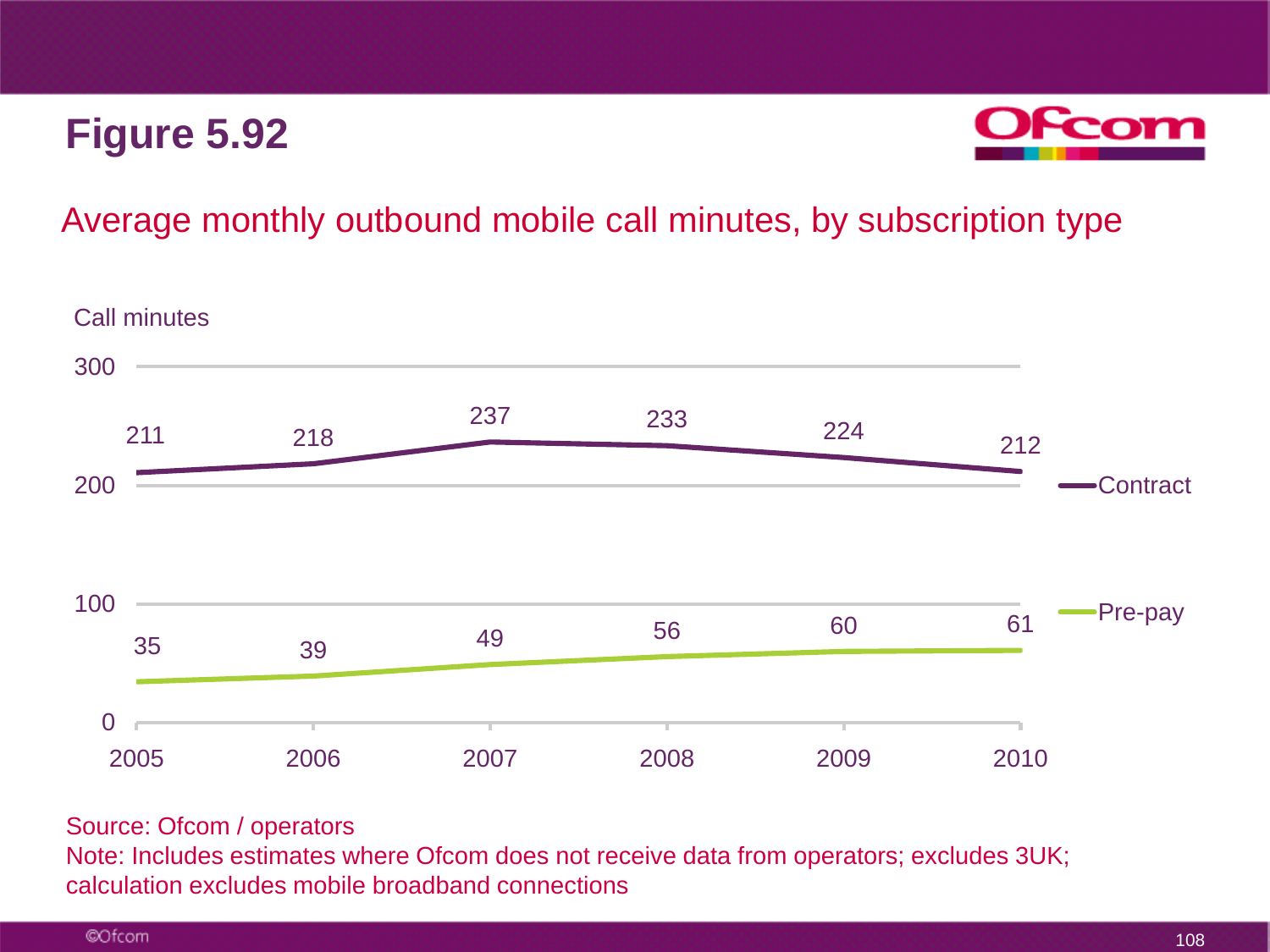# Figure 5.92

## Average monthly outbound mobile call minutes, by subscription type

Call minutes

| | 2005 | 2006 | 2007 | 2008 | 2009 | 2010 |
|---|---|---|---|---|---|---|
| Contract | 211 | 218 | 237 | 233 | 224 | 212 |
| Pre-pay | 35 | 39 | 49 | 56 | 60 | 61 |

Source: Ofcom / operators

Note: Includes estimates where Ofcom does not receive data from operators; excludes 3UK; calculation excludes mobile broadband connections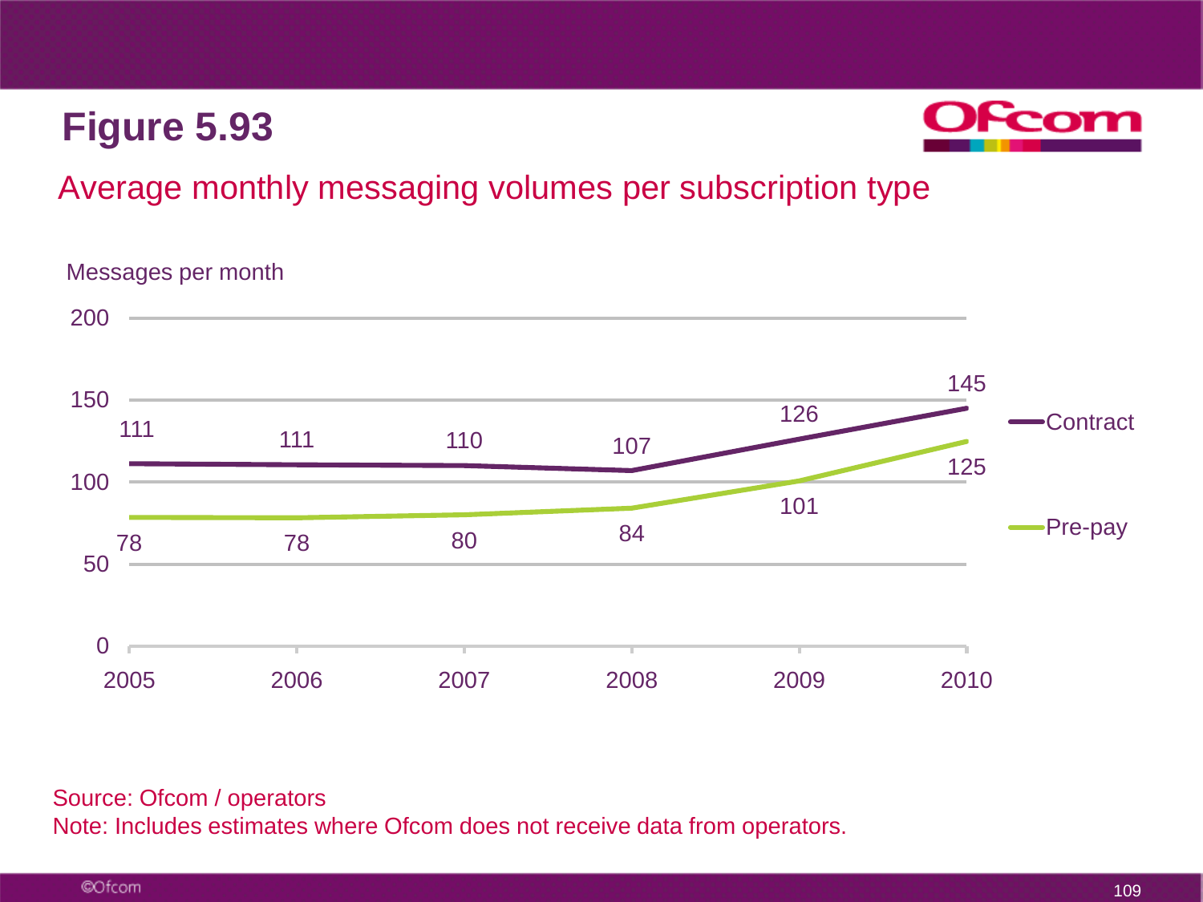# Figure 5.93

## Average monthly messaging volumes per subscription type

Messages per month

| | 2005 | 2006 | 2007 | 2008 | 2009 | 2010 |
|---|---|---|---|---|---|---|
| Contract | 111 | 111 | 110 | 107 | 126 | 145 |
| Pre-pay | 78 | 78 | 80 | 84 | 101 | 125 |

Source: Ofcom / operators
Note: Includes estimates where Ofcom does not receive data from operators.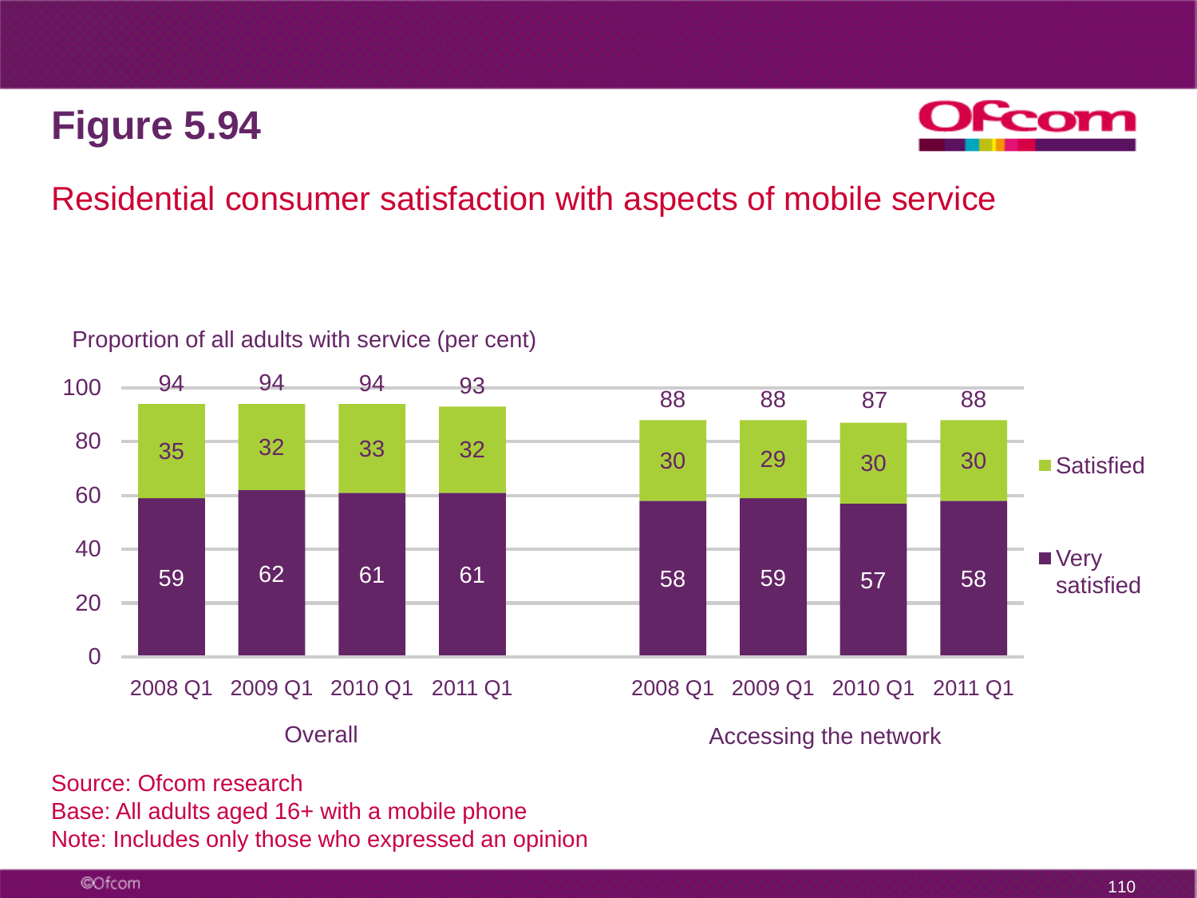# Figure 5.94

## Residential consumer satisfaction with aspects of mobile service

Proportion of all adults with service (per cent)

| | Overall | | | | Accessing the network | | | |
|---|---|---|---|---|---|---|---|---|
| | 2008 Q1 | 2009 Q1 | 2010 Q1 | 2011 Q1 | 2008 Q1 | 2009 Q1 | 2010 Q1 | 2011 Q1 |
| Satisfied | 35 | 32 | 33 | 32 | 30 | 29 | 30 | 30 |
| Very satisfied | 59 | 62 | 61 | 61 | 58 | 59 | 57 | 58 |
| Total | 94 | 94 | 94 | 93 | 88 | 88 | 87 | 88 |

Source: Ofcom research
Base: All adults aged 16+ with a mobile phone
Note: Includes only those who expressed an opinion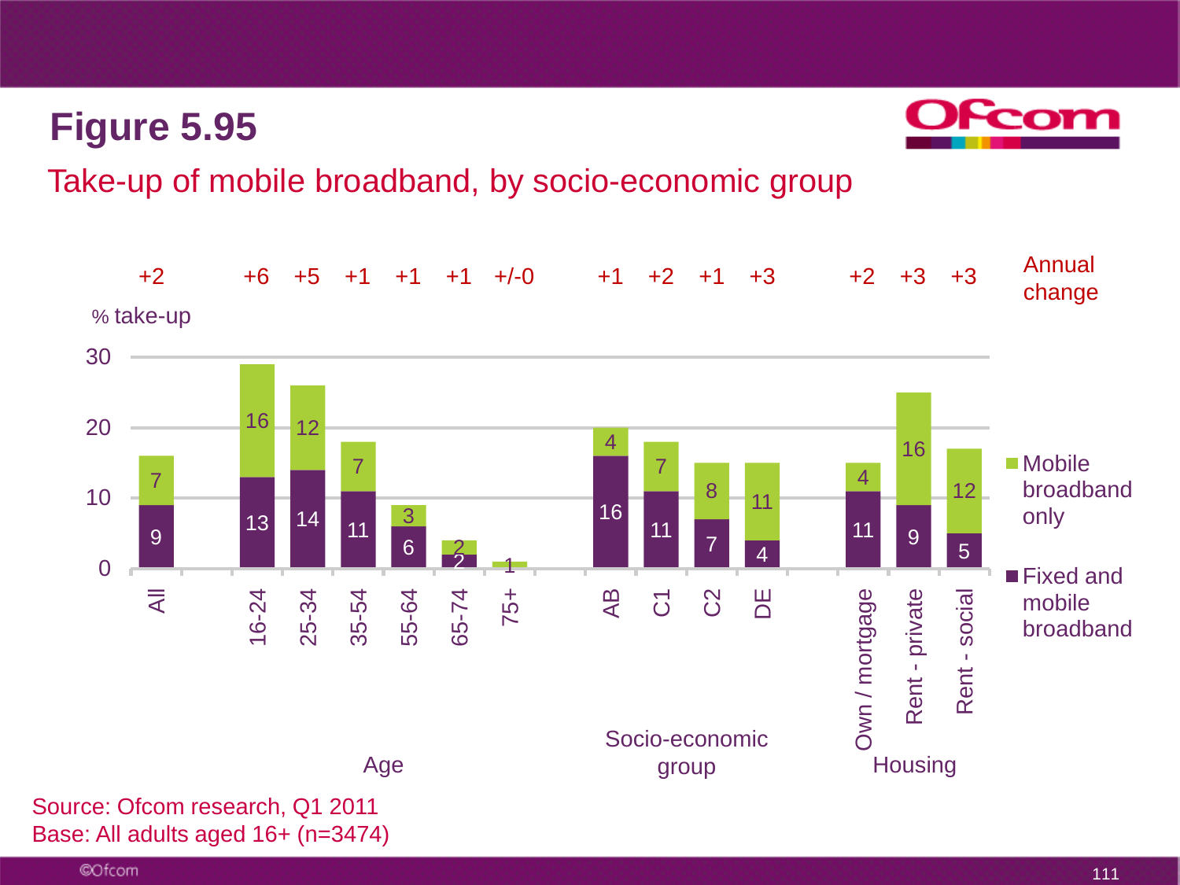# Figure 5.95

## Take-up of mobile broadband, by socio-economic group

% take-up

| Group | Category | Fixed and mobile broadband | Mobile broadband only | Annual change |
|---|---|---|---|---|
| All | All | 9 | 7 | +2 |
| Age | 16-24 | 13 | 16 | +6 |
| Age | 25-34 | 14 | 12 | +5 |
| Age | 35-54 | 11 | 7 | +1 |
| Age | 55-64 | 6 | 3 | +1 |
| Age | 65-74 | 2 | 2 | +1 |
| Age | 75+ | | 1 | +/-0 |
| Socio-economic group | AB | 16 | 4 | +1 |
| Socio-economic group | C1 | 11 | 7 | +2 |
| Socio-economic group | C2 | 7 | 8 | +1 |
| Socio-economic group | DE | 4 | 11 | +3 |
| Housing | Own / mortgage | 11 | 4 | +2 |
| Housing | Rent - private | 9 | 16 | +3 |
| Housing | Rent - social | 5 | 12 | +3 |

Source: Ofcom research, Q1 2011
Base: All adults aged 16+ (n=3474)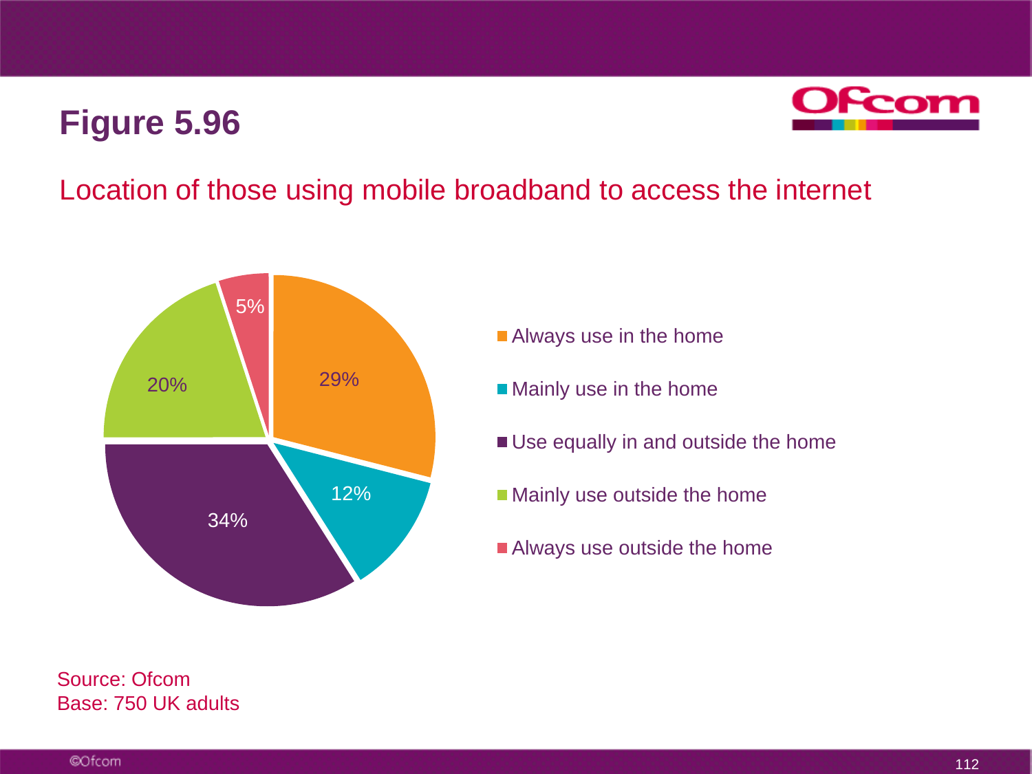# Figure 5.96

## Location of those using mobile broadband to access the internet

| Location | % |
|---|---|
| Always use in the home | 29% |
| Mainly use in the home | 12% |
| Use equally in and outside the home | 34% |
| Mainly use outside the home | 20% |
| Always use outside the home | 5% |

Source: Ofcom
Base: 750 UK adults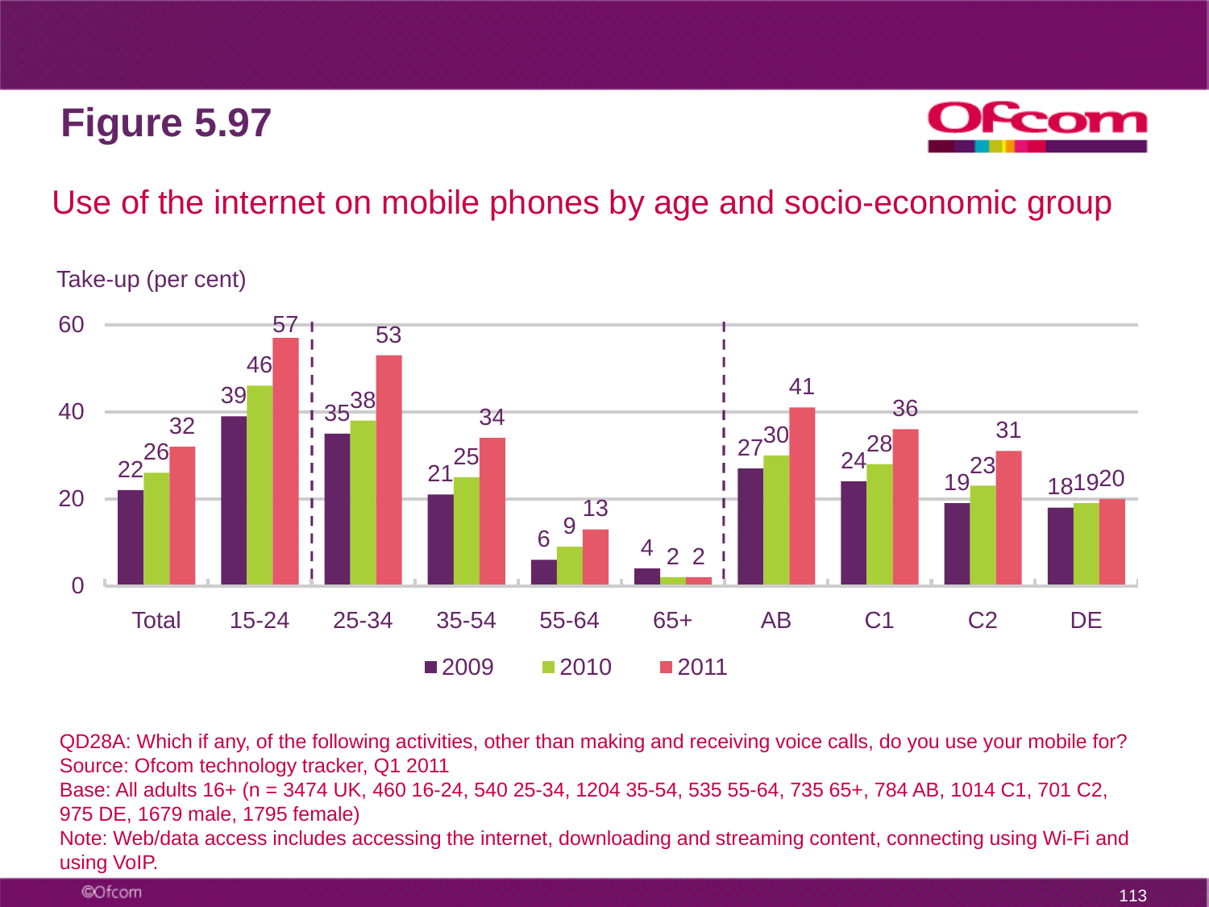# Figure 5.97

## Use of the internet on mobile phones by age and socio-economic group

Take-up (per cent)

| | Total | 15-24 | 25-34 | 35-54 | 55-64 | 65+ | AB | C1 | C2 | DE |
|---|---|---|---|---|---|---|---|---|---|---|
| 2009 | 22 | 39 | 35 | 21 | 6 | 4 | 27 | 24 | 19 | 18 |
| 2010 | 26 | 46 | 38 | 25 | 9 | 2 | 30 | 28 | 23 | 19 |
| 2011 | 32 | 57 | 53 | 34 | 13 | 2 | 41 | 36 | 31 | 20 |

QD28A: Which if any, of the following activities, other than making and receiving voice calls, do you use your mobile for?
Source: Ofcom technology tracker, Q1 2011
Base: All adults 16+ (n = 3474 UK, 460 16-24, 540 25-34, 1204 35-54, 535 55-64, 735 65+, 784 AB, 1014 C1, 701 C2, 975 DE, 1679 male, 1795 female)
Note: Web/data access includes accessing the internet, downloading and streaming content, connecting using Wi-Fi and using VoIP.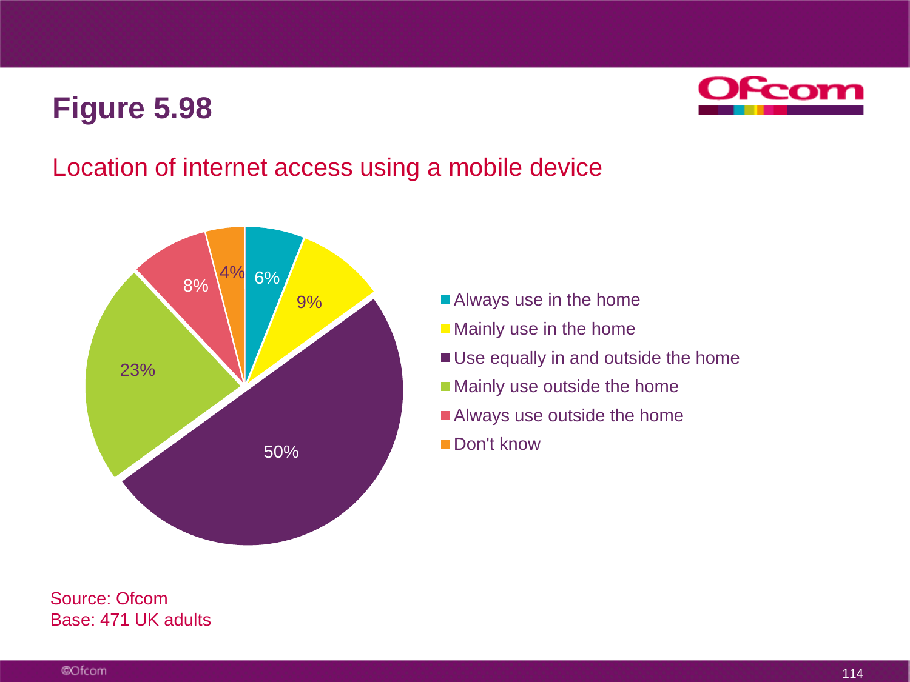# Figure 5.98

## Location of internet access using a mobile device

| Location | % |
|---|---|
| Always use in the home | 6% |
| Mainly use in the home | 9% |
| Use equally in and outside the home | 50% |
| Mainly use outside the home | 23% |
| Always use outside the home | 8% |
| Don't know | 4% |

Source: Ofcom
Base: 471 UK adults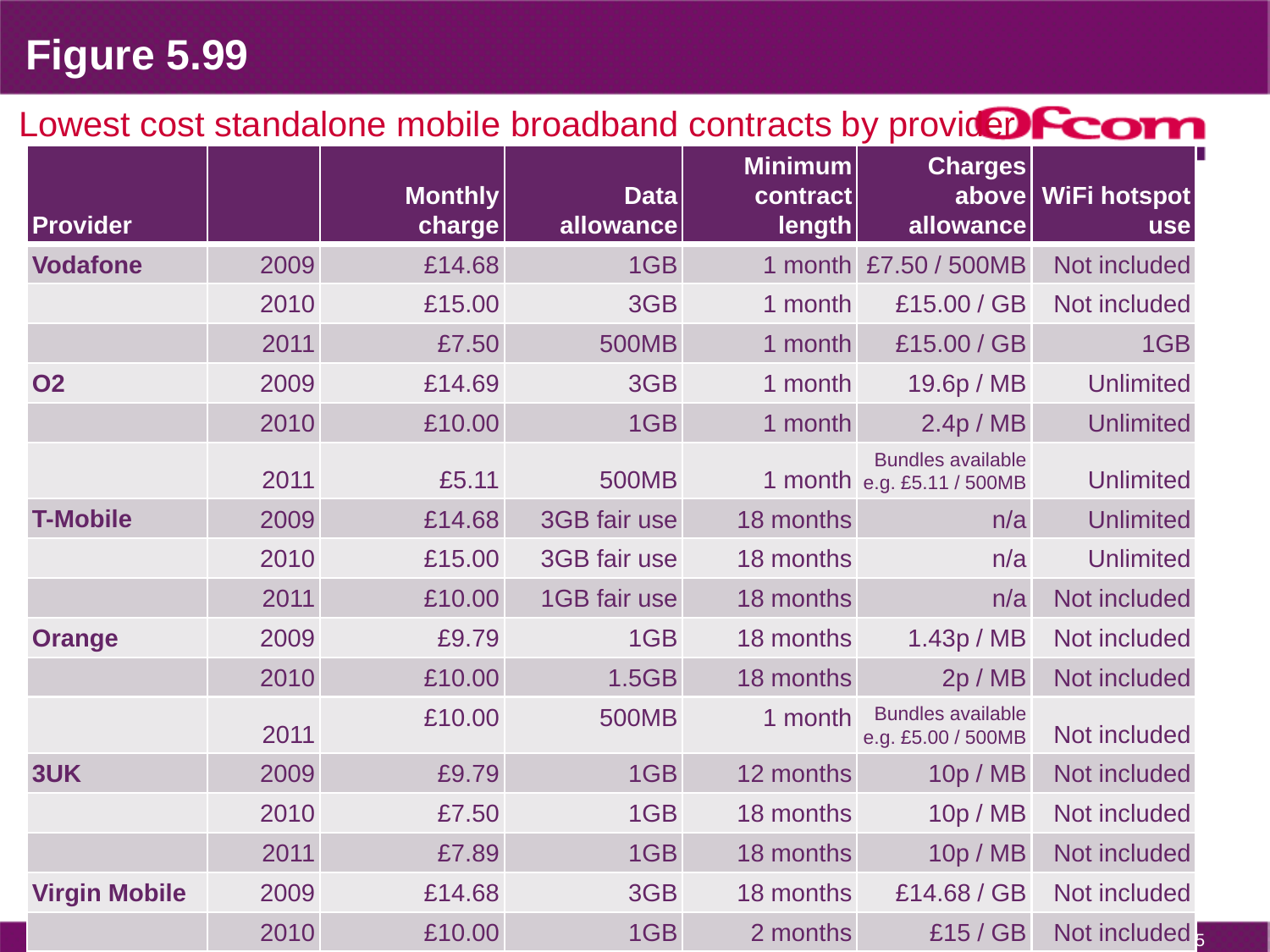# Figure 5.99

Lowest cost standalone mobile broadband contracts by provider

| Provider | | Monthly charge | Data allowance | Minimum contract length | Charges above allowance | WiFi hotspot use |
|---|---|---|---|---|---|---|
| **Vodafone** | 2009 | £14.68 | 1GB | 1 month | £7.50 / 500MB | Not included |
| | 2010 | £15.00 | 3GB | 1 month | £15.00 / GB | Not included |
| | 2011 | £7.50 | 500MB | 1 month | £15.00 / GB | 1GB |
| **O2** | 2009 | £14.69 | 3GB | 1 month | 19.6p / MB | Unlimited |
| | 2010 | £10.00 | 1GB | 1 month | 2.4p / MB | Unlimited |
| | 2011 | £5.11 | 500MB | 1 month | Bundles available e.g. £5.11 / 500MB | Unlimited |
| **T-Mobile** | 2009 | £14.68 | 3GB fair use | 18 months | n/a | Unlimited |
| | 2010 | £15.00 | 3GB fair use | 18 months | n/a | Unlimited |
| | 2011 | £10.00 | 1GB fair use | 18 months | n/a | Not included |
| **Orange** | 2009 | £9.79 | 1GB | 18 months | 1.43p / MB | Not included |
| | 2010 | £10.00 | 1.5GB | 18 months | 2p / MB | Not included |
| | 2011 | £10.00 | 500MB | 1 month | Bundles available e.g. £5.00 / 500MB | Not included |
| **3UK** | 2009 | £9.79 | 1GB | 12 months | 10p / MB | Not included |
| | 2010 | £7.50 | 1GB | 18 months | 10p / MB | Not included |
| | 2011 | £7.89 | 1GB | 18 months | 10p / MB | Not included |
| **Virgin Mobile** | 2009 | £14.68 | 3GB | 18 months | £14.68 / GB | Not included |
| | 2010 | £10.00 | 1GB | 2 months | £15 / GB | Not included |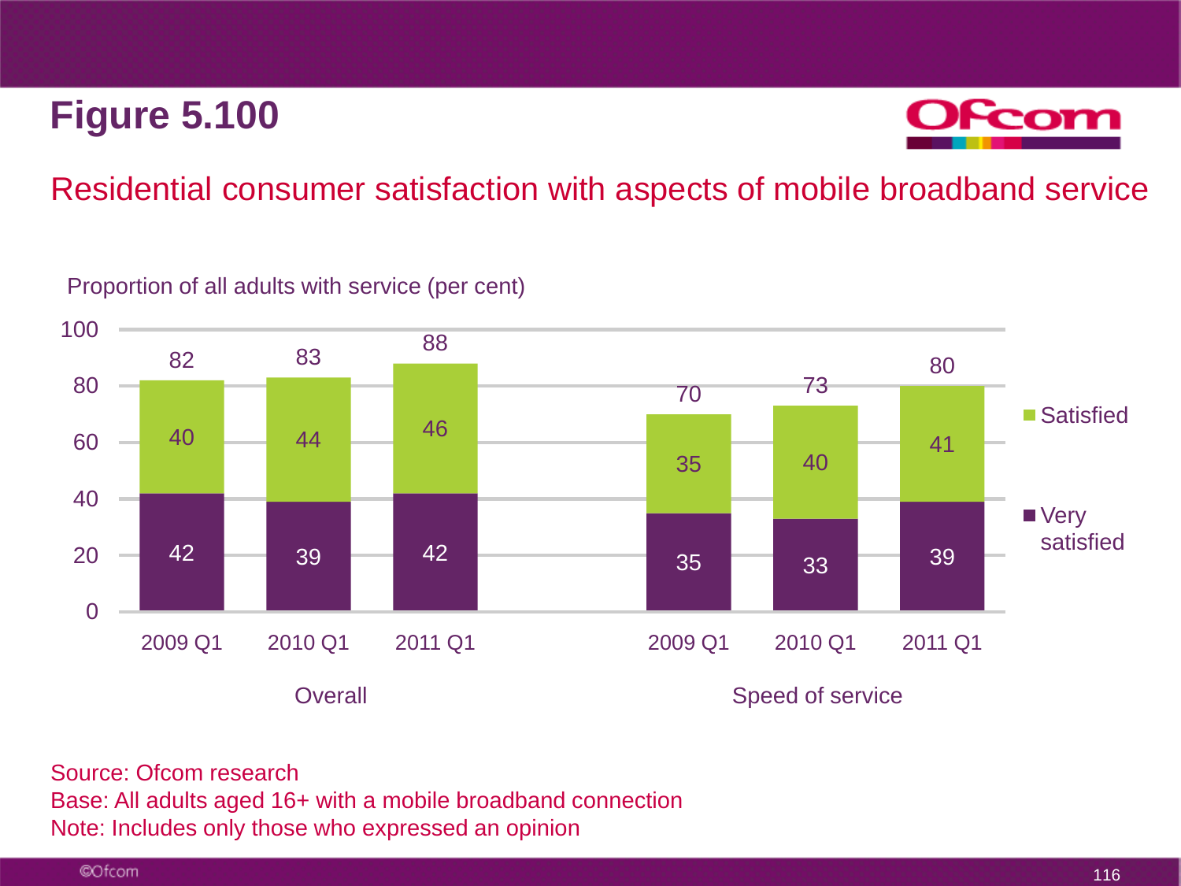# Figure 5.100

## Residential consumer satisfaction with aspects of mobile broadband service

Proportion of all adults with service (per cent)

100
80
60
40
20
0

82
40
42
2009 Q1

83
44
39
2010 Q1

88
46
42
2011 Q1

Overall

70
35
35
2009 Q1

73
40
33
2010 Q1

80
41
39
2011 Q1

Speed of service

Satisfied
Very satisfied

Source: Ofcom research
Base: All adults aged 16+ with a mobile broadband connection
Note: Includes only those who expressed an opinion